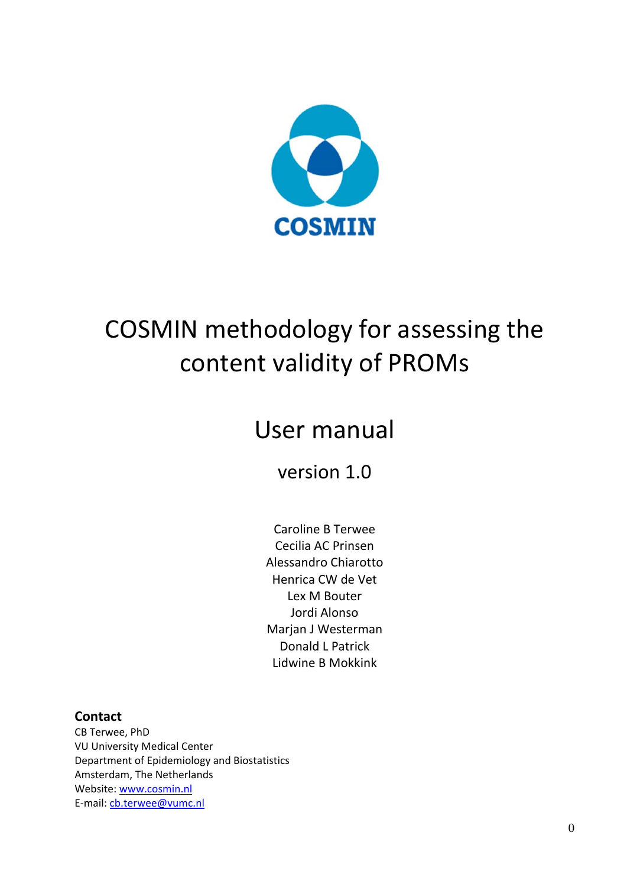COSMIN

# COSMIN methodology for assessing the content validity of PROMs

## User manual

### version 1.0

Caroline B Terwee
Cecilia AC Prinsen
Alessandro Chiarotto
Henrica CW de Vet
Lex M Bouter
Jordi Alonso
Marjan J Westerman
Donald L Patrick
Lidwine B Mokkink

**Contact**
CB Terwee, PhD
VU University Medical Center
Department of Epidemiology and Biostatistics
Amsterdam, The Netherlands
Website: www.cosmin.nl
E-mail: cb.terwee@vumc.nl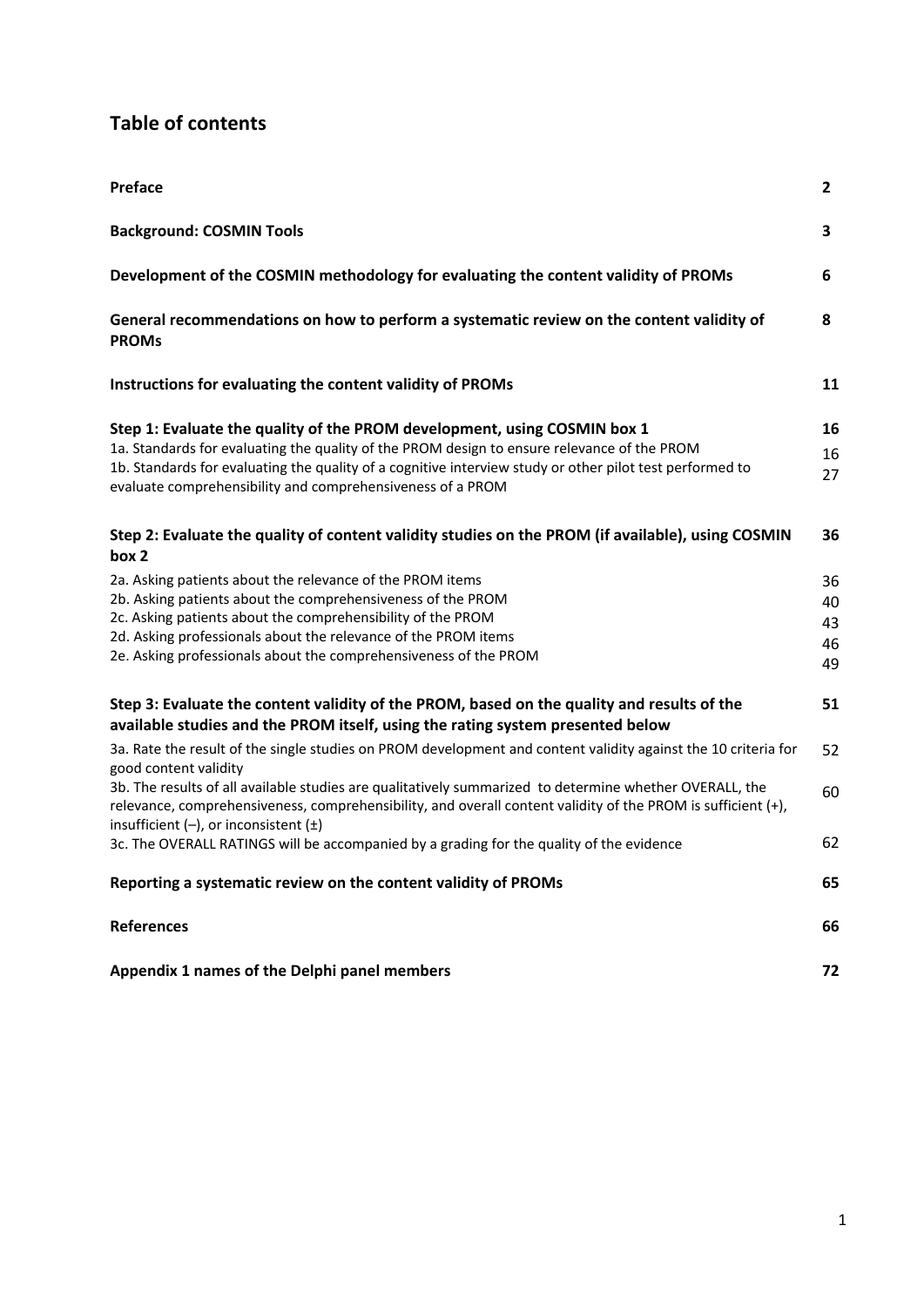## Table of contents

| | |
|---|---|
| **Preface** | **2** |
| **Background: COSMIN Tools** | **3** |
| **Development of the COSMIN methodology for evaluating the content validity of PROMs** | **6** |
| **General recommendations on how to perform a systematic review on the content validity of PROMs** | **8** |
| **Instructions for evaluating the content validity of PROMs** | **11** |
| **Step 1: Evaluate the quality of the PROM development, using COSMIN box 1** | **16** |
| 1a. Standards for evaluating the quality of the PROM design to ensure relevance of the PROM | 16 |
| 1b. Standards for evaluating the quality of a cognitive interview study or other pilot test performed to evaluate comprehensibility and comprehensiveness of a PROM | 27 |
| **Step 2: Evaluate the quality of content validity studies on the PROM (if available), using COSMIN box 2** | **36** |
| 2a. Asking patients about the relevance of the PROM items | 36 |
| 2b. Asking patients about the comprehensiveness of the PROM | 40 |
| 2c. Asking patients about the comprehensibility of the PROM | 43 |
| 2d. Asking professionals about the relevance of the PROM items | 46 |
| 2e. Asking professionals about the comprehensiveness of the PROM | 49 |
| **Step 3: Evaluate the content validity of the PROM, based on the quality and results of the available studies and the PROM itself, using the rating system presented below** | **51** |
| 3a. Rate the result of the single studies on PROM development and content validity against the 10 criteria for good content validity | 52 |
| 3b. The results of all available studies are qualitatively summarized to determine whether OVERALL, the relevance, comprehensiveness, comprehensibility, and overall content validity of the PROM is sufficient (+), insufficient (–), or inconsistent (±) | 60 |
| 3c. The OVERALL RATINGS will be accompanied by a grading for the quality of the evidence | 62 |
| **Reporting a systematic review on the content validity of PROMs** | **65** |
| **References** | **66** |
| **Appendix 1 names of the Delphi panel members** | **72** |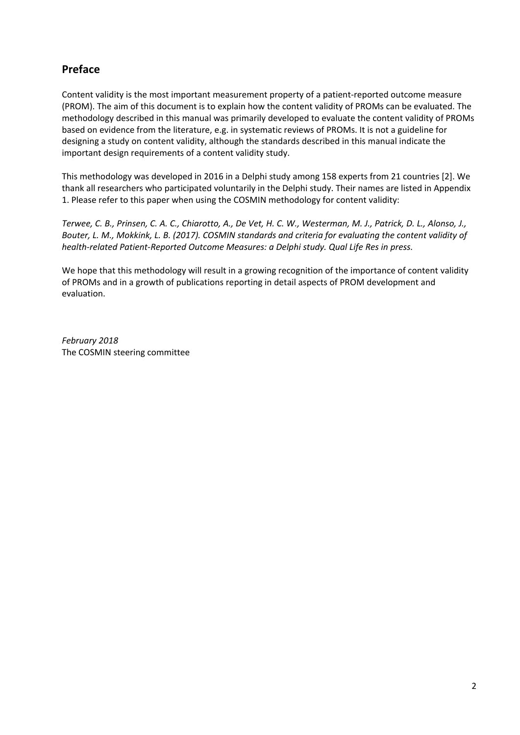## Preface

Content validity is the most important measurement property of a patient-reported outcome measure (PROM). The aim of this document is to explain how the content validity of PROMs can be evaluated. The methodology described in this manual was primarily developed to evaluate the content validity of PROMs based on evidence from the literature, e.g. in systematic reviews of PROMs. It is not a guideline for designing a study on content validity, although the standards described in this manual indicate the important design requirements of a content validity study.

This methodology was developed in 2016 in a Delphi study among 158 experts from 21 countries [2]. We thank all researchers who participated voluntarily in the Delphi study. Their names are listed in Appendix 1. Please refer to this paper when using the COSMIN methodology for content validity:

*Terwee, C. B., Prinsen, C. A. C., Chiarotto, A., De Vet, H. C. W., Westerman, M. J., Patrick, D. L., Alonso, J., Bouter, L. M., Mokkink, L. B. (2017). COSMIN standards and criteria for evaluating the content validity of health-related Patient-Reported Outcome Measures: a Delphi study. Qual Life Res in press.*

We hope that this methodology will result in a growing recognition of the importance of content validity of PROMs and in a growth of publications reporting in detail aspects of PROM development and evaluation.

*February 2018*
The COSMIN steering committee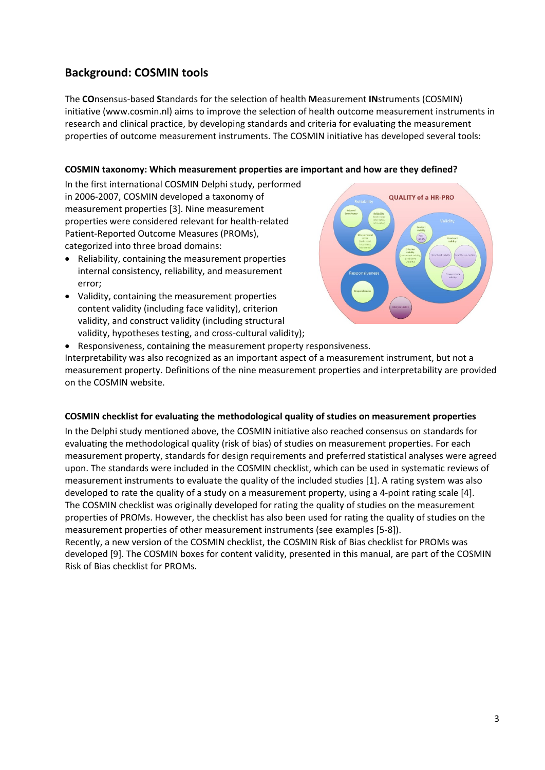## Background: COSMIN tools

The **CO**nsensus-based **S**tandards for the selection of health **M**easurement **IN**struments (COSMIN) initiative (www.cosmin.nl) aims to improve the selection of health outcome measurement instruments in research and clinical practice, by developing standards and criteria for evaluating the measurement properties of outcome measurement instruments. The COSMIN initiative has developed several tools:

### COSMIN taxonomy: Which measurement properties are important and how are they defined?

In the first international COSMIN Delphi study, performed in 2006-2007, COSMIN developed a taxonomy of measurement properties [3]. Nine measurement properties were considered relevant for health-related Patient-Reported Outcome Measures (PROMs), categorized into three broad domains:

- Reliability, containing the measurement properties internal consistency, reliability, and measurement error;
- Validity, containing the measurement properties content validity (including face validity), criterion validity, and construct validity (including structural validity, hypotheses testing, and cross-cultural validity);
- Responsiveness, containing the measurement property responsiveness.

Interpretability was also recognized as an important aspect of a measurement instrument, but not a measurement property. Definitions of the nine measurement properties and interpretability are provided on the COSMIN website.

### COSMIN checklist for evaluating the methodological quality of studies on measurement properties

In the Delphi study mentioned above, the COSMIN initiative also reached consensus on standards for evaluating the methodological quality (risk of bias) of studies on measurement properties. For each measurement property, standards for design requirements and preferred statistical analyses were agreed upon. The standards were included in the COSMIN checklist, which can be used in systematic reviews of measurement instruments to evaluate the quality of the included studies [1]. A rating system was also developed to rate the quality of a study on a measurement property, using a 4-point rating scale [4]. The COSMIN checklist was originally developed for rating the quality of studies on the measurement properties of PROMs. However, the checklist has also been used for rating the quality of studies on the measurement properties of other measurement instruments (see examples [5-8]).
Recently, a new version of the COSMIN checklist, the COSMIN Risk of Bias checklist for PROMs was developed [9]. The COSMIN boxes for content validity, presented in this manual, are part of the COSMIN Risk of Bias checklist for PROMs.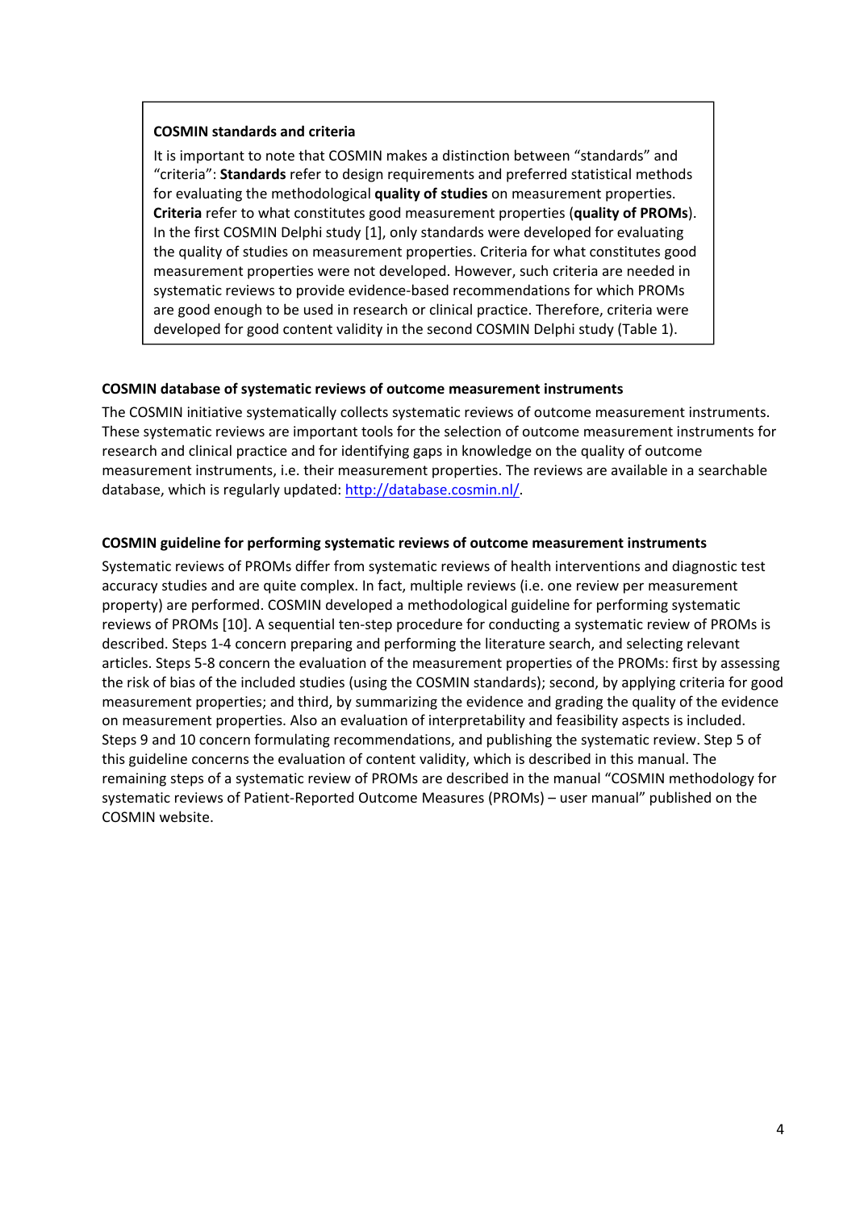**COSMIN standards and criteria**

It is important to note that COSMIN makes a distinction between "standards" and "criteria": **Standards** refer to design requirements and preferred statistical methods for evaluating the methodological **quality of studies** on measurement properties. **Criteria** refer to what constitutes good measurement properties (**quality of PROMs**). In the first COSMIN Delphi study [1], only standards were developed for evaluating the quality of studies on measurement properties. Criteria for what constitutes good measurement properties were not developed. However, such criteria are needed in systematic reviews to provide evidence-based recommendations for which PROMs are good enough to be used in research or clinical practice. Therefore, criteria were developed for good content validity in the second COSMIN Delphi study (Table 1).

**COSMIN database of systematic reviews of outcome measurement instruments**

The COSMIN initiative systematically collects systematic reviews of outcome measurement instruments. These systematic reviews are important tools for the selection of outcome measurement instruments for research and clinical practice and for identifying gaps in knowledge on the quality of outcome measurement instruments, i.e. their measurement properties. The reviews are available in a searchable database, which is regularly updated: http://database.cosmin.nl/.

**COSMIN guideline for performing systematic reviews of outcome measurement instruments**

Systematic reviews of PROMs differ from systematic reviews of health interventions and diagnostic test accuracy studies and are quite complex. In fact, multiple reviews (i.e. one review per measurement property) are performed. COSMIN developed a methodological guideline for performing systematic reviews of PROMs [10]. A sequential ten-step procedure for conducting a systematic review of PROMs is described. Steps 1-4 concern preparing and performing the literature search, and selecting relevant articles. Steps 5-8 concern the evaluation of the measurement properties of the PROMs: first by assessing the risk of bias of the included studies (using the COSMIN standards); second, by applying criteria for good measurement properties; and third, by summarizing the evidence and grading the quality of the evidence on measurement properties. Also an evaluation of interpretability and feasibility aspects is included. Steps 9 and 10 concern formulating recommendations, and publishing the systematic review. Step 5 of this guideline concerns the evaluation of content validity, which is described in this manual. The remaining steps of a systematic review of PROMs are described in the manual "COSMIN methodology for systematic reviews of Patient-Reported Outcome Measures (PROMs) – user manual" published on the COSMIN website.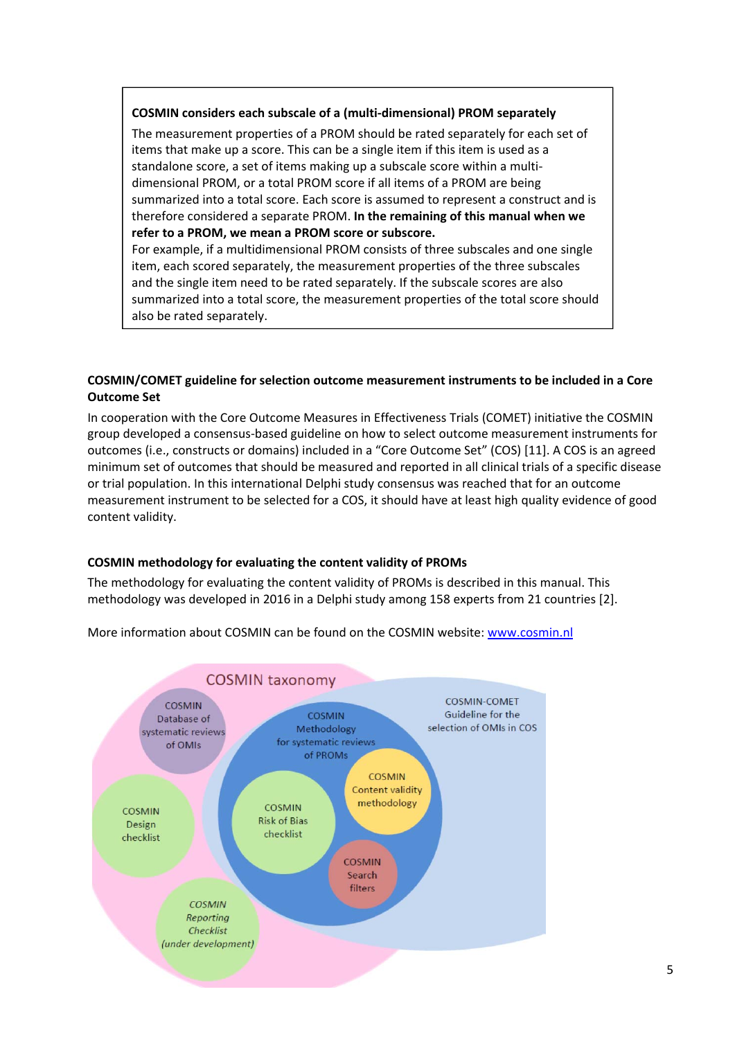**COSMIN considers each subscale of a (multi-dimensional) PROM separately**

The measurement properties of a PROM should be rated separately for each set of items that make up a score. This can be a single item if this item is used as a standalone score, a set of items making up a subscale score within a multi-dimensional PROM, or a total PROM score if all items of a PROM are being summarized into a total score. Each score is assumed to represent a construct and is therefore considered a separate PROM. **In the remaining of this manual when we refer to a PROM, we mean a PROM score or subscore.**

For example, if a multidimensional PROM consists of three subscales and one single item, each scored separately, the measurement properties of the three subscales and the single item need to be rated separately. If the subscale scores are also summarized into a total score, the measurement properties of the total score should also be rated separately.

## COSMIN/COMET guideline for selection outcome measurement instruments to be included in a Core Outcome Set

In cooperation with the Core Outcome Measures in Effectiveness Trials (COMET) initiative the COSMIN group developed a consensus-based guideline on how to select outcome measurement instruments for outcomes (i.e., constructs or domains) included in a "Core Outcome Set" (COS) [11]. A COS is an agreed minimum set of outcomes that should be measured and reported in all clinical trials of a specific disease or trial population. In this international Delphi study consensus was reached that for an outcome measurement instrument to be selected for a COS, it should have at least high quality evidence of good content validity.

## COSMIN methodology for evaluating the content validity of PROMs

The methodology for evaluating the content validity of PROMs is described in this manual. This methodology was developed in 2016 in a Delphi study among 158 experts from 21 countries [2].

More information about COSMIN can be found on the COSMIN website: www.cosmin.nl

COSMIN taxonomy

COSMIN Database of systematic reviews of OMIs

COSMIN Methodology for systematic reviews of PROMs

COSMIN-COMET Guideline for the selection of OMIs in COS

COSMIN Content validity methodology

COSMIN Design checklist

COSMIN Risk of Bias checklist

COSMIN Search filters

*COSMIN Reporting Checklist (under development)*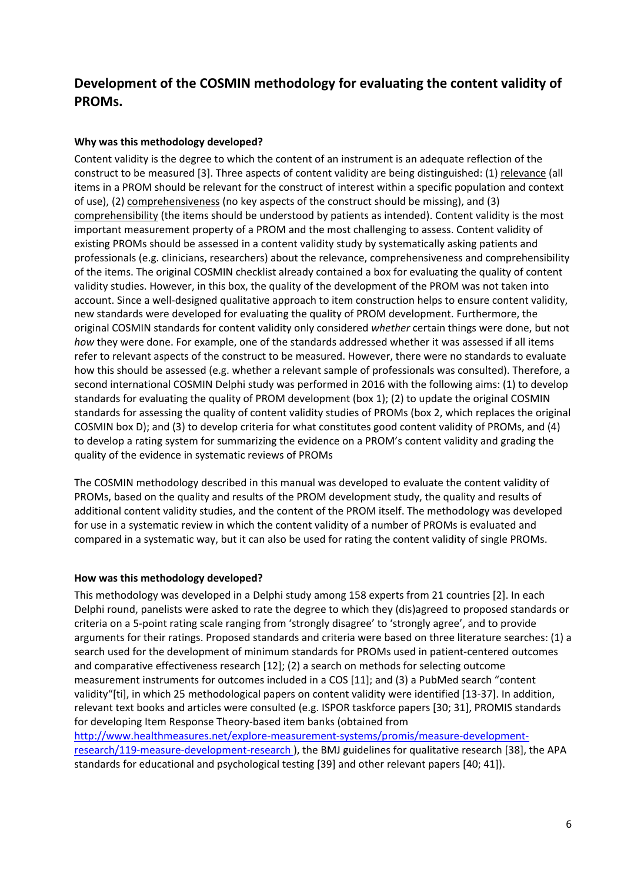## Development of the COSMIN methodology for evaluating the content validity of PROMs.

### Why was this methodology developed?

Content validity is the degree to which the content of an instrument is an adequate reflection of the construct to be measured [3]. Three aspects of content validity are being distinguished: (1) relevance (all items in a PROM should be relevant for the construct of interest within a specific population and context of use), (2) comprehensiveness (no key aspects of the construct should be missing), and (3) comprehensibility (the items should be understood by patients as intended). Content validity is the most important measurement property of a PROM and the most challenging to assess. Content validity of existing PROMs should be assessed in a content validity study by systematically asking patients and professionals (e.g. clinicians, researchers) about the relevance, comprehensiveness and comprehensibility of the items. The original COSMIN checklist already contained a box for evaluating the quality of content validity studies. However, in this box, the quality of the development of the PROM was not taken into account. Since a well-designed qualitative approach to item construction helps to ensure content validity, new standards were developed for evaluating the quality of PROM development. Furthermore, the original COSMIN standards for content validity only considered *whether* certain things were done, but not *how* they were done. For example, one of the standards addressed whether it was assessed if all items refer to relevant aspects of the construct to be measured. However, there were no standards to evaluate how this should be assessed (e.g. whether a relevant sample of professionals was consulted). Therefore, a second international COSMIN Delphi study was performed in 2016 with the following aims: (1) to develop standards for evaluating the quality of PROM development (box 1); (2) to update the original COSMIN standards for assessing the quality of content validity studies of PROMs (box 2, which replaces the original COSMIN box D); and (3) to develop criteria for what constitutes good content validity of PROMs, and (4) to develop a rating system for summarizing the evidence on a PROM's content validity and grading the quality of the evidence in systematic reviews of PROMs

The COSMIN methodology described in this manual was developed to evaluate the content validity of PROMs, based on the quality and results of the PROM development study, the quality and results of additional content validity studies, and the content of the PROM itself. The methodology was developed for use in a systematic review in which the content validity of a number of PROMs is evaluated and compared in a systematic way, but it can also be used for rating the content validity of single PROMs.

### How was this methodology developed?

This methodology was developed in a Delphi study among 158 experts from 21 countries [2]. In each Delphi round, panelists were asked to rate the degree to which they (dis)agreed to proposed standards or criteria on a 5-point rating scale ranging from 'strongly disagree' to 'strongly agree', and to provide arguments for their ratings. Proposed standards and criteria were based on three literature searches: (1) a search used for the development of minimum standards for PROMs used in patient-centered outcomes and comparative effectiveness research [12]; (2) a search on methods for selecting outcome measurement instruments for outcomes included in a COS [11]; and (3) a PubMed search "content validity"[ti], in which 25 methodological papers on content validity were identified [13-37]. In addition, relevant text books and articles were consulted (e.g. ISPOR taskforce papers [30; 31], PROMIS standards for developing Item Response Theory-based item banks (obtained from http://www.healthmeasures.net/explore-measurement-systems/promis/measure-development-research/119-measure-development-research ), the BMJ guidelines for qualitative research [38], the APA standards for educational and psychological testing [39] and other relevant papers [40; 41]).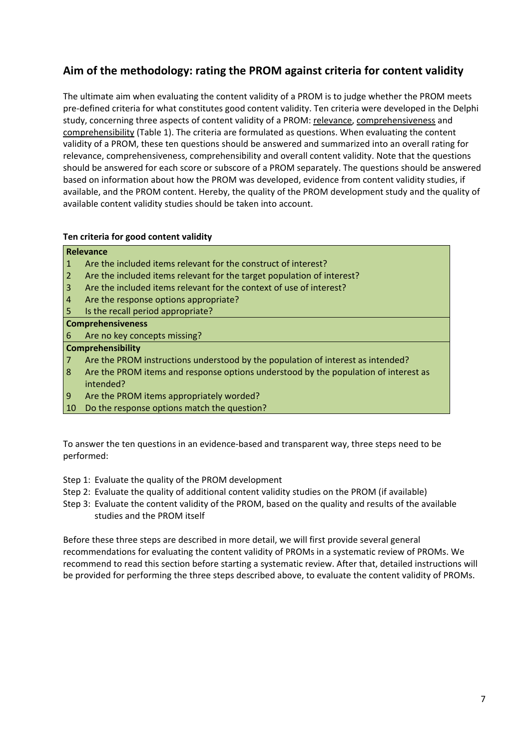## Aim of the methodology: rating the PROM against criteria for content validity

The ultimate aim when evaluating the content validity of a PROM is to judge whether the PROM meets pre-defined criteria for what constitutes good content validity. Ten criteria were developed in the Delphi study, concerning three aspects of content validity of a PROM: <u>relevance</u>, <u>comprehensiveness</u> and <u>comprehensibility</u> (Table 1). The criteria are formulated as questions. When evaluating the content validity of a PROM, these ten questions should be answered and summarized into an overall rating for relevance, comprehensiveness, comprehensibility and overall content validity. Note that the questions should be answered for each score or subscore of a PROM separately. The questions should be answered based on information about how the PROM was developed, evidence from content validity studies, if available, and the PROM content. Hereby, the quality of the PROM development study and the quality of available content validity studies should be taken into account.

**Ten criteria for good content validity**

| | |
|---|---|
| **Relevance** | |
| 1 | Are the included items relevant for the construct of interest? |
| 2 | Are the included items relevant for the target population of interest? |
| 3 | Are the included items relevant for the context of use of interest? |
| 4 | Are the response options appropriate? |
| 5 | Is the recall period appropriate? |
| **Comprehensiveness** | |
| 6 | Are no key concepts missing? |
| **Comprehensibility** | |
| 7 | Are the PROM instructions understood by the population of interest as intended? |
| 8 | Are the PROM items and response options understood by the population of interest as intended? |
| 9 | Are the PROM items appropriately worded? |
| 10 | Do the response options match the question? |

To answer the ten questions in an evidence-based and transparent way, three steps need to be performed:

Step 1: Evaluate the quality of the PROM development
Step 2: Evaluate the quality of additional content validity studies on the PROM (if available)
Step 3: Evaluate the content validity of the PROM, based on the quality and results of the available studies and the PROM itself

Before these three steps are described in more detail, we will first provide several general recommendations for evaluating the content validity of PROMs in a systematic review of PROMs. We recommend to read this section before starting a systematic review. After that, detailed instructions will be provided for performing the three steps described above, to evaluate the content validity of PROMs.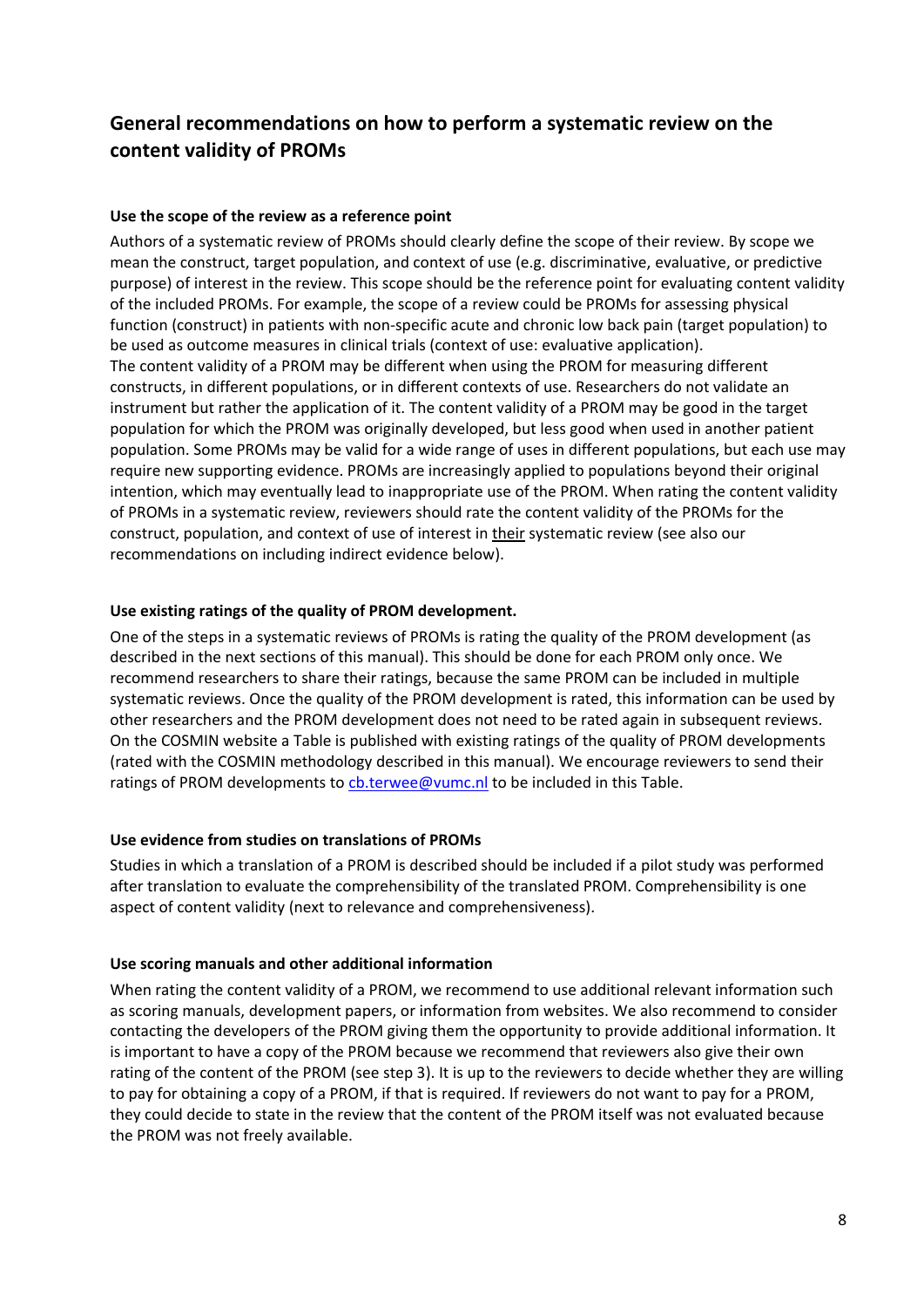## General recommendations on how to perform a systematic review on the content validity of PROMs

### Use the scope of the review as a reference point

Authors of a systematic review of PROMs should clearly define the scope of their review. By scope we mean the construct, target population, and context of use (e.g. discriminative, evaluative, or predictive purpose) of interest in the review. This scope should be the reference point for evaluating content validity of the included PROMs. For example, the scope of a review could be PROMs for assessing physical function (construct) in patients with non-specific acute and chronic low back pain (target population) to be used as outcome measures in clinical trials (context of use: evaluative application).
The content validity of a PROM may be different when using the PROM for measuring different constructs, in different populations, or in different contexts of use. Researchers do not validate an instrument but rather the application of it. The content validity of a PROM may be good in the target population for which the PROM was originally developed, but less good when used in another patient population. Some PROMs may be valid for a wide range of uses in different populations, but each use may require new supporting evidence. PROMs are increasingly applied to populations beyond their original intention, which may eventually lead to inappropriate use of the PROM. When rating the content validity of PROMs in a systematic review, reviewers should rate the content validity of the PROMs for the construct, population, and context of use of interest in <u>their</u> systematic review (see also our recommendations on including indirect evidence below).

### Use existing ratings of the quality of PROM development.

One of the steps in a systematic reviews of PROMs is rating the quality of the PROM development (as described in the next sections of this manual). This should be done for each PROM only once. We recommend researchers to share their ratings, because the same PROM can be included in multiple systematic reviews. Once the quality of the PROM development is rated, this information can be used by other researchers and the PROM development does not need to be rated again in subsequent reviews. On the COSMIN website a Table is published with existing ratings of the quality of PROM developments (rated with the COSMIN methodology described in this manual). We encourage reviewers to send their ratings of PROM developments to cb.terwee@vumc.nl to be included in this Table.

### Use evidence from studies on translations of PROMs

Studies in which a translation of a PROM is described should be included if a pilot study was performed after translation to evaluate the comprehensibility of the translated PROM. Comprehensibility is one aspect of content validity (next to relevance and comprehensiveness).

### Use scoring manuals and other additional information

When rating the content validity of a PROM, we recommend to use additional relevant information such as scoring manuals, development papers, or information from websites. We also recommend to consider contacting the developers of the PROM giving them the opportunity to provide additional information. It is important to have a copy of the PROM because we recommend that reviewers also give their own rating of the content of the PROM (see step 3). It is up to the reviewers to decide whether they are willing to pay for obtaining a copy of a PROM, if that is required. If reviewers do not want to pay for a PROM, they could decide to state in the review that the content of the PROM itself was not evaluated because the PROM was not freely available.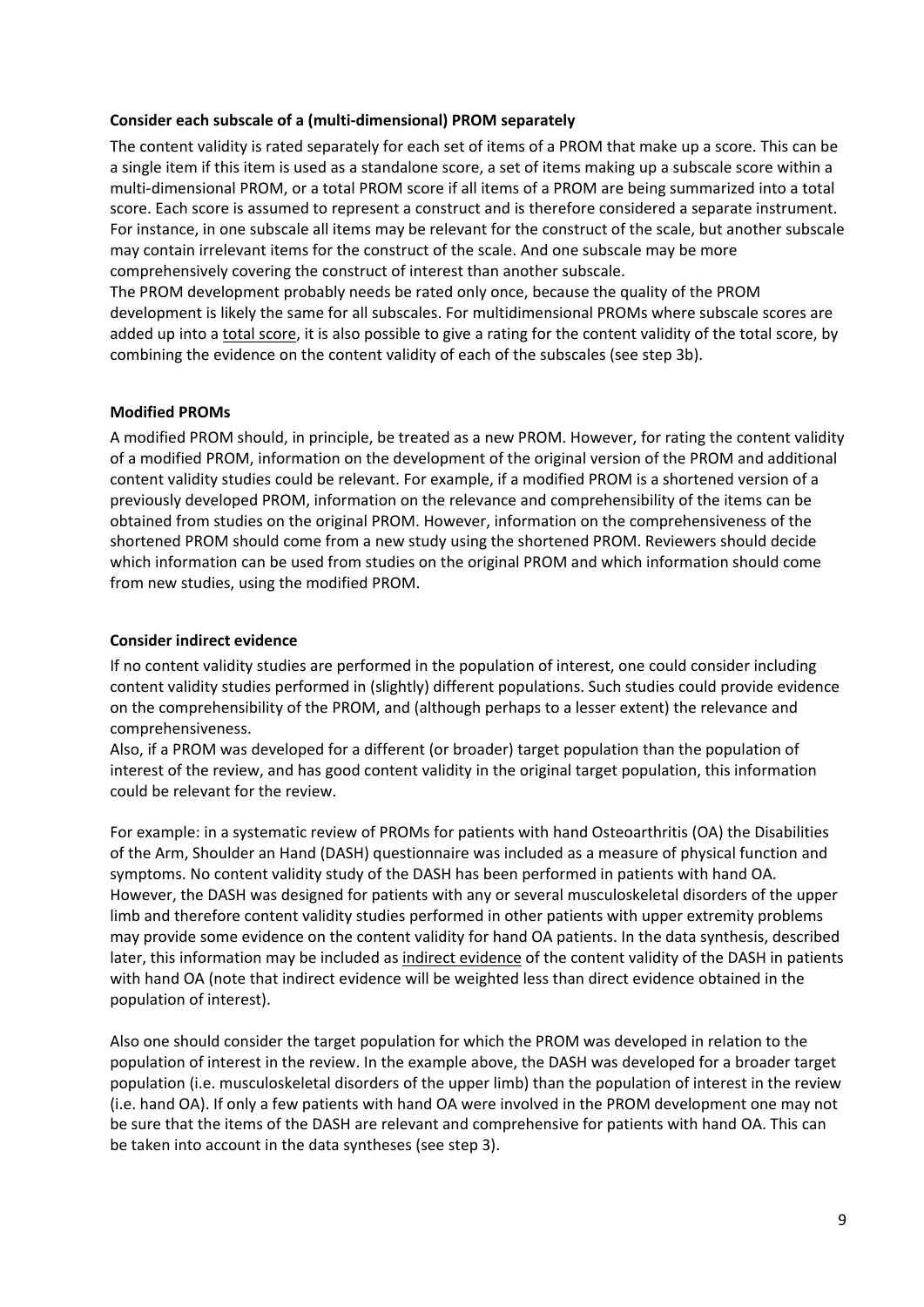**Consider each subscale of a (multi-dimensional) PROM separately**

The content validity is rated separately for each set of items of a PROM that make up a score. This can be a single item if this item is used as a standalone score, a set of items making up a subscale score within a multi-dimensional PROM, or a total PROM score if all items of a PROM are being summarized into a total score. Each score is assumed to represent a construct and is therefore considered a separate instrument. For instance, in one subscale all items may be relevant for the construct of the scale, but another subscale may contain irrelevant items for the construct of the scale. And one subscale may be more comprehensively covering the construct of interest than another subscale.
The PROM development probably needs be rated only once, because the quality of the PROM development is likely the same for all subscales. For multidimensional PROMs where subscale scores are added up into a total score, it is also possible to give a rating for the content validity of the total score, by combining the evidence on the content validity of each of the subscales (see step 3b).

**Modified PROMs**

A modified PROM should, in principle, be treated as a new PROM. However, for rating the content validity of a modified PROM, information on the development of the original version of the PROM and additional content validity studies could be relevant. For example, if a modified PROM is a shortened version of a previously developed PROM, information on the relevance and comprehensibility of the items can be obtained from studies on the original PROM. However, information on the comprehensiveness of the shortened PROM should come from a new study using the shortened PROM. Reviewers should decide which information can be used from studies on the original PROM and which information should come from new studies, using the modified PROM.

**Consider indirect evidence**

If no content validity studies are performed in the population of interest, one could consider including content validity studies performed in (slightly) different populations. Such studies could provide evidence on the comprehensibility of the PROM, and (although perhaps to a lesser extent) the relevance and comprehensiveness.
Also, if a PROM was developed for a different (or broader) target population than the population of interest of the review, and has good content validity in the original target population, this information could be relevant for the review.

For example: in a systematic review of PROMs for patients with hand Osteoarthritis (OA) the Disabilities of the Arm, Shoulder an Hand (DASH) questionnaire was included as a measure of physical function and symptoms. No content validity study of the DASH has been performed in patients with hand OA. However, the DASH was designed for patients with any or several musculoskeletal disorders of the upper limb and therefore content validity studies performed in other patients with upper extremity problems may provide some evidence on the content validity for hand OA patients. In the data synthesis, described later, this information may be included as indirect evidence of the content validity of the DASH in patients with hand OA (note that indirect evidence will be weighted less than direct evidence obtained in the population of interest).

Also one should consider the target population for which the PROM was developed in relation to the population of interest in the review. In the example above, the DASH was developed for a broader target population (i.e. musculoskeletal disorders of the upper limb) than the population of interest in the review (i.e. hand OA). If only a few patients with hand OA were involved in the PROM development one may not be sure that the items of the DASH are relevant and comprehensive for patients with hand OA. This can be taken into account in the data syntheses (see step 3).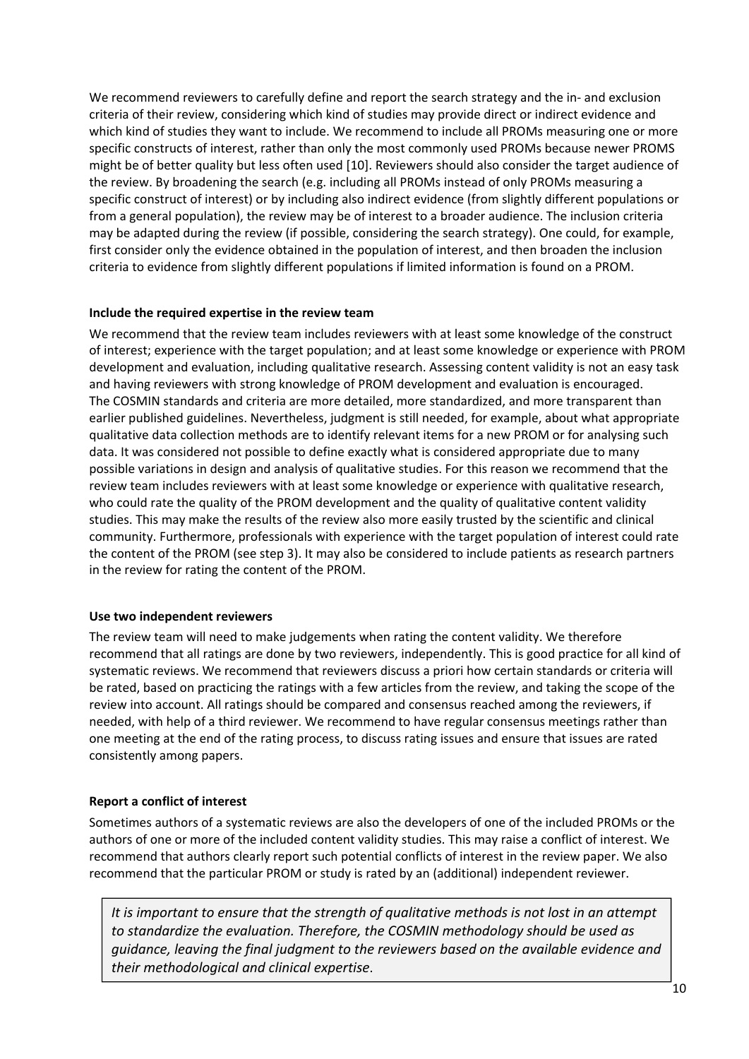We recommend reviewers to carefully define and report the search strategy and the in- and exclusion criteria of their review, considering which kind of studies may provide direct or indirect evidence and which kind of studies they want to include. We recommend to include all PROMs measuring one or more specific constructs of interest, rather than only the most commonly used PROMs because newer PROMS might be of better quality but less often used [10]. Reviewers should also consider the target audience of the review. By broadening the search (e.g. including all PROMs instead of only PROMs measuring a specific construct of interest) or by including also indirect evidence (from slightly different populations or from a general population), the review may be of interest to a broader audience. The inclusion criteria may be adapted during the review (if possible, considering the search strategy). One could, for example, first consider only the evidence obtained in the population of interest, and then broaden the inclusion criteria to evidence from slightly different populations if limited information is found on a PROM.

**Include the required expertise in the review team**

We recommend that the review team includes reviewers with at least some knowledge of the construct of interest; experience with the target population; and at least some knowledge or experience with PROM development and evaluation, including qualitative research. Assessing content validity is not an easy task and having reviewers with strong knowledge of PROM development and evaluation is encouraged. The COSMIN standards and criteria are more detailed, more standardized, and more transparent than earlier published guidelines. Nevertheless, judgment is still needed, for example, about what appropriate qualitative data collection methods are to identify relevant items for a new PROM or for analysing such data. It was considered not possible to define exactly what is considered appropriate due to many possible variations in design and analysis of qualitative studies. For this reason we recommend that the review team includes reviewers with at least some knowledge or experience with qualitative research, who could rate the quality of the PROM development and the quality of qualitative content validity studies. This may make the results of the review also more easily trusted by the scientific and clinical community. Furthermore, professionals with experience with the target population of interest could rate the content of the PROM (see step 3). It may also be considered to include patients as research partners in the review for rating the content of the PROM.

**Use two independent reviewers**

The review team will need to make judgements when rating the content validity. We therefore recommend that all ratings are done by two reviewers, independently. This is good practice for all kind of systematic reviews. We recommend that reviewers discuss a priori how certain standards or criteria will be rated, based on practicing the ratings with a few articles from the review, and taking the scope of the review into account. All ratings should be compared and consensus reached among the reviewers, if needed, with help of a third reviewer. We recommend to have regular consensus meetings rather than one meeting at the end of the rating process, to discuss rating issues and ensure that issues are rated consistently among papers.

**Report a conflict of interest**

Sometimes authors of a systematic reviews are also the developers of one of the included PROMs or the authors of one or more of the included content validity studies. This may raise a conflict of interest. We recommend that authors clearly report such potential conflicts of interest in the review paper. We also recommend that the particular PROM or study is rated by an (additional) independent reviewer.

*It is important to ensure that the strength of qualitative methods is not lost in an attempt to standardize the evaluation. Therefore, the COSMIN methodology should be used as guidance, leaving the final judgment to the reviewers based on the available evidence and their methodological and clinical expertise*.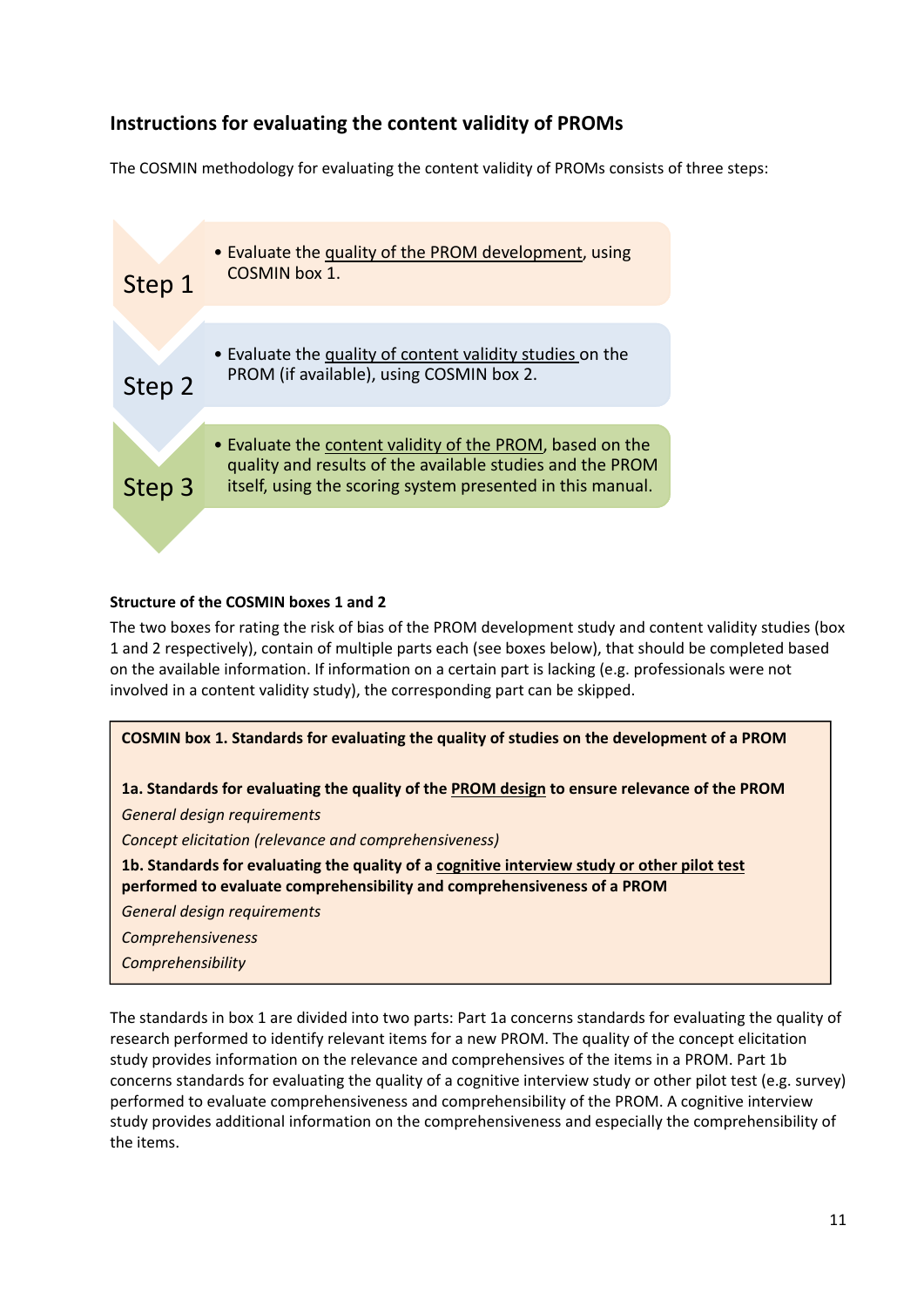## Instructions for evaluating the content validity of PROMs

The COSMIN methodology for evaluating the content validity of PROMs consists of three steps:

**Step 1**
- Evaluate the quality of the PROM development, using COSMIN box 1.

**Step 2**
- Evaluate the quality of content validity studies on the PROM (if available), using COSMIN box 2.

**Step 3**
- Evaluate the content validity of the PROM, based on the quality and results of the available studies and the PROM itself, using the scoring system presented in this manual.

**Structure of the COSMIN boxes 1 and 2**

The two boxes for rating the risk of bias of the PROM development study and content validity studies (box 1 and 2 respectively), contain of multiple parts each (see boxes below), that should be completed based on the available information. If information on a certain part is lacking (e.g. professionals were not involved in a content validity study), the corresponding part can be skipped.

> **COSMIN box 1. Standards for evaluating the quality of studies on the development of a PROM**
>
> **1a. Standards for evaluating the quality of the PROM design to ensure relevance of the PROM**
>
> *General design requirements*
>
> *Concept elicitation (relevance and comprehensiveness)*
>
> **1b. Standards for evaluating the quality of a cognitive interview study or other pilot test performed to evaluate comprehensibility and comprehensiveness of a PROM**
>
> *General design requirements*
>
> *Comprehensiveness*
>
> *Comprehensibility*

The standards in box 1 are divided into two parts: Part 1a concerns standards for evaluating the quality of research performed to identify relevant items for a new PROM. The quality of the concept elicitation study provides information on the relevance and comprehensives of the items in a PROM. Part 1b concerns standards for evaluating the quality of a cognitive interview study or other pilot test (e.g. survey) performed to evaluate comprehensiveness and comprehensibility of the PROM. A cognitive interview study provides additional information on the comprehensiveness and especially the comprehensibility of the items.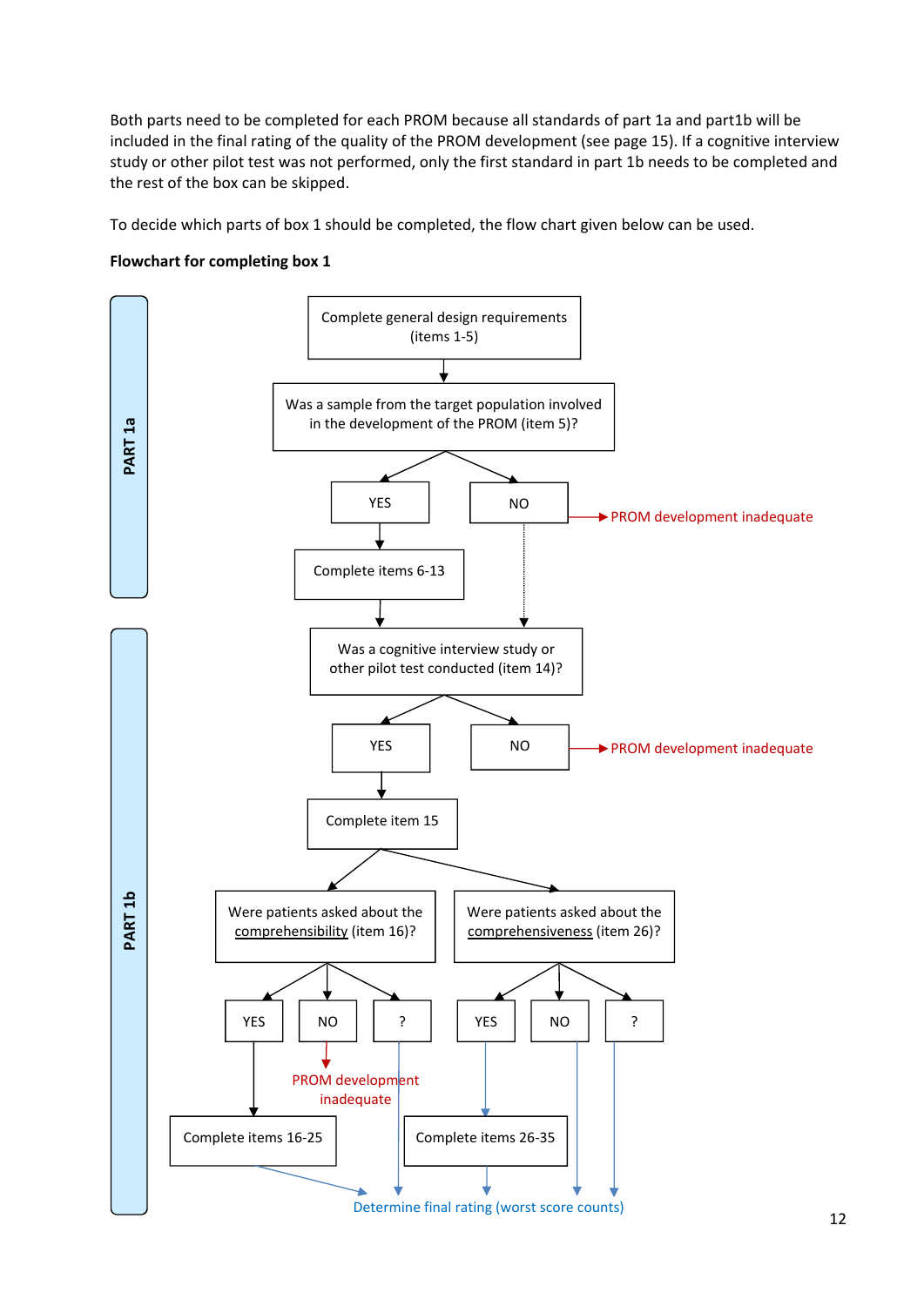Both parts need to be completed for each PROM because all standards of part 1a and part1b will be included in the final rating of the quality of the PROM development (see page 15). If a cognitive interview study or other pilot test was not performed, only the first standard in part 1b needs to be completed and the rest of the box can be skipped.

To decide which parts of box 1 should be completed, the flow chart given below can be used.

**Flowchart for completing box 1**

PART 1a

Complete general design requirements (items 1-5)

Was a sample from the target population involved in the development of the PROM (item 5)?

YES → Complete items 6-13

NO → PROM development inadequate

PART 1b

Was a cognitive interview study or other pilot test conducted (item 14)?

YES → Complete item 15

NO → PROM development inadequate

Were patients asked about the comprehensibility (item 16)?

YES → Complete items 16-25

NO → PROM development inadequate

?

Were patients asked about the comprehensiveness (item 26)?

YES → Complete items 26-35

NO

?

Determine final rating (worst score counts)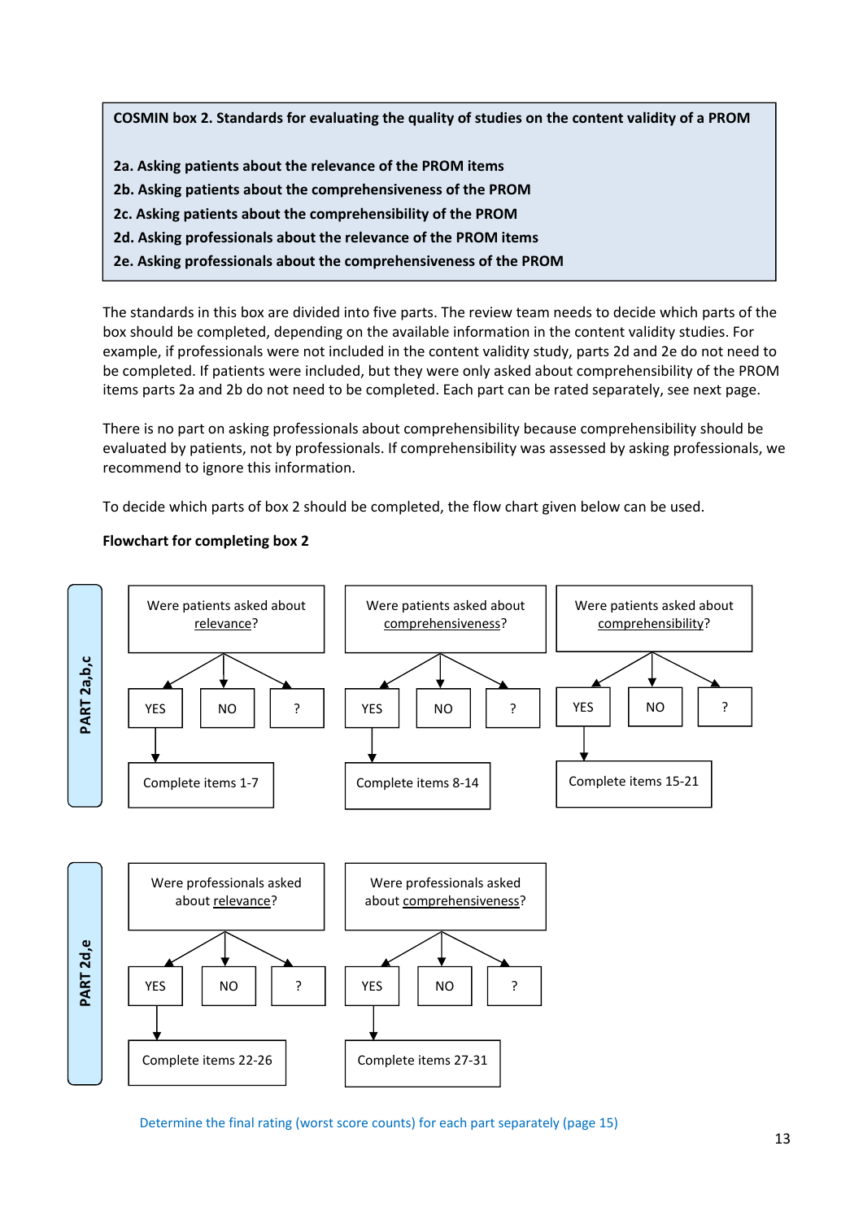**COSMIN box 2. Standards for evaluating the quality of studies on the content validity of a PROM**

**2a. Asking patients about the relevance of the PROM items**
**2b. Asking patients about the comprehensiveness of the PROM**
**2c. Asking patients about the comprehensibility of the PROM**
**2d. Asking professionals about the relevance of the PROM items**
**2e. Asking professionals about the comprehensiveness of the PROM**

The standards in this box are divided into five parts. The review team needs to decide which parts of the box should be completed, depending on the available information in the content validity studies. For example, if professionals were not included in the content validity study, parts 2d and 2e do not need to be completed. If patients were included, but they were only asked about comprehensibility of the PROM items parts 2a and 2b do not need to be completed. Each part can be rated separately, see next page.

There is no part on asking professionals about comprehensibility because comprehensibility should be evaluated by patients, not by professionals. If comprehensibility was assessed by asking professionals, we recommend to ignore this information.

To decide which parts of box 2 should be completed, the flow chart given below can be used.

**Flowchart for completing box 2**

**PART 2a,b,c**

- Were patients asked about relevance? → YES / NO / ?
  - YES → Complete items 1-7
- Were patients asked about comprehensiveness? → YES / NO / ?
  - YES → Complete items 8-14
- Were patients asked about comprehensibility? → YES / NO / ?
  - YES → Complete items 15-21

**PART 2d,e**

- Were professionals asked about relevance? → YES / NO / ?
  - YES → Complete items 22-26
- Were professionals asked about comprehensiveness? → YES / NO / ?
  - YES → Complete items 27-31

Determine the final rating (worst score counts) for each part separately (page 15)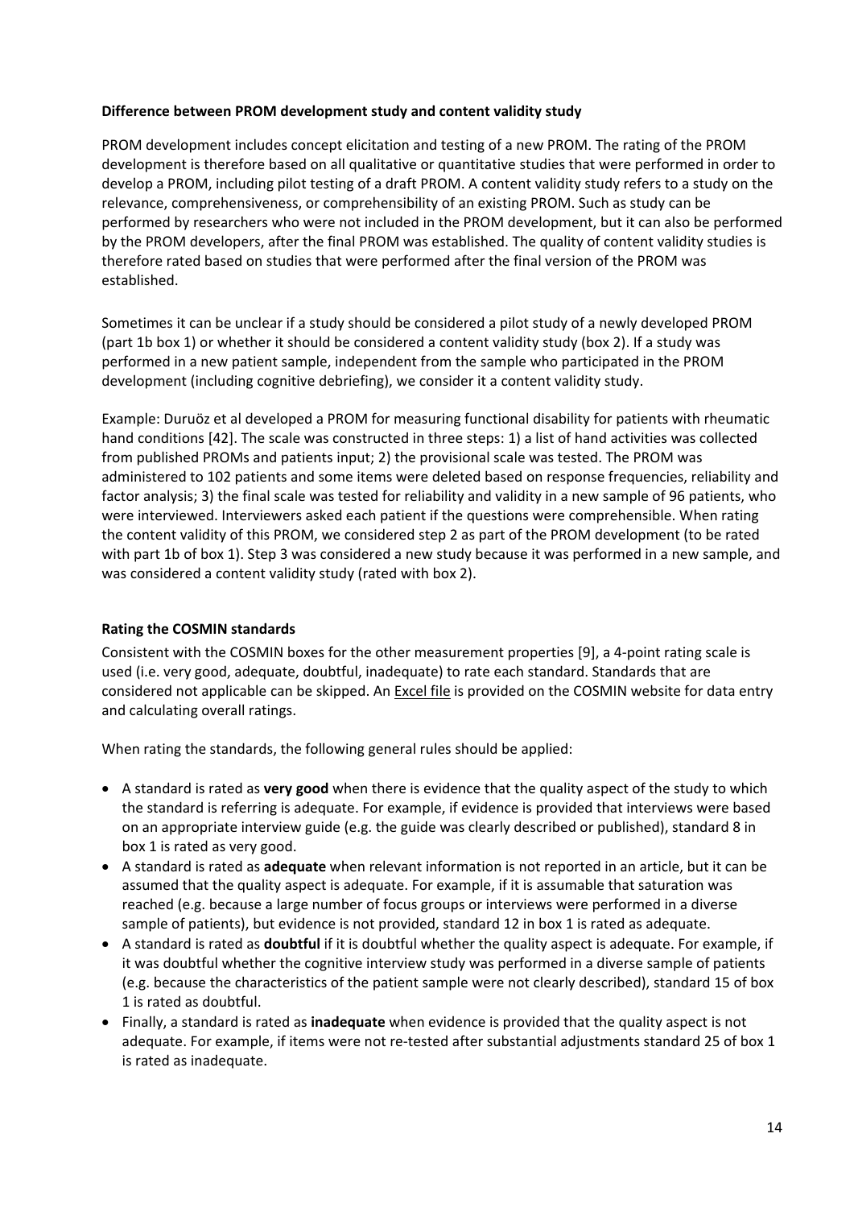**Difference between PROM development study and content validity study**

PROM development includes concept elicitation and testing of a new PROM. The rating of the PROM development is therefore based on all qualitative or quantitative studies that were performed in order to develop a PROM, including pilot testing of a draft PROM. A content validity study refers to a study on the relevance, comprehensiveness, or comprehensibility of an existing PROM. Such as study can be performed by researchers who were not included in the PROM development, but it can also be performed by the PROM developers, after the final PROM was established. The quality of content validity studies is therefore rated based on studies that were performed after the final version of the PROM was established.

Sometimes it can be unclear if a study should be considered a pilot study of a newly developed PROM (part 1b box 1) or whether it should be considered a content validity study (box 2). If a study was performed in a new patient sample, independent from the sample who participated in the PROM development (including cognitive debriefing), we consider it a content validity study.

Example: Duruöz et al developed a PROM for measuring functional disability for patients with rheumatic hand conditions [42]. The scale was constructed in three steps: 1) a list of hand activities was collected from published PROMs and patients input; 2) the provisional scale was tested. The PROM was administered to 102 patients and some items were deleted based on response frequencies, reliability and factor analysis; 3) the final scale was tested for reliability and validity in a new sample of 96 patients, who were interviewed. Interviewers asked each patient if the questions were comprehensible. When rating the content validity of this PROM, we considered step 2 as part of the PROM development (to be rated with part 1b of box 1). Step 3 was considered a new study because it was performed in a new sample, and was considered a content validity study (rated with box 2).

**Rating the COSMIN standards**

Consistent with the COSMIN boxes for the other measurement properties [9], a 4-point rating scale is used (i.e. very good, adequate, doubtful, inadequate) to rate each standard. Standards that are considered not applicable can be skipped. An Excel file is provided on the COSMIN website for data entry and calculating overall ratings.

When rating the standards, the following general rules should be applied:

- A standard is rated as **very good** when there is evidence that the quality aspect of the study to which the standard is referring is adequate. For example, if evidence is provided that interviews were based on an appropriate interview guide (e.g. the guide was clearly described or published), standard 8 in box 1 is rated as very good.
- A standard is rated as **adequate** when relevant information is not reported in an article, but it can be assumed that the quality aspect is adequate. For example, if it is assumable that saturation was reached (e.g. because a large number of focus groups or interviews were performed in a diverse sample of patients), but evidence is not provided, standard 12 in box 1 is rated as adequate.
- A standard is rated as **doubtful** if it is doubtful whether the quality aspect is adequate. For example, if it was doubtful whether the cognitive interview study was performed in a diverse sample of patients (e.g. because the characteristics of the patient sample were not clearly described), standard 15 of box 1 is rated as doubtful.
- Finally, a standard is rated as **inadequate** when evidence is provided that the quality aspect is not adequate. For example, if items were not re-tested after substantial adjustments standard 25 of box 1 is rated as inadequate.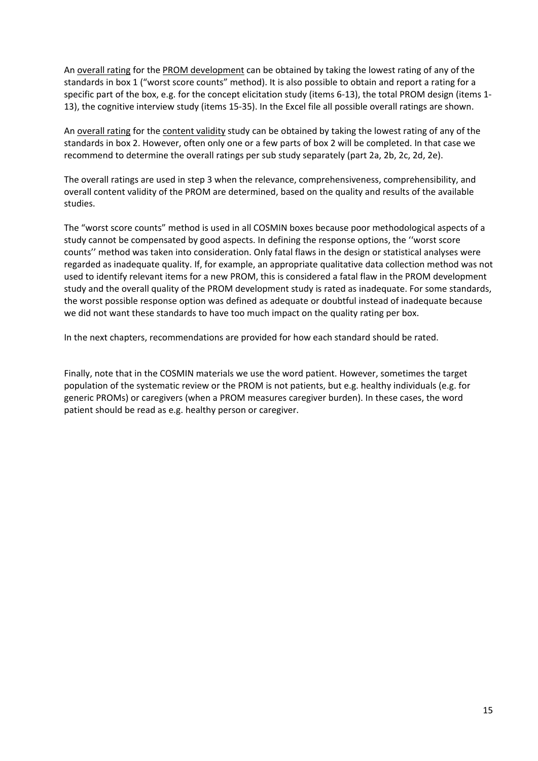An <u>overall rating</u> for the <u>PROM development</u> can be obtained by taking the lowest rating of any of the standards in box 1 ("worst score counts" method). It is also possible to obtain and report a rating for a specific part of the box, e.g. for the concept elicitation study (items 6-13), the total PROM design (items 1-13), the cognitive interview study (items 15-35). In the Excel file all possible overall ratings are shown.

An <u>overall rating</u> for the <u>content validity</u> study can be obtained by taking the lowest rating of any of the standards in box 2. However, often only one or a few parts of box 2 will be completed. In that case we recommend to determine the overall ratings per sub study separately (part 2a, 2b, 2c, 2d, 2e).

The overall ratings are used in step 3 when the relevance, comprehensiveness, comprehensibility, and overall content validity of the PROM are determined, based on the quality and results of the available studies.

The "worst score counts" method is used in all COSMIN boxes because poor methodological aspects of a study cannot be compensated by good aspects. In defining the response options, the ''worst score counts'' method was taken into consideration. Only fatal flaws in the design or statistical analyses were regarded as inadequate quality. If, for example, an appropriate qualitative data collection method was not used to identify relevant items for a new PROM, this is considered a fatal flaw in the PROM development study and the overall quality of the PROM development study is rated as inadequate. For some standards, the worst possible response option was defined as adequate or doubtful instead of inadequate because we did not want these standards to have too much impact on the quality rating per box.

In the next chapters, recommendations are provided for how each standard should be rated.

Finally, note that in the COSMIN materials we use the word patient. However, sometimes the target population of the systematic review or the PROM is not patients, but e.g. healthy individuals (e.g. for generic PROMs) or caregivers (when a PROM measures caregiver burden). In these cases, the word patient should be read as e.g. healthy person or caregiver.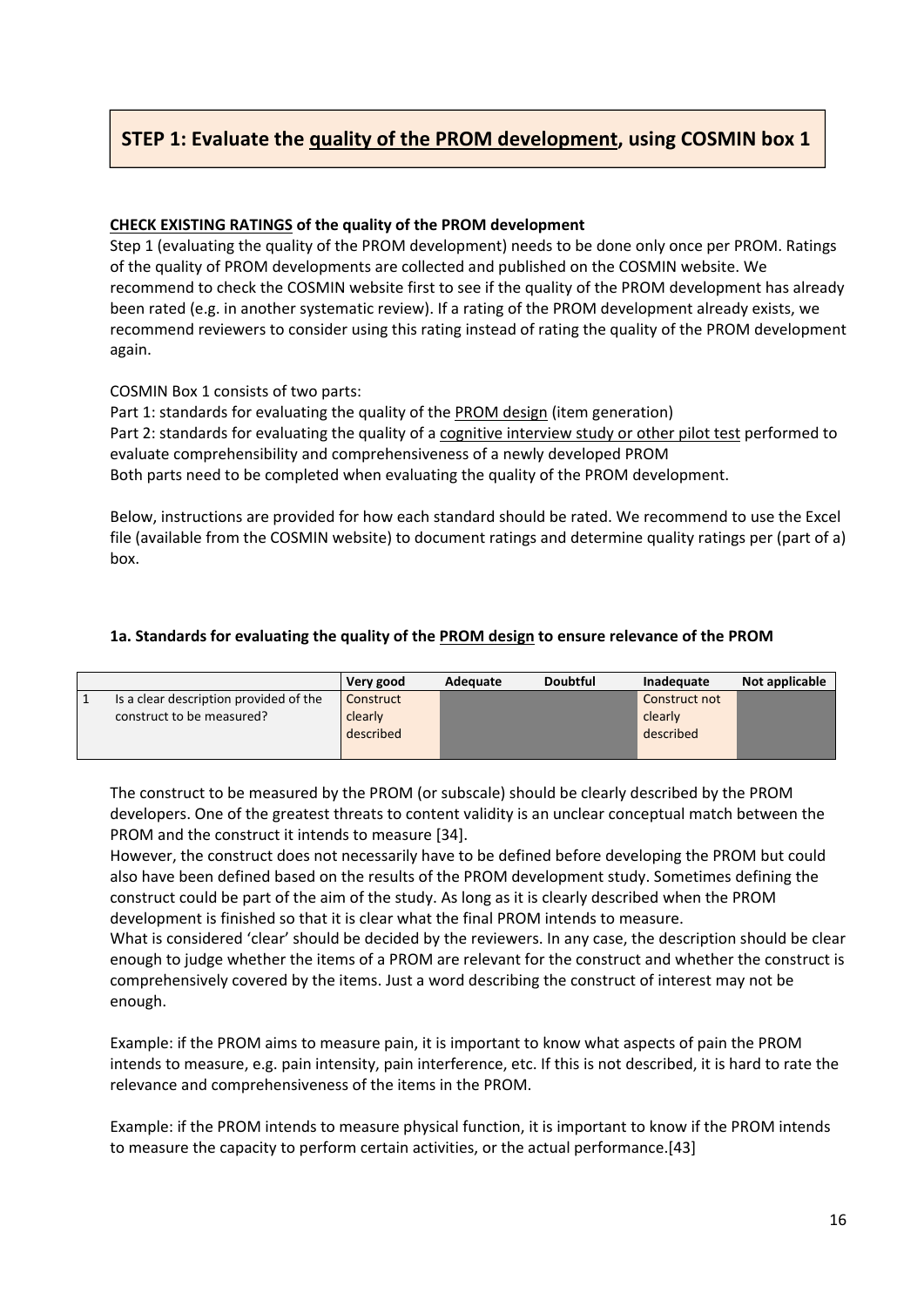# STEP 1: Evaluate the quality of the PROM development, using COSMIN box 1

**CHECK EXISTING RATINGS of the quality of the PROM development**

Step 1 (evaluating the quality of the PROM development) needs to be done only once per PROM. Ratings of the quality of PROM developments are collected and published on the COSMIN website. We recommend to check the COSMIN website first to see if the quality of the PROM development has already been rated (e.g. in another systematic review). If a rating of the PROM development already exists, we recommend reviewers to consider using this rating instead of rating the quality of the PROM development again.

COSMIN Box 1 consists of two parts:

Part 1: standards for evaluating the quality of the PROM design (item generation)

Part 2: standards for evaluating the quality of a cognitive interview study or other pilot test performed to evaluate comprehensibility and comprehensiveness of a newly developed PROM

Both parts need to be completed when evaluating the quality of the PROM development.

Below, instructions are provided for how each standard should be rated. We recommend to use the Excel file (available from the COSMIN website) to document ratings and determine quality ratings per (part of a) box.

### 1a. Standards for evaluating the quality of the PROM design to ensure relevance of the PROM

| | | Very good | Adequate | Doubtful | Inadequate | Not applicable |
|---|---|---|---|---|---|---|
| 1 | Is a clear description provided of the construct to be measured? | Construct clearly described | | | Construct not clearly described | |

The construct to be measured by the PROM (or subscale) should be clearly described by the PROM developers. One of the greatest threats to content validity is an unclear conceptual match between the PROM and the construct it intends to measure [34].

However, the construct does not necessarily have to be defined before developing the PROM but could also have been defined based on the results of the PROM development study. Sometimes defining the construct could be part of the aim of the study. As long as it is clearly described when the PROM development is finished so that it is clear what the final PROM intends to measure.

What is considered 'clear' should be decided by the reviewers. In any case, the description should be clear enough to judge whether the items of a PROM are relevant for the construct and whether the construct is comprehensively covered by the items. Just a word describing the construct of interest may not be enough.

Example: if the PROM aims to measure pain, it is important to know what aspects of pain the PROM intends to measure, e.g. pain intensity, pain interference, etc. If this is not described, it is hard to rate the relevance and comprehensiveness of the items in the PROM.

Example: if the PROM intends to measure physical function, it is important to know if the PROM intends to measure the capacity to perform certain activities, or the actual performance.[43]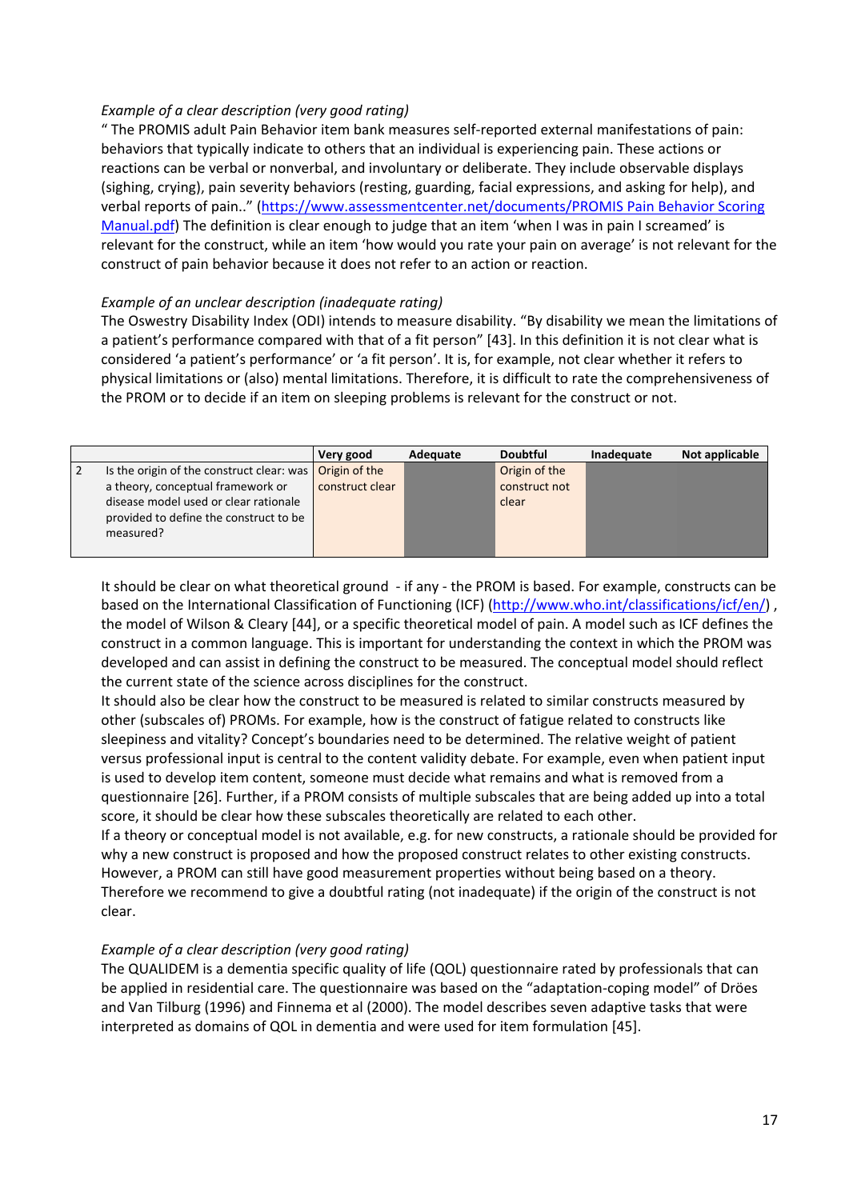*Example of a clear description (very good rating)*

" The PROMIS adult Pain Behavior item bank measures self-reported external manifestations of pain: behaviors that typically indicate to others that an individual is experiencing pain. These actions or reactions can be verbal or nonverbal, and involuntary or deliberate. They include observable displays (sighing, crying), pain severity behaviors (resting, guarding, facial expressions, and asking for help), and verbal reports of pain.." (https://www.assessmentcenter.net/documents/PROMIS Pain Behavior Scoring Manual.pdf) The definition is clear enough to judge that an item 'when I was in pain I screamed' is relevant for the construct, while an item 'how would you rate your pain on average' is not relevant for the construct of pain behavior because it does not refer to an action or reaction.

*Example of an unclear description (inadequate rating)*

The Oswestry Disability Index (ODI) intends to measure disability. "By disability we mean the limitations of a patient's performance compared with that of a fit person" [43]. In this definition it is not clear what is considered 'a patient's performance' or 'a fit person'. It is, for example, not clear whether it refers to physical limitations or (also) mental limitations. Therefore, it is difficult to rate the comprehensiveness of the PROM or to decide if an item on sleeping problems is relevant for the construct or not.

| | | Very good | Adequate | Doubtful | Inadequate | Not applicable |
|---|---|---|---|---|---|---|
| 2 | Is the origin of the construct clear: was a theory, conceptual framework or disease model used or clear rationale provided to define the construct to be measured? | Origin of the construct clear | | Origin of the construct not clear | | |

It should be clear on what theoretical ground - if any - the PROM is based. For example, constructs can be based on the International Classification of Functioning (ICF) (http://www.who.int/classifications/icf/en/) , the model of Wilson & Cleary [44], or a specific theoretical model of pain. A model such as ICF defines the construct in a common language. This is important for understanding the context in which the PROM was developed and can assist in defining the construct to be measured. The conceptual model should reflect the current state of the science across disciplines for the construct.

It should also be clear how the construct to be measured is related to similar constructs measured by other (subscales of) PROMs. For example, how is the construct of fatigue related to constructs like sleepiness and vitality? Concept's boundaries need to be determined. The relative weight of patient versus professional input is central to the content validity debate. For example, even when patient input is used to develop item content, someone must decide what remains and what is removed from a questionnaire [26]. Further, if a PROM consists of multiple subscales that are being added up into a total score, it should be clear how these subscales theoretically are related to each other.

If a theory or conceptual model is not available, e.g. for new constructs, a rationale should be provided for why a new construct is proposed and how the proposed construct relates to other existing constructs. However, a PROM can still have good measurement properties without being based on a theory. Therefore we recommend to give a doubtful rating (not inadequate) if the origin of the construct is not clear.

*Example of a clear description (very good rating)*

The QUALIDEM is a dementia specific quality of life (QOL) questionnaire rated by professionals that can be applied in residential care. The questionnaire was based on the "adaptation-coping model" of Dröes and Van Tilburg (1996) and Finnema et al (2000). The model describes seven adaptive tasks that were interpreted as domains of QOL in dementia and were used for item formulation [45].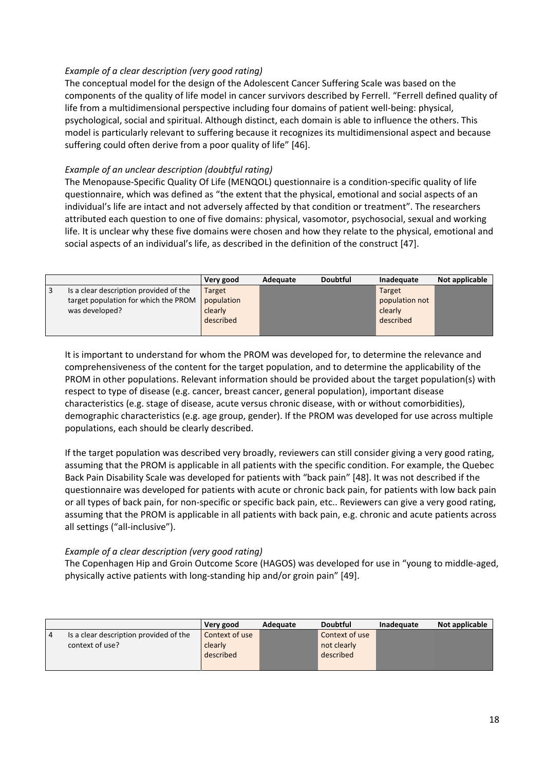*Example of a clear description (very good rating)*

The conceptual model for the design of the Adolescent Cancer Suffering Scale was based on the components of the quality of life model in cancer survivors described by Ferrell. "Ferrell defined quality of life from a multidimensional perspective including four domains of patient well-being: physical, psychological, social and spiritual. Although distinct, each domain is able to influence the others. This model is particularly relevant to suffering because it recognizes its multidimensional aspect and because suffering could often derive from a poor quality of life" [46].

*Example of an unclear description (doubtful rating)*

The Menopause-Specific Quality Of Life (MENQOL) questionnaire is a condition-specific quality of life questionnaire, which was defined as "the extent that the physical, emotional and social aspects of an individual's life are intact and not adversely affected by that condition or treatment". The researchers attributed each question to one of five domains: physical, vasomotor, psychosocial, sexual and working life. It is unclear why these five domains were chosen and how they relate to the physical, emotional and social aspects of an individual's life, as described in the definition of the construct [47].

| | | Very good | Adequate | Doubtful | Inadequate | Not applicable |
|---|---|---|---|---|---|---|
| 3 | Is a clear description provided of the target population for which the PROM was developed? | Target population clearly described | | | Target population not clearly described | |

It is important to understand for whom the PROM was developed for, to determine the relevance and comprehensiveness of the content for the target population, and to determine the applicability of the PROM in other populations. Relevant information should be provided about the target population(s) with respect to type of disease (e.g. cancer, breast cancer, general population), important disease characteristics (e.g. stage of disease, acute versus chronic disease, with or without comorbidities), demographic characteristics (e.g. age group, gender). If the PROM was developed for use across multiple populations, each should be clearly described.

If the target population was described very broadly, reviewers can still consider giving a very good rating, assuming that the PROM is applicable in all patients with the specific condition. For example, the Quebec Back Pain Disability Scale was developed for patients with "back pain" [48]. It was not described if the questionnaire was developed for patients with acute or chronic back pain, for patients with low back pain or all types of back pain, for non-specific or specific back pain, etc.. Reviewers can give a very good rating, assuming that the PROM is applicable in all patients with back pain, e.g. chronic and acute patients across all settings ("all-inclusive").

*Example of a clear description (very good rating)*

The Copenhagen Hip and Groin Outcome Score (HAGOS) was developed for use in "young to middle-aged, physically active patients with long-standing hip and/or groin pain" [49].

| | | Very good | Adequate | Doubtful | Inadequate | Not applicable |
|---|---|---|---|---|---|---|
| 4 | Is a clear description provided of the context of use? | Context of use clearly described | | Context of use not clearly described | | |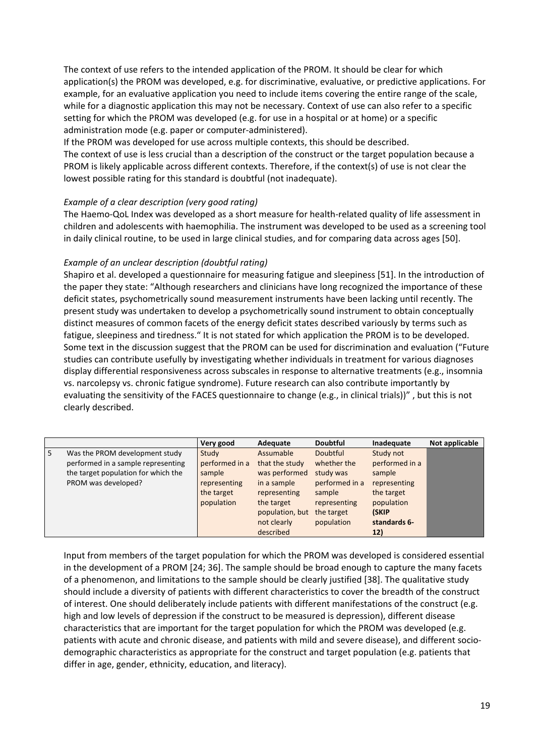The context of use refers to the intended application of the PROM. It should be clear for which application(s) the PROM was developed, e.g. for discriminative, evaluative, or predictive applications. For example, for an evaluative application you need to include items covering the entire range of the scale, while for a diagnostic application this may not be necessary. Context of use can also refer to a specific setting for which the PROM was developed (e.g. for use in a hospital or at home) or a specific administration mode (e.g. paper or computer-administered).
If the PROM was developed for use across multiple contexts, this should be described.
The context of use is less crucial than a description of the construct or the target population because a PROM is likely applicable across different contexts. Therefore, if the context(s) of use is not clear the lowest possible rating for this standard is doubtful (not inadequate).

*Example of a clear description (very good rating)*
The Haemo-QoL Index was developed as a short measure for health-related quality of life assessment in children and adolescents with haemophilia. The instrument was developed to be used as a screening tool in daily clinical routine, to be used in large clinical studies, and for comparing data across ages [50].

*Example of an unclear description (doubtful rating)*
Shapiro et al. developed a questionnaire for measuring fatigue and sleepiness [51]. In the introduction of the paper they state: "Although researchers and clinicians have long recognized the importance of these deficit states, psychometrically sound measurement instruments have been lacking until recently. The present study was undertaken to develop a psychometrically sound instrument to obtain conceptually distinct measures of common facets of the energy deficit states described variously by terms such as fatigue, sleepiness and tiredness." It is not stated for which application the PROM is to be developed. Some text in the discussion suggest that the PROM can be used for discrimination and evaluation ("Future studies can contribute usefully by investigating whether individuals in treatment for various diagnoses display differential responsiveness across subscales in response to alternative treatments (e.g., insomnia vs. narcolepsy vs. chronic fatigue syndrome). Future research can also contribute importantly by evaluating the sensitivity of the FACES questionnaire to change (e.g., in clinical trials))" , but this is not clearly described.

| | | Very good | Adequate | Doubtful | Inadequate | Not applicable |
|---|---|---|---|---|---|---|
| 5 | Was the PROM development study performed in a sample representing the target population for which the PROM was developed? | Study performed in a sample representing the target population | Assumable that the study was performed in a sample representing the target population, but not clearly described | Doubtful whether the study was performed in a sample representing the target population | Study not performed in a sample representing the target population **(SKIP standards 6-12)** | |

Input from members of the target population for which the PROM was developed is considered essential in the development of a PROM [24; 36]. The sample should be broad enough to capture the many facets of a phenomenon, and limitations to the sample should be clearly justified [38]. The qualitative study should include a diversity of patients with different characteristics to cover the breadth of the construct of interest. One should deliberately include patients with different manifestations of the construct (e.g. high and low levels of depression if the construct to be measured is depression), different disease characteristics that are important for the target population for which the PROM was developed (e.g. patients with acute and chronic disease, and patients with mild and severe disease), and different socio-demographic characteristics as appropriate for the construct and target population (e.g. patients that differ in age, gender, ethnicity, education, and literacy).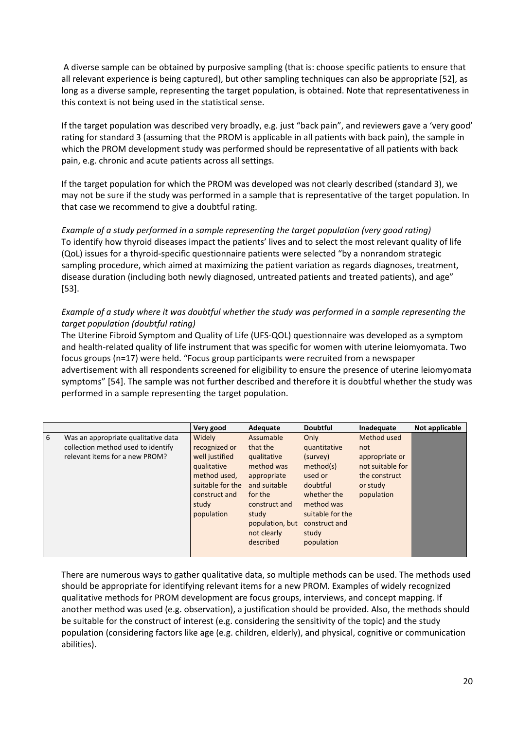A diverse sample can be obtained by purposive sampling (that is: choose specific patients to ensure that all relevant experience is being captured), but other sampling techniques can also be appropriate [52], as long as a diverse sample, representing the target population, is obtained. Note that representativeness in this context is not being used in the statistical sense.

If the target population was described very broadly, e.g. just "back pain", and reviewers gave a 'very good' rating for standard 3 (assuming that the PROM is applicable in all patients with back pain), the sample in which the PROM development study was performed should be representative of all patients with back pain, e.g. chronic and acute patients across all settings.

If the target population for which the PROM was developed was not clearly described (standard 3), we may not be sure if the study was performed in a sample that is representative of the target population. In that case we recommend to give a doubtful rating.

*Example of a study performed in a sample representing the target population (very good rating)*
To identify how thyroid diseases impact the patients' lives and to select the most relevant quality of life (QoL) issues for a thyroid-specific questionnaire patients were selected "by a nonrandom strategic sampling procedure, which aimed at maximizing the patient variation as regards diagnoses, treatment, disease duration (including both newly diagnosed, untreated patients and treated patients), and age" [53].

*Example of a study where it was doubtful whether the study was performed in a sample representing the target population (doubtful rating)*
The Uterine Fibroid Symptom and Quality of Life (UFS-QOL) questionnaire was developed as a symptom and health-related quality of life instrument that was specific for women with uterine leiomyomata. Two focus groups (n=17) were held. "Focus group participants were recruited from a newspaper advertisement with all respondents screened for eligibility to ensure the presence of uterine leiomyomata symptoms" [54]. The sample was not further described and therefore it is doubtful whether the study was performed in a sample representing the target population.

| | | Very good | Adequate | Doubtful | Inadequate | Not applicable |
|---|---|---|---|---|---|---|
| 6 | Was an appropriate qualitative data collection method used to identify relevant items for a new PROM? | Widely recognized or well justified qualitative method used, suitable for the construct and study population | Assumable that the qualitative method was appropriate and suitable for the construct and study population, but not clearly described | Only quantitative (survey) method(s) used or doubtful whether the method was suitable for the construct and study population | Method used not appropriate or not suitable for the construct or study population | |

There are numerous ways to gather qualitative data, so multiple methods can be used. The methods used should be appropriate for identifying relevant items for a new PROM. Examples of widely recognized qualitative methods for PROM development are focus groups, interviews, and concept mapping. If another method was used (e.g. observation), a justification should be provided. Also, the methods should be suitable for the construct of interest (e.g. considering the sensitivity of the topic) and the study population (considering factors like age (e.g. children, elderly), and physical, cognitive or communication abilities).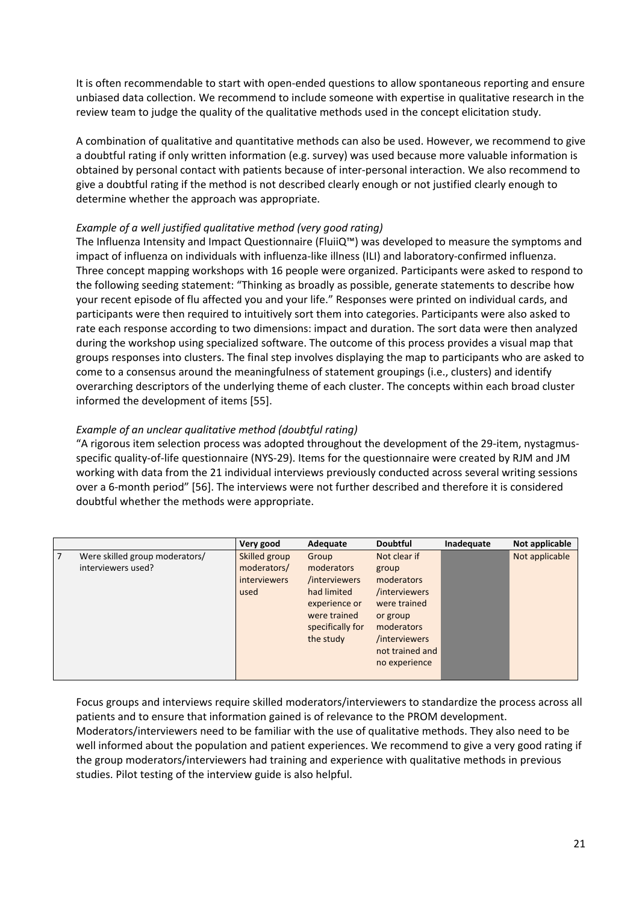It is often recommendable to start with open-ended questions to allow spontaneous reporting and ensure unbiased data collection. We recommend to include someone with expertise in qualitative research in the review team to judge the quality of the qualitative methods used in the concept elicitation study.

A combination of qualitative and quantitative methods can also be used. However, we recommend to give a doubtful rating if only written information (e.g. survey) was used because more valuable information is obtained by personal contact with patients because of inter-personal interaction. We also recommend to give a doubtful rating if the method is not described clearly enough or not justified clearly enough to determine whether the approach was appropriate.

*Example of a well justified qualitative method (very good rating)*

The Influenza Intensity and Impact Questionnaire (FluiiQ™) was developed to measure the symptoms and impact of influenza on individuals with influenza-like illness (ILI) and laboratory-confirmed influenza. Three concept mapping workshops with 16 people were organized. Participants were asked to respond to the following seeding statement: "Thinking as broadly as possible, generate statements to describe how your recent episode of flu affected you and your life." Responses were printed on individual cards, and participants were then required to intuitively sort them into categories. Participants were also asked to rate each response according to two dimensions: impact and duration. The sort data were then analyzed during the workshop using specialized software. The outcome of this process provides a visual map that groups responses into clusters. The final step involves displaying the map to participants who are asked to come to a consensus around the meaningfulness of statement groupings (i.e., clusters) and identify overarching descriptors of the underlying theme of each cluster. The concepts within each broad cluster informed the development of items [55].

*Example of an unclear qualitative method (doubtful rating)*

"A rigorous item selection process was adopted throughout the development of the 29-item, nystagmus-specific quality-of-life questionnaire (NYS-29). Items for the questionnaire were created by RJM and JM working with data from the 21 individual interviews previously conducted across several writing sessions over a 6-month period" [56]. The interviews were not further described and therefore it is considered doubtful whether the methods were appropriate.

| | | Very good | Adequate | Doubtful | Inadequate | Not applicable |
|---|---|---|---|---|---|---|
| 7 | Were skilled group moderators/ interviewers used? | Skilled group moderators/ interviewers used | Group moderators /interviewers had limited experience or were trained specifically for the study | Not clear if group moderators /interviewers were trained or group moderators /interviewers not trained and no experience | | Not applicable |

Focus groups and interviews require skilled moderators/interviewers to standardize the process across all patients and to ensure that information gained is of relevance to the PROM development. Moderators/interviewers need to be familiar with the use of qualitative methods. They also need to be well informed about the population and patient experiences. We recommend to give a very good rating if the group moderators/interviewers had training and experience with qualitative methods in previous studies. Pilot testing of the interview guide is also helpful.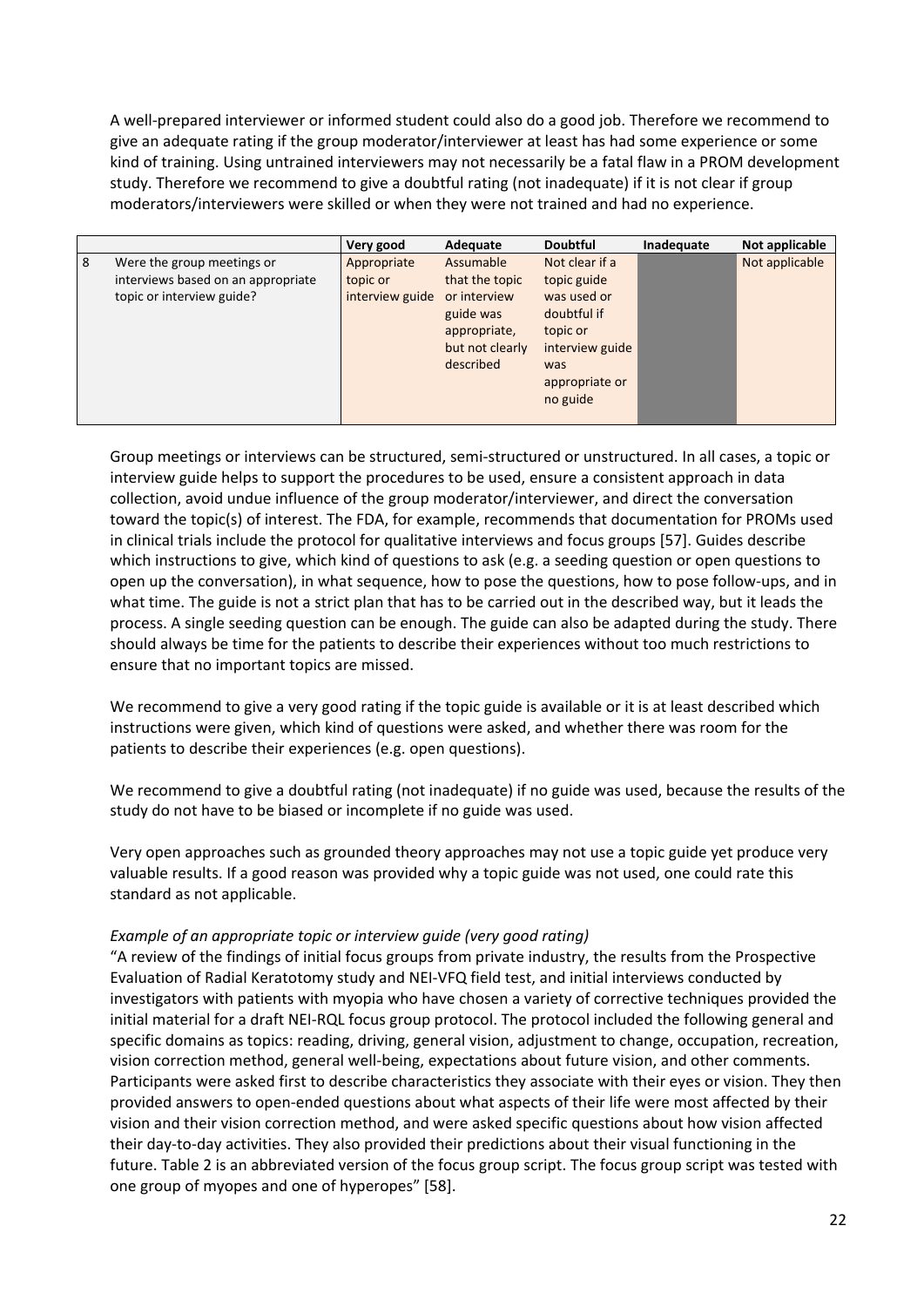A well-prepared interviewer or informed student could also do a good job. Therefore we recommend to give an adequate rating if the group moderator/interviewer at least has had some experience or some kind of training. Using untrained interviewers may not necessarily be a fatal flaw in a PROM development study. Therefore we recommend to give a doubtful rating (not inadequate) if it is not clear if group moderators/interviewers were skilled or when they were not trained and had no experience.

| | | Very good | Adequate | Doubtful | Inadequate | Not applicable |
|---|---|---|---|---|---|---|
| 8 | Were the group meetings or interviews based on an appropriate topic or interview guide? | Appropriate topic or interview guide | Assumable that the topic or interview guide was appropriate, but not clearly described | Not clear if a topic guide was used or doubtful if topic or interview guide was appropriate or no guide | | Not applicable |

Group meetings or interviews can be structured, semi-structured or unstructured. In all cases, a topic or interview guide helps to support the procedures to be used, ensure a consistent approach in data collection, avoid undue influence of the group moderator/interviewer, and direct the conversation toward the topic(s) of interest. The FDA, for example, recommends that documentation for PROMs used in clinical trials include the protocol for qualitative interviews and focus groups [57]. Guides describe which instructions to give, which kind of questions to ask (e.g. a seeding question or open questions to open up the conversation), in what sequence, how to pose the questions, how to pose follow-ups, and in what time. The guide is not a strict plan that has to be carried out in the described way, but it leads the process. A single seeding question can be enough. The guide can also be adapted during the study. There should always be time for the patients to describe their experiences without too much restrictions to ensure that no important topics are missed.

We recommend to give a very good rating if the topic guide is available or it is at least described which instructions were given, which kind of questions were asked, and whether there was room for the patients to describe their experiences (e.g. open questions).

We recommend to give a doubtful rating (not inadequate) if no guide was used, because the results of the study do not have to be biased or incomplete if no guide was used.

Very open approaches such as grounded theory approaches may not use a topic guide yet produce very valuable results. If a good reason was provided why a topic guide was not used, one could rate this standard as not applicable.

*Example of an appropriate topic or interview guide (very good rating)*

"A review of the findings of initial focus groups from private industry, the results from the Prospective Evaluation of Radial Keratotomy study and NEI-VFQ field test, and initial interviews conducted by investigators with patients with myopia who have chosen a variety of corrective techniques provided the initial material for a draft NEI-RQL focus group protocol. The protocol included the following general and specific domains as topics: reading, driving, general vision, adjustment to change, occupation, recreation, vision correction method, general well-being, expectations about future vision, and other comments. Participants were asked first to describe characteristics they associate with their eyes or vision. They then provided answers to open-ended questions about what aspects of their life were most affected by their vision and their vision correction method, and were asked specific questions about how vision affected their day-to-day activities. They also provided their predictions about their visual functioning in the future. Table 2 is an abbreviated version of the focus group script. The focus group script was tested with one group of myopes and one of hyperopes" [58].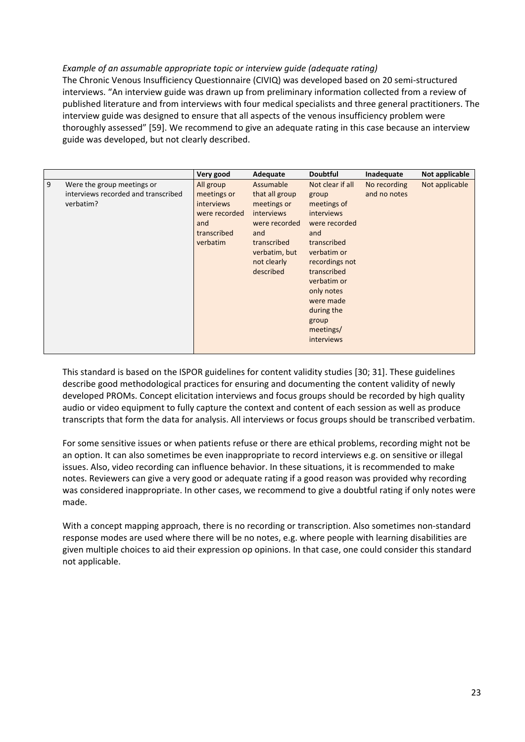*Example of an assumable appropriate topic or interview guide (adequate rating)*
The Chronic Venous Insufficiency Questionnaire (CIVIQ) was developed based on 20 semi-structured interviews. "An interview guide was drawn up from preliminary information collected from a review of published literature and from interviews with four medical specialists and three general practitioners. The interview guide was designed to ensure that all aspects of the venous insufficiency problem were thoroughly assessed" [59]. We recommend to give an adequate rating in this case because an interview guide was developed, but not clearly described.

| | | Very good | Adequate | Doubtful | Inadequate | Not applicable |
|---|---|---|---|---|---|---|
| 9 | Were the group meetings or interviews recorded and transcribed verbatim? | All group meetings or interviews were recorded and transcribed verbatim | Assumable that all group meetings or interviews were recorded and transcribed verbatim, but not clearly described | Not clear if all group meetings of interviews were recorded and transcribed verbatim or recordings not transcribed verbatim or only notes were made during the group meetings/ interviews | No recording and no notes | Not applicable |

This standard is based on the ISPOR guidelines for content validity studies [30; 31]. These guidelines describe good methodological practices for ensuring and documenting the content validity of newly developed PROMs. Concept elicitation interviews and focus groups should be recorded by high quality audio or video equipment to fully capture the context and content of each session as well as produce transcripts that form the data for analysis. All interviews or focus groups should be transcribed verbatim.

For some sensitive issues or when patients refuse or there are ethical problems, recording might not be an option. It can also sometimes be even inappropriate to record interviews e.g. on sensitive or illegal issues. Also, video recording can influence behavior. In these situations, it is recommended to make notes. Reviewers can give a very good or adequate rating if a good reason was provided why recording was considered inappropriate. In other cases, we recommend to give a doubtful rating if only notes were made.

With a concept mapping approach, there is no recording or transcription. Also sometimes non-standard response modes are used where there will be no notes, e.g. where people with learning disabilities are given multiple choices to aid their expression op opinions. In that case, one could consider this standard not applicable.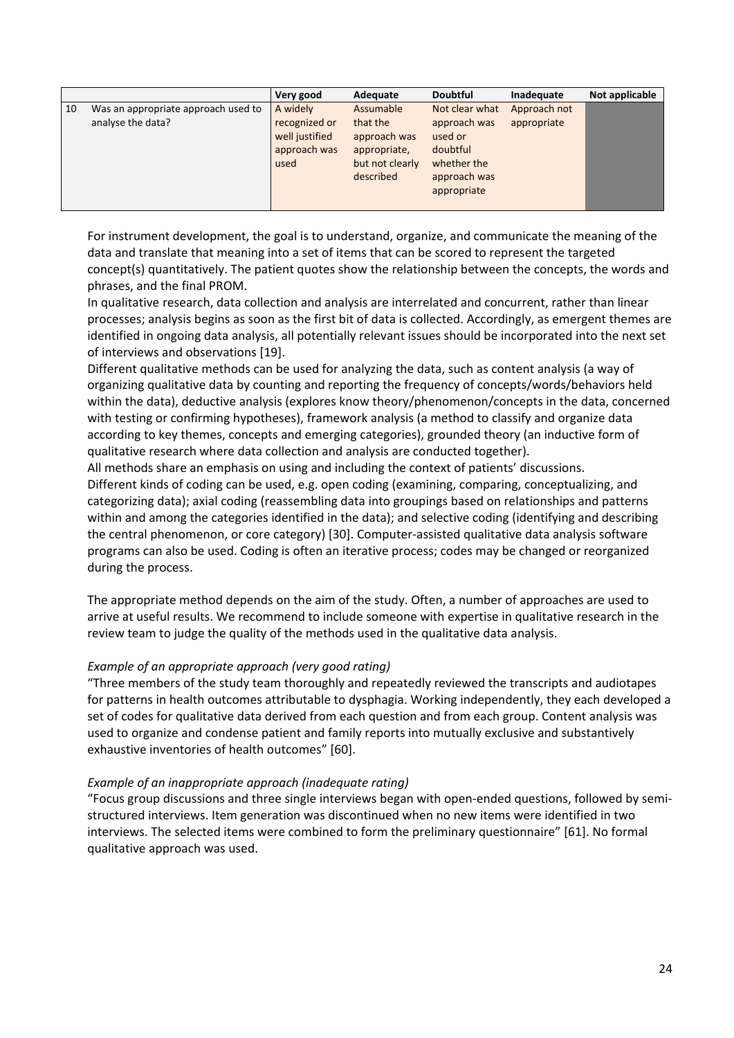| | | Very good | Adequate | Doubtful | Inadequate | Not applicable |
|---|---|---|---|---|---|---|
| 10 | Was an appropriate approach used to analyse the data? | A widely recognized or well justified approach was used | Assumable that the approach was appropriate, but not clearly described | Not clear what approach was used or doubtful whether the approach was appropriate | Approach not appropriate | |

For instrument development, the goal is to understand, organize, and communicate the meaning of the data and translate that meaning into a set of items that can be scored to represent the targeted concept(s) quantitatively. The patient quotes show the relationship between the concepts, the words and phrases, and the final PROM.

In qualitative research, data collection and analysis are interrelated and concurrent, rather than linear processes; analysis begins as soon as the first bit of data is collected. Accordingly, as emergent themes are identified in ongoing data analysis, all potentially relevant issues should be incorporated into the next set of interviews and observations [19].

Different qualitative methods can be used for analyzing the data, such as content analysis (a way of organizing qualitative data by counting and reporting the frequency of concepts/words/behaviors held within the data), deductive analysis (explores know theory/phenomenon/concepts in the data, concerned with testing or confirming hypotheses), framework analysis (a method to classify and organize data according to key themes, concepts and emerging categories), grounded theory (an inductive form of qualitative research where data collection and analysis are conducted together).

All methods share an emphasis on using and including the context of patients' discussions.

Different kinds of coding can be used, e.g. open coding (examining, comparing, conceptualizing, and categorizing data); axial coding (reassembling data into groupings based on relationships and patterns within and among the categories identified in the data); and selective coding (identifying and describing the central phenomenon, or core category) [30]. Computer-assisted qualitative data analysis software programs can also be used. Coding is often an iterative process; codes may be changed or reorganized during the process.

The appropriate method depends on the aim of the study. Often, a number of approaches are used to arrive at useful results. We recommend to include someone with expertise in qualitative research in the review team to judge the quality of the methods used in the qualitative data analysis.

*Example of an appropriate approach (very good rating)*

"Three members of the study team thoroughly and repeatedly reviewed the transcripts and audiotapes for patterns in health outcomes attributable to dysphagia. Working independently, they each developed a set of codes for qualitative data derived from each question and from each group. Content analysis was used to organize and condense patient and family reports into mutually exclusive and substantively exhaustive inventories of health outcomes" [60].

*Example of an inappropriate approach (inadequate rating)*

"Focus group discussions and three single interviews began with open-ended questions, followed by semi-structured interviews. Item generation was discontinued when no new items were identified in two interviews. The selected items were combined to form the preliminary questionnaire" [61]. No formal qualitative approach was used.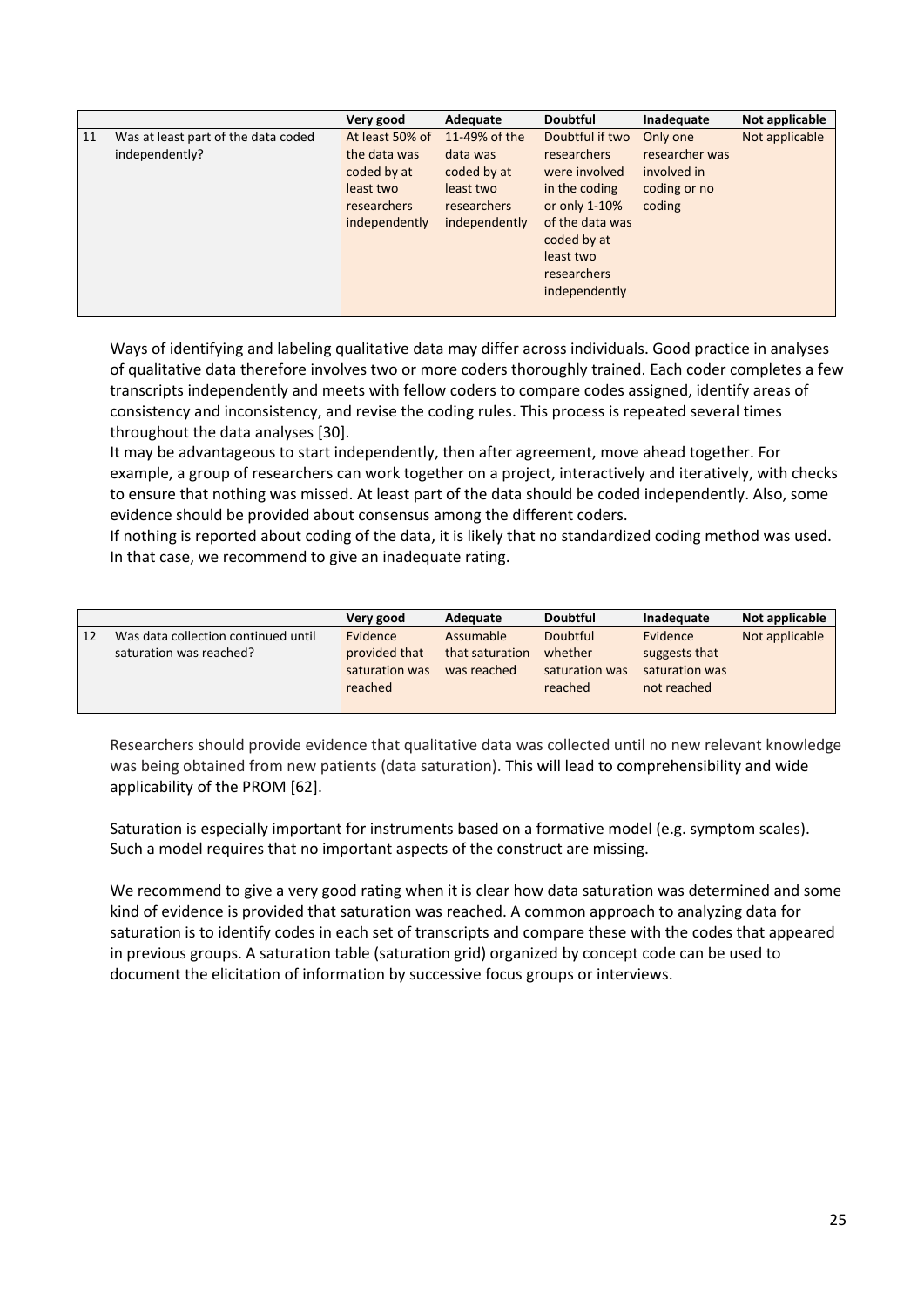| | | Very good | Adequate | Doubtful | Inadequate | Not applicable |
|---|---|---|---|---|---|---|
| 11 | Was at least part of the data coded independently? | At least 50% of the data was coded by at least two researchers independently | 11-49% of the data was coded by at least two researchers independently | Doubtful if two researchers were involved in the coding or only 1-10% of the data was coded by at least two researchers independently | Only one researcher was involved in coding or no coding | Not applicable |

Ways of identifying and labeling qualitative data may differ across individuals. Good practice in analyses of qualitative data therefore involves two or more coders thoroughly trained. Each coder completes a few transcripts independently and meets with fellow coders to compare codes assigned, identify areas of consistency and inconsistency, and revise the coding rules. This process is repeated several times throughout the data analyses [30].

It may be advantageous to start independently, then after agreement, move ahead together. For example, a group of researchers can work together on a project, interactively and iteratively, with checks to ensure that nothing was missed. At least part of the data should be coded independently. Also, some evidence should be provided about consensus among the different coders.

If nothing is reported about coding of the data, it is likely that no standardized coding method was used. In that case, we recommend to give an inadequate rating.

| | | Very good | Adequate | Doubtful | Inadequate | Not applicable |
|---|---|---|---|---|---|---|
| 12 | Was data collection continued until saturation was reached? | Evidence provided that saturation was reached | Assumable that saturation was reached | Doubtful whether saturation was reached | Evidence suggests that saturation was not reached | Not applicable |

Researchers should provide evidence that qualitative data was collected until no new relevant knowledge was being obtained from new patients (data saturation). This will lead to comprehensibility and wide applicability of the PROM [62].

Saturation is especially important for instruments based on a formative model (e.g. symptom scales). Such a model requires that no important aspects of the construct are missing.

We recommend to give a very good rating when it is clear how data saturation was determined and some kind of evidence is provided that saturation was reached. A common approach to analyzing data for saturation is to identify codes in each set of transcripts and compare these with the codes that appeared in previous groups. A saturation table (saturation grid) organized by concept code can be used to document the elicitation of information by successive focus groups or interviews.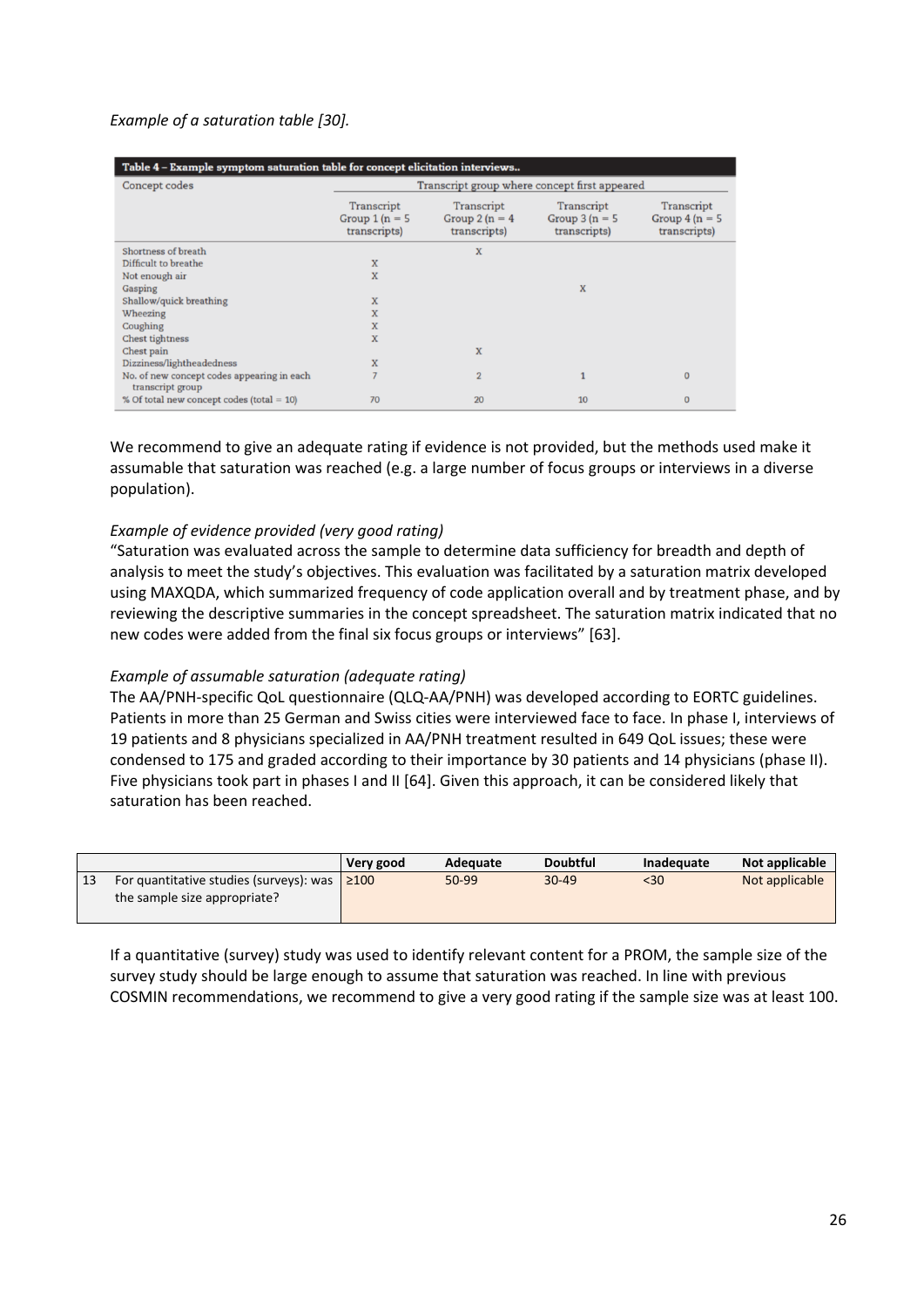*Example of a saturation table [30].*

**Table 4 – Example symptom saturation table for concept elicitation interviews..**

| Concept codes | Transcript group where concept first appeared | | | |
|---|---|---|---|---|
| | Transcript Group 1 (n = 5 transcripts) | Transcript Group 2 (n = 4 transcripts) | Transcript Group 3 (n = 5 transcripts) | Transcript Group 4 (n = 5 transcripts) |
| Shortness of breath | | X | | |
| Difficult to breathe | X | | | |
| Not enough air | X | | | |
| Gasping | | | X | |
| Shallow/quick breathing | X | | | |
| Wheezing | X | | | |
| Coughing | X | | | |
| Chest tightness | X | | | |
| Chest pain | | X | | |
| Dizziness/lightheadedness | X | | | |
| No. of new concept codes appearing in each transcript group | 7 | 2 | 1 | 0 |
| % Of total new concept codes (total = 10) | 70 | 20 | 10 | 0 |

We recommend to give an adequate rating if evidence is not provided, but the methods used make it assumable that saturation was reached (e.g. a large number of focus groups or interviews in a diverse population).

*Example of evidence provided (very good rating)*
"Saturation was evaluated across the sample to determine data sufficiency for breadth and depth of analysis to meet the study's objectives. This evaluation was facilitated by a saturation matrix developed using MAXQDA, which summarized frequency of code application overall and by treatment phase, and by reviewing the descriptive summaries in the concept spreadsheet. The saturation matrix indicated that no new codes were added from the final six focus groups or interviews" [63].

*Example of assumable saturation (adequate rating)*
The AA/PNH-specific QoL questionnaire (QLQ-AA/PNH) was developed according to EORTC guidelines. Patients in more than 25 German and Swiss cities were interviewed face to face. In phase I, interviews of 19 patients and 8 physicians specialized in AA/PNH treatment resulted in 649 QoL issues; these were condensed to 175 and graded according to their importance by 30 patients and 14 physicians (phase II). Five physicians took part in phases I and II [64]. Given this approach, it can be considered likely that saturation has been reached.

| | | Very good | Adequate | Doubtful | Inadequate | Not applicable |
|---|---|---|---|---|---|---|
| 13 | For quantitative studies (surveys): was the sample size appropriate? | ≥100 | 50-99 | 30-49 | <30 | Not applicable |

If a quantitative (survey) study was used to identify relevant content for a PROM, the sample size of the survey study should be large enough to assume that saturation was reached. In line with previous COSMIN recommendations, we recommend to give a very good rating if the sample size was at least 100.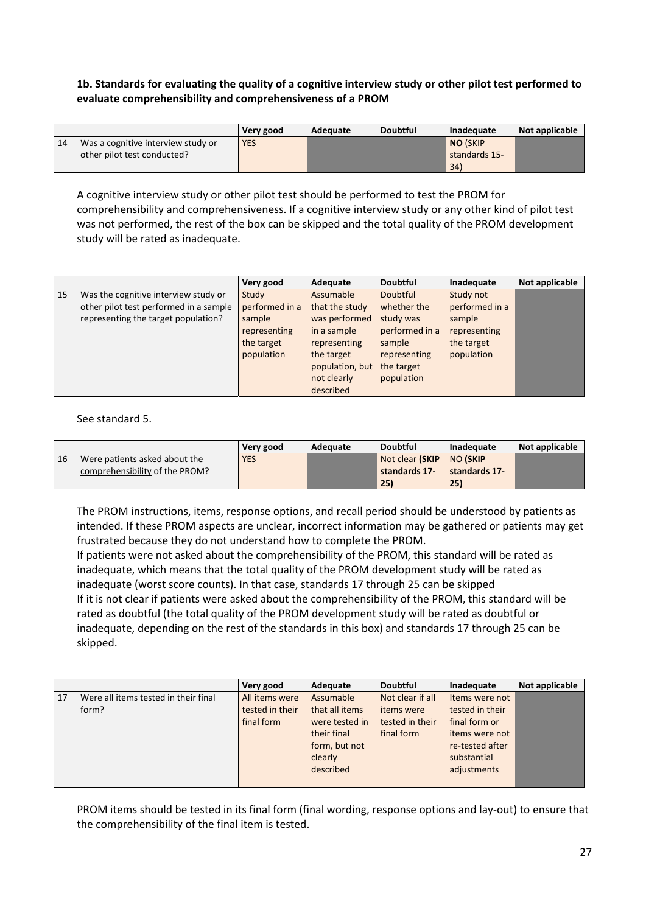**1b. Standards for evaluating the quality of a cognitive interview study or other pilot test performed to evaluate comprehensibility and comprehensiveness of a PROM**

| | | Very good | Adequate | Doubtful | Inadequate | Not applicable |
|---|---|---|---|---|---|---|
| 14 | Was a cognitive interview study or other pilot test conducted? | YES | | | **NO** (SKIP standards 15-34) | |

A cognitive interview study or other pilot test should be performed to test the PROM for comprehensibility and comprehensiveness. If a cognitive interview study or any other kind of pilot test was not performed, the rest of the box can be skipped and the total quality of the PROM development study will be rated as inadequate.

| | | Very good | Adequate | Doubtful | Inadequate | Not applicable |
|---|---|---|---|---|---|---|
| 15 | Was the cognitive interview study or other pilot test performed in a sample representing the target population? | Study performed in a sample representing the target population | Assumable that the study was performed in a sample representing the target population, but not clearly described | Doubtful whether the study was performed in a sample representing the target population | Study not performed in a sample representing the target population | |

See standard 5.

| | | Very good | Adequate | Doubtful | Inadequate | Not applicable |
|---|---|---|---|---|---|---|
| 16 | Were patients asked about the comprehensibility of the PROM? | YES | | Not clear **(SKIP standards 17-25)** | NO **(SKIP standards 17-25)** | |

The PROM instructions, items, response options, and recall period should be understood by patients as intended. If these PROM aspects are unclear, incorrect information may be gathered or patients may get frustrated because they do not understand how to complete the PROM.
If patients were not asked about the comprehensibility of the PROM, this standard will be rated as inadequate, which means that the total quality of the PROM development study will be rated as inadequate (worst score counts). In that case, standards 17 through 25 can be skipped
If it is not clear if patients were asked about the comprehensibility of the PROM, this standard will be rated as doubtful (the total quality of the PROM development study will be rated as doubtful or inadequate, depending on the rest of the standards in this box) and standards 17 through 25 can be skipped.

| | | Very good | Adequate | Doubtful | Inadequate | Not applicable |
|---|---|---|---|---|---|---|
| 17 | Were all items tested in their final form? | All items were tested in their final form | Assumable that all items were tested in their final form, but not clearly described | Not clear if all items were tested in their final form | Items were not tested in their final form or items were not re-tested after substantial adjustments | |

PROM items should be tested in its final form (final wording, response options and lay-out) to ensure that the comprehensibility of the final item is tested.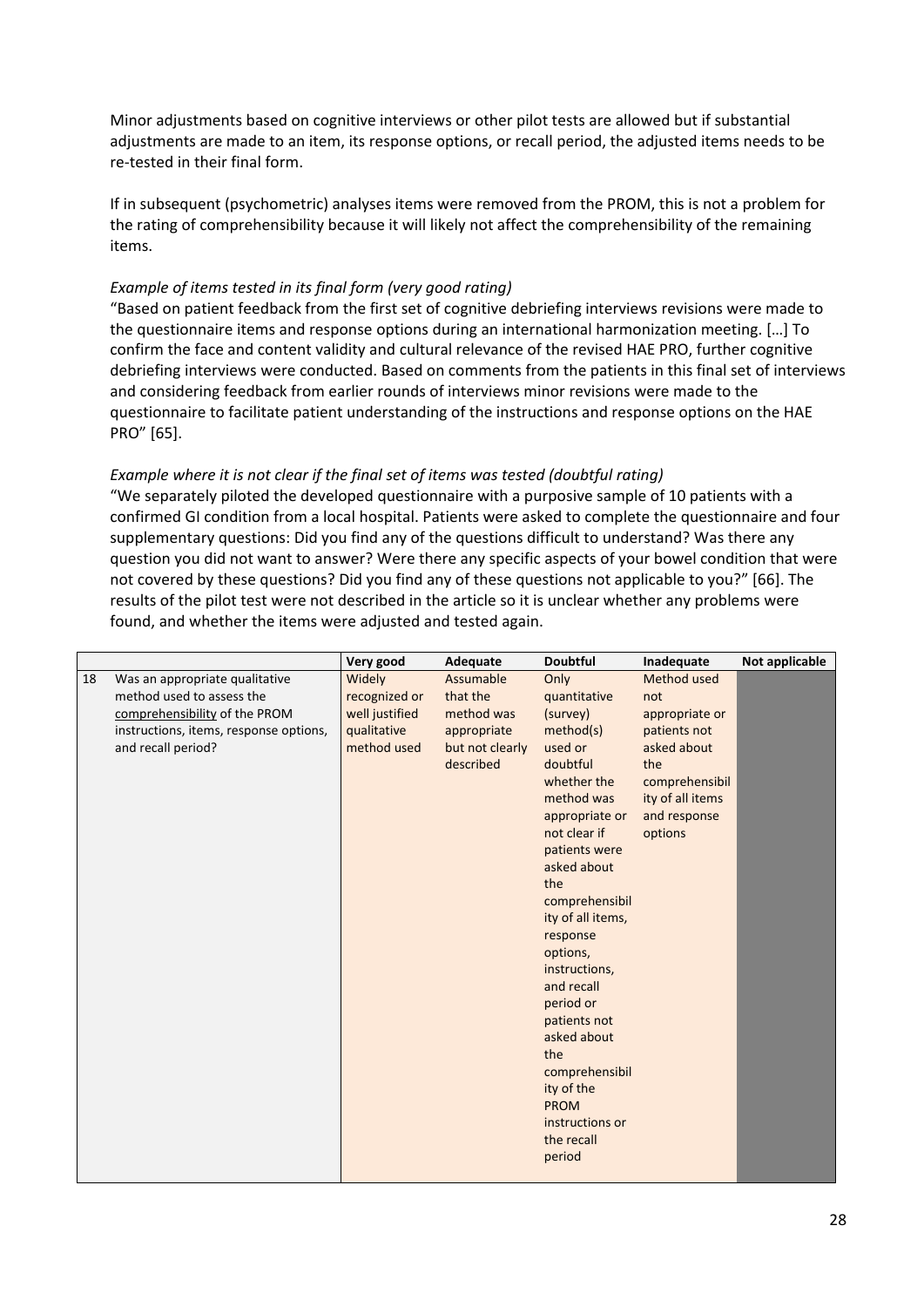Minor adjustments based on cognitive interviews or other pilot tests are allowed but if substantial adjustments are made to an item, its response options, or recall period, the adjusted items needs to be re-tested in their final form.

If in subsequent (psychometric) analyses items were removed from the PROM, this is not a problem for the rating of comprehensibility because it will likely not affect the comprehensibility of the remaining items.

*Example of items tested in its final form (very good rating)*
"Based on patient feedback from the first set of cognitive debriefing interviews revisions were made to the questionnaire items and response options during an international harmonization meeting. […] To confirm the face and content validity and cultural relevance of the revised HAE PRO, further cognitive debriefing interviews were conducted. Based on comments from the patients in this final set of interviews and considering feedback from earlier rounds of interviews minor revisions were made to the questionnaire to facilitate patient understanding of the instructions and response options on the HAE PRO" [65].

*Example where it is not clear if the final set of items was tested (doubtful rating)*
"We separately piloted the developed questionnaire with a purposive sample of 10 patients with a confirmed GI condition from a local hospital. Patients were asked to complete the questionnaire and four supplementary questions: Did you find any of the questions difficult to understand? Was there any question you did not want to answer? Were there any specific aspects of your bowel condition that were not covered by these questions? Did you find any of these questions not applicable to you?" [66]. The results of the pilot test were not described in the article so it is unclear whether any problems were found, and whether the items were adjusted and tested again.

| | | Very good | Adequate | Doubtful | Inadequate | Not applicable |
|---|---|---|---|---|---|---|
| 18 | Was an appropriate qualitative method used to assess the comprehensibility of the PROM instructions, items, response options, and recall period? | Widely recognized or well justified qualitative method used | Assumable that the method was appropriate but not clearly described | Only quantitative (survey) method(s) used or doubtful whether the method was appropriate or not clear if patients were asked about the comprehensibility of all items, response options, instructions, and recall period or patients not asked about the comprehensibility of the PROM instructions or the recall period | Method used not appropriate or patients not asked about the comprehensibility of all items and response options | |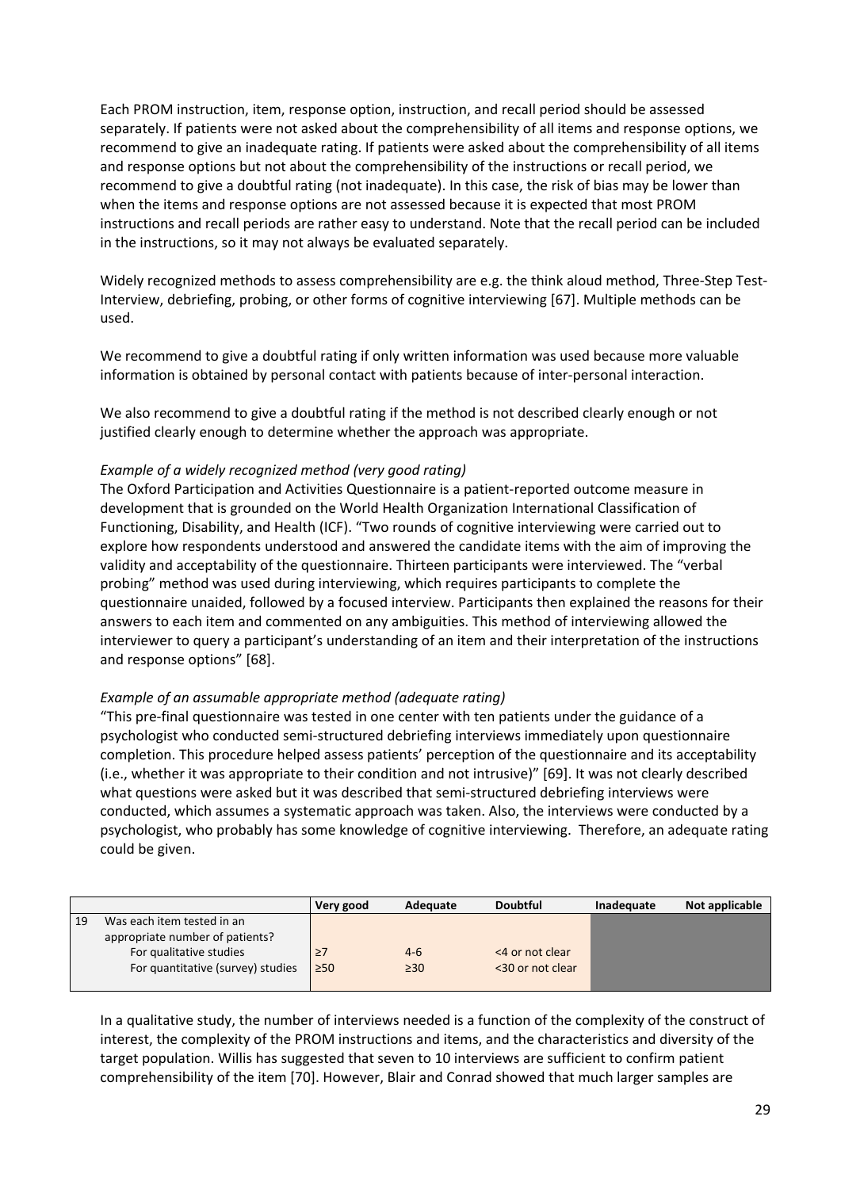Each PROM instruction, item, response option, instruction, and recall period should be assessed separately. If patients were not asked about the comprehensibility of all items and response options, we recommend to give an inadequate rating. If patients were asked about the comprehensibility of all items and response options but not about the comprehensibility of the instructions or recall period, we recommend to give a doubtful rating (not inadequate). In this case, the risk of bias may be lower than when the items and response options are not assessed because it is expected that most PROM instructions and recall periods are rather easy to understand. Note that the recall period can be included in the instructions, so it may not always be evaluated separately.

Widely recognized methods to assess comprehensibility are e.g. the think aloud method, Three-Step Test-Interview, debriefing, probing, or other forms of cognitive interviewing [67]. Multiple methods can be used.

We recommend to give a doubtful rating if only written information was used because more valuable information is obtained by personal contact with patients because of inter-personal interaction.

We also recommend to give a doubtful rating if the method is not described clearly enough or not justified clearly enough to determine whether the approach was appropriate.

*Example of a widely recognized method (very good rating)*

The Oxford Participation and Activities Questionnaire is a patient-reported outcome measure in development that is grounded on the World Health Organization International Classification of Functioning, Disability, and Health (ICF). "Two rounds of cognitive interviewing were carried out to explore how respondents understood and answered the candidate items with the aim of improving the validity and acceptability of the questionnaire. Thirteen participants were interviewed. The "verbal probing" method was used during interviewing, which requires participants to complete the questionnaire unaided, followed by a focused interview. Participants then explained the reasons for their answers to each item and commented on any ambiguities. This method of interviewing allowed the interviewer to query a participant's understanding of an item and their interpretation of the instructions and response options" [68].

*Example of an assumable appropriate method (adequate rating)*

"This pre-final questionnaire was tested in one center with ten patients under the guidance of a psychologist who conducted semi-structured debriefing interviews immediately upon questionnaire completion. This procedure helped assess patients' perception of the questionnaire and its acceptability (i.e., whether it was appropriate to their condition and not intrusive)" [69]. It was not clearly described what questions were asked but it was described that semi-structured debriefing interviews were conducted, which assumes a systematic approach was taken. Also, the interviews were conducted by a psychologist, who probably has some knowledge of cognitive interviewing. Therefore, an adequate rating could be given.

| | | Very good | Adequate | Doubtful | Inadequate | Not applicable |
|---|---|---|---|---|---|---|
| 19 | Was each item tested in an appropriate number of patients? | | | | | |
| | For qualitative studies | ≥7 | 4-6 | <4 or not clear | | |
| | For quantitative (survey) studies | ≥50 | ≥30 | <30 or not clear | | |

In a qualitative study, the number of interviews needed is a function of the complexity of the construct of interest, the complexity of the PROM instructions and items, and the characteristics and diversity of the target population. Willis has suggested that seven to 10 interviews are sufficient to confirm patient comprehensibility of the item [70]. However, Blair and Conrad showed that much larger samples are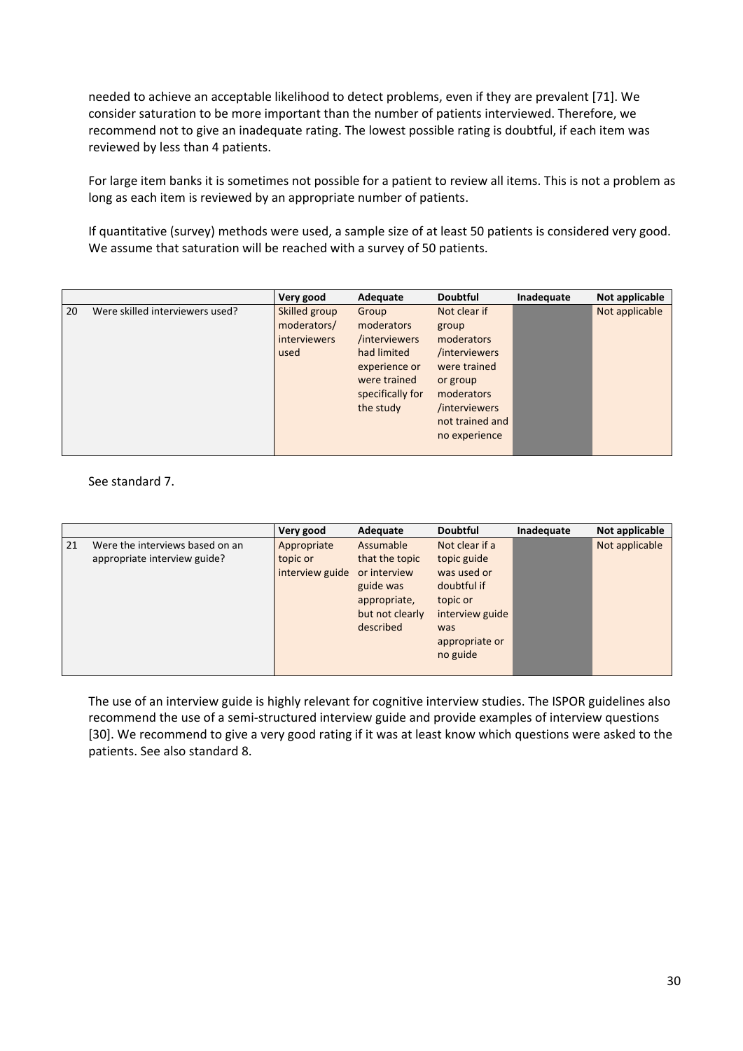needed to achieve an acceptable likelihood to detect problems, even if they are prevalent [71]. We consider saturation to be more important than the number of patients interviewed. Therefore, we recommend not to give an inadequate rating. The lowest possible rating is doubtful, if each item was reviewed by less than 4 patients.

For large item banks it is sometimes not possible for a patient to review all items. This is not a problem as long as each item is reviewed by an appropriate number of patients.

If quantitative (survey) methods were used, a sample size of at least 50 patients is considered very good. We assume that saturation will be reached with a survey of 50 patients.

| | | Very good | Adequate | Doubtful | Inadequate | Not applicable |
|---|---|---|---|---|---|---|
| 20 | Were skilled interviewers used? | Skilled group moderators/ interviewers used | Group moderators /interviewers had limited experience or were trained specifically for the study | Not clear if group moderators /interviewers were trained or group moderators /interviewers not trained and no experience | | Not applicable |

See standard 7.

| | | Very good | Adequate | Doubtful | Inadequate | Not applicable |
|---|---|---|---|---|---|---|
| 21 | Were the interviews based on an appropriate interview guide? | Appropriate topic or interview guide | Assumable that the topic or interview guide was appropriate, but not clearly described | Not clear if a topic guide was used or doubtful if topic or interview guide was appropriate or no guide | | Not applicable |

The use of an interview guide is highly relevant for cognitive interview studies. The ISPOR guidelines also recommend the use of a semi-structured interview guide and provide examples of interview questions [30]. We recommend to give a very good rating if it was at least know which questions were asked to the patients. See also standard 8.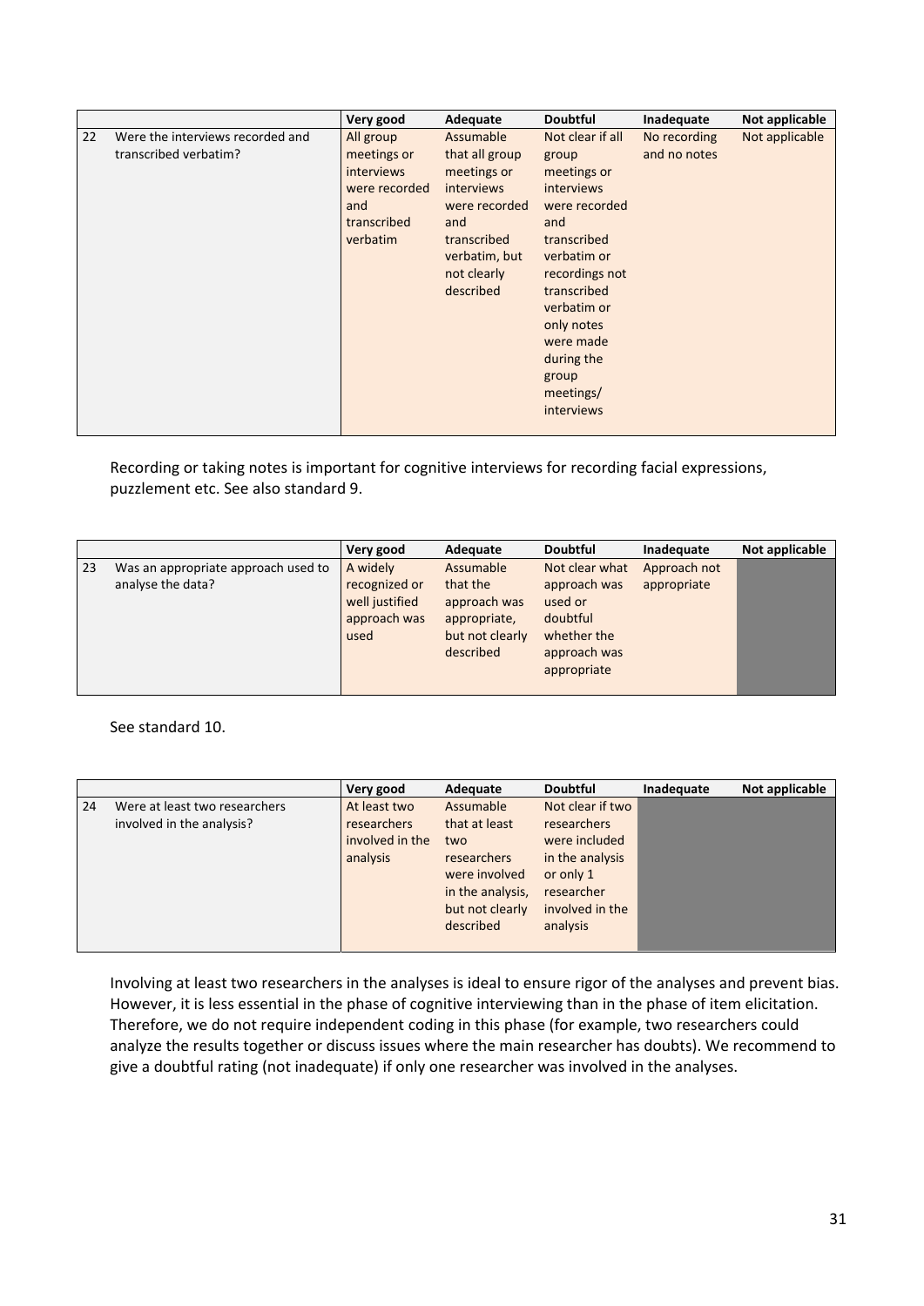| | | Very good | Adequate | Doubtful | Inadequate | Not applicable |
|---|---|---|---|---|---|---|
| 22 | Were the interviews recorded and transcribed verbatim? | All group meetings or interviews were recorded and transcribed verbatim | Assumable that all group meetings or interviews were recorded and transcribed verbatim, but not clearly described | Not clear if all group meetings or interviews were recorded and transcribed verbatim or recordings not transcribed verbatim or only notes were made during the group meetings/ interviews | No recording and no notes | Not applicable |

Recording or taking notes is important for cognitive interviews for recording facial expressions, puzzlement etc. See also standard 9.

| | | Very good | Adequate | Doubtful | Inadequate | Not applicable |
|---|---|---|---|---|---|---|
| 23 | Was an appropriate approach used to analyse the data? | A widely recognized or well justified approach was used | Assumable that the approach was appropriate, but not clearly described | Not clear what approach was used or doubtful whether the approach was appropriate | Approach not appropriate | |

See standard 10.

| | | Very good | Adequate | Doubtful | Inadequate | Not applicable |
|---|---|---|---|---|---|---|
| 24 | Were at least two researchers involved in the analysis? | At least two researchers involved in the analysis | Assumable that at least two researchers were involved in the analysis, but not clearly described | Not clear if two researchers were included in the analysis or only 1 researcher involved in the analysis | | |

Involving at least two researchers in the analyses is ideal to ensure rigor of the analyses and prevent bias. However, it is less essential in the phase of cognitive interviewing than in the phase of item elicitation. Therefore, we do not require independent coding in this phase (for example, two researchers could analyze the results together or discuss issues where the main researcher has doubts). We recommend to give a doubtful rating (not inadequate) if only one researcher was involved in the analyses.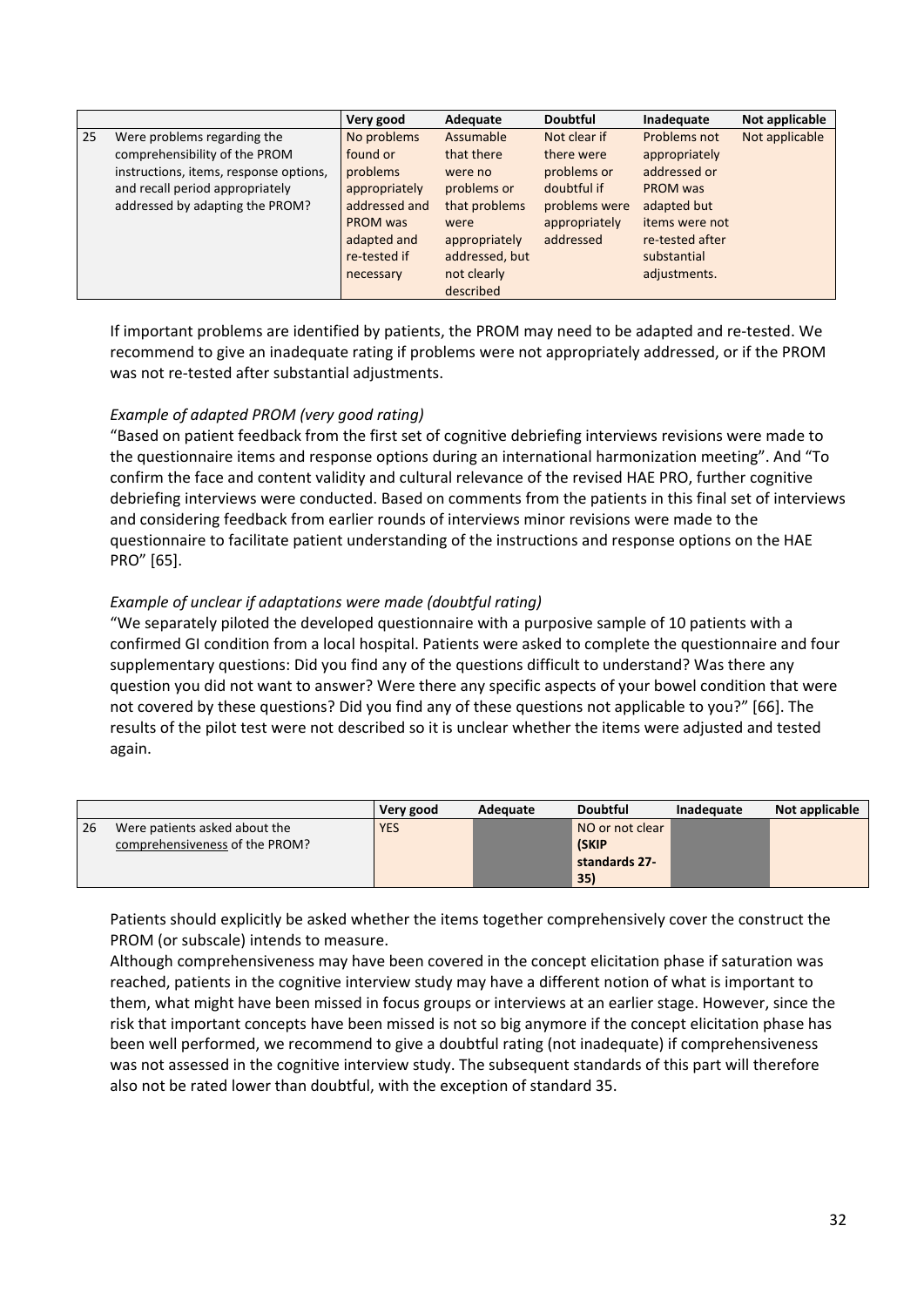| | | Very good | Adequate | Doubtful | Inadequate | Not applicable |
|---|---|---|---|---|---|---|
| 25 | Were problems regarding the comprehensibility of the PROM instructions, items, response options, and recall period appropriately addressed by adapting the PROM? | No problems found or problems appropriately addressed and PROM was adapted and re-tested if necessary | Assumable that there were no problems or that problems were appropriately addressed, but not clearly described | Not clear if there were problems or doubtful if problems were appropriately addressed | Problems not appropriately addressed or PROM was adapted but items were not re-tested after substantial adjustments. | Not applicable |

If important problems are identified by patients, the PROM may need to be adapted and re-tested. We recommend to give an inadequate rating if problems were not appropriately addressed, or if the PROM was not re-tested after substantial adjustments.

*Example of adapted PROM (very good rating)*

"Based on patient feedback from the first set of cognitive debriefing interviews revisions were made to the questionnaire items and response options during an international harmonization meeting". And "To confirm the face and content validity and cultural relevance of the revised HAE PRO, further cognitive debriefing interviews were conducted. Based on comments from the patients in this final set of interviews and considering feedback from earlier rounds of interviews minor revisions were made to the questionnaire to facilitate patient understanding of the instructions and response options on the HAE PRO" [65].

*Example of unclear if adaptations were made (doubtful rating)*

"We separately piloted the developed questionnaire with a purposive sample of 10 patients with a confirmed GI condition from a local hospital. Patients were asked to complete the questionnaire and four supplementary questions: Did you find any of the questions difficult to understand? Was there any question you did not want to answer? Were there any specific aspects of your bowel condition that were not covered by these questions? Did you find any of these questions not applicable to you?" [66]. The results of the pilot test were not described so it is unclear whether the items were adjusted and tested again.

| | | Very good | Adequate | Doubtful | Inadequate | Not applicable |
|---|---|---|---|---|---|---|
| 26 | Were patients asked about the comprehensiveness of the PROM? | YES | | NO or not clear **(SKIP standards 27-35)** | | |

Patients should explicitly be asked whether the items together comprehensively cover the construct the PROM (or subscale) intends to measure.

Although comprehensiveness may have been covered in the concept elicitation phase if saturation was reached, patients in the cognitive interview study may have a different notion of what is important to them, what might have been missed in focus groups or interviews at an earlier stage. However, since the risk that important concepts have been missed is not so big anymore if the concept elicitation phase has been well performed, we recommend to give a doubtful rating (not inadequate) if comprehensiveness was not assessed in the cognitive interview study. The subsequent standards of this part will therefore also not be rated lower than doubtful, with the exception of standard 35.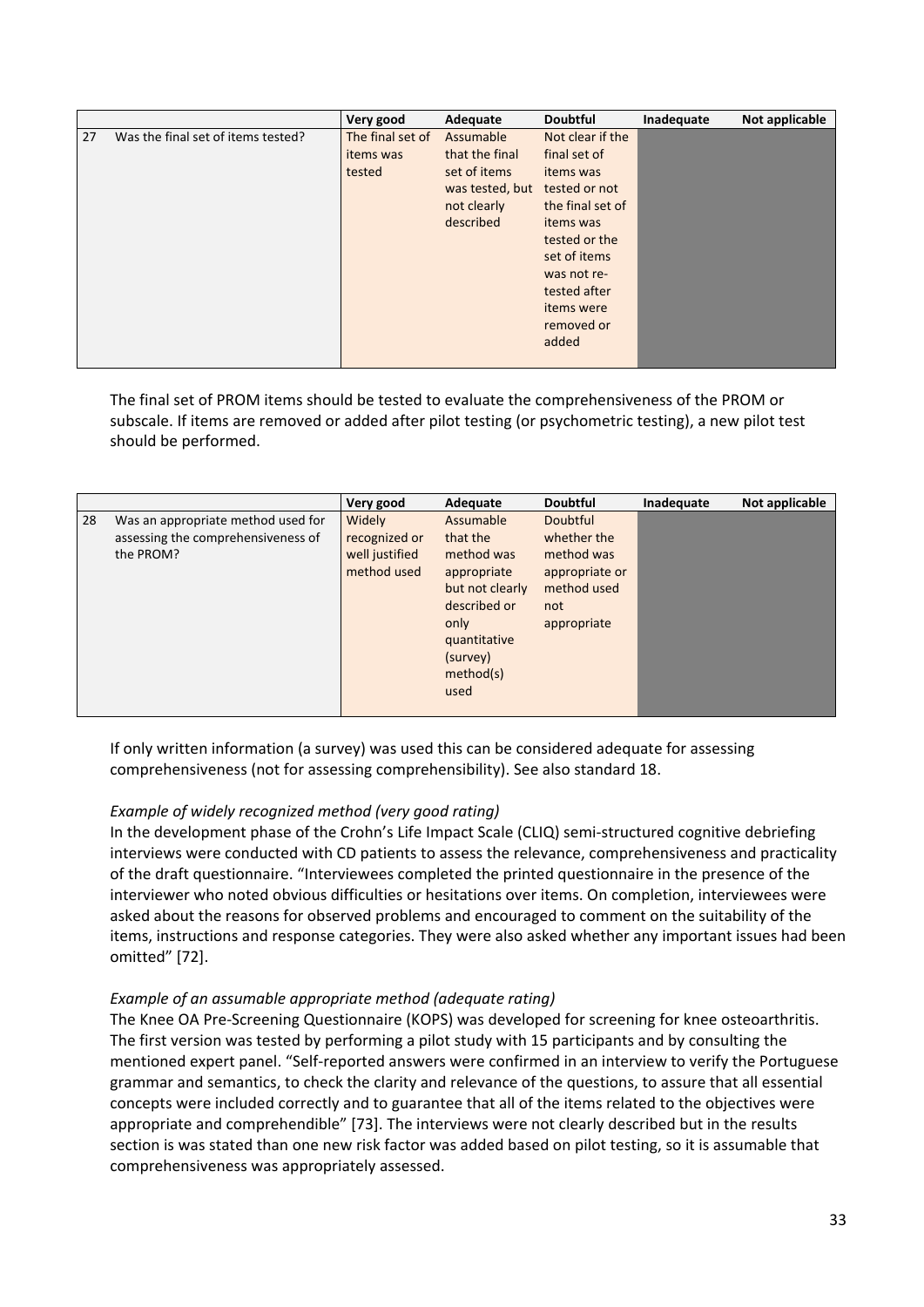| | | Very good | Adequate | Doubtful | Inadequate | Not applicable |
|---|---|---|---|---|---|---|
| 27 | Was the final set of items tested? | The final set of items was tested | Assumable that the final set of items was tested, but not clearly described | Not clear if the final set of items was tested or not the final set of items was tested or the set of items was not re-tested after items were removed or added | | |

The final set of PROM items should be tested to evaluate the comprehensiveness of the PROM or subscale. If items are removed or added after pilot testing (or psychometric testing), a new pilot test should be performed.

| | | Very good | Adequate | Doubtful | Inadequate | Not applicable |
|---|---|---|---|---|---|---|
| 28 | Was an appropriate method used for assessing the comprehensiveness of the PROM? | Widely recognized or well justified method used | Assumable that the method was appropriate but not clearly described or only quantitative (survey) method(s) used | Doubtful whether the method was appropriate or method used not appropriate | | |

If only written information (a survey) was used this can be considered adequate for assessing comprehensiveness (not for assessing comprehensibility). See also standard 18.

*Example of widely recognized method (very good rating)*
In the development phase of the Crohn's Life Impact Scale (CLIQ) semi-structured cognitive debriefing interviews were conducted with CD patients to assess the relevance, comprehensiveness and practicality of the draft questionnaire. "Interviewees completed the printed questionnaire in the presence of the interviewer who noted obvious difficulties or hesitations over items. On completion, interviewees were asked about the reasons for observed problems and encouraged to comment on the suitability of the items, instructions and response categories. They were also asked whether any important issues had been omitted" [72].

*Example of an assumable appropriate method (adequate rating)*
The Knee OA Pre-Screening Questionnaire (KOPS) was developed for screening for knee osteoarthritis. The first version was tested by performing a pilot study with 15 participants and by consulting the mentioned expert panel. "Self-reported answers were confirmed in an interview to verify the Portuguese grammar and semantics, to check the clarity and relevance of the questions, to assure that all essential concepts were included correctly and to guarantee that all of the items related to the objectives were appropriate and comprehendible" [73]. The interviews were not clearly described but in the results section is was stated than one new risk factor was added based on pilot testing, so it is assumable that comprehensiveness was appropriately assessed.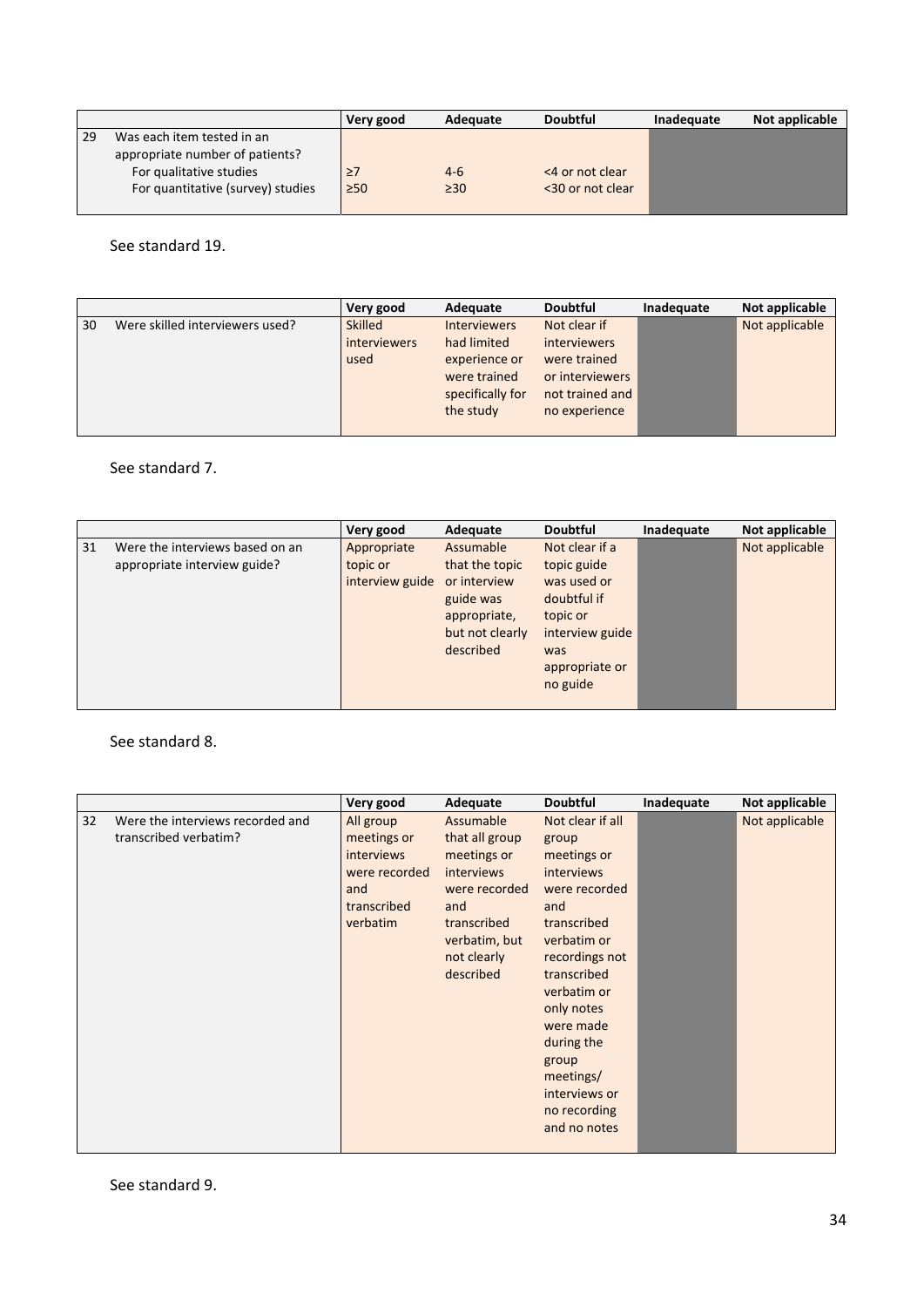| | | Very good | Adequate | Doubtful | Inadequate | Not applicable |
|---|---|---|---|---|---|---|
| 29 | Was each item tested in an appropriate number of patients? | | | | | |
| | For qualitative studies | ≥7 | 4-6 | <4 or not clear | | |
| | For quantitative (survey) studies | ≥50 | ≥30 | <30 or not clear | | |

See standard 19.

| | | Very good | Adequate | Doubtful | Inadequate | Not applicable |
|---|---|---|---|---|---|---|
| 30 | Were skilled interviewers used? | Skilled interviewers used | Interviewers had limited experience or were trained specifically for the study | Not clear if interviewers were trained or interviewers not trained and no experience | | Not applicable |

See standard 7.

| | | Very good | Adequate | Doubtful | Inadequate | Not applicable |
|---|---|---|---|---|---|---|
| 31 | Were the interviews based on an appropriate interview guide? | Appropriate topic or interview guide | Assumable that the topic or interview guide was appropriate, but not clearly described | Not clear if a topic guide was used or doubtful if topic or interview guide was appropriate or no guide | | Not applicable |

See standard 8.

| | | Very good | Adequate | Doubtful | Inadequate | Not applicable |
|---|---|---|---|---|---|---|
| 32 | Were the interviews recorded and transcribed verbatim? | All group meetings or interviews were recorded and transcribed verbatim | Assumable that all group meetings or interviews were recorded and transcribed verbatim, but not clearly described | Not clear if all group meetings or interviews were recorded and transcribed verbatim or recordings not transcribed verbatim or only notes were made during the group meetings/ interviews or no recording and no notes | | Not applicable |

See standard 9.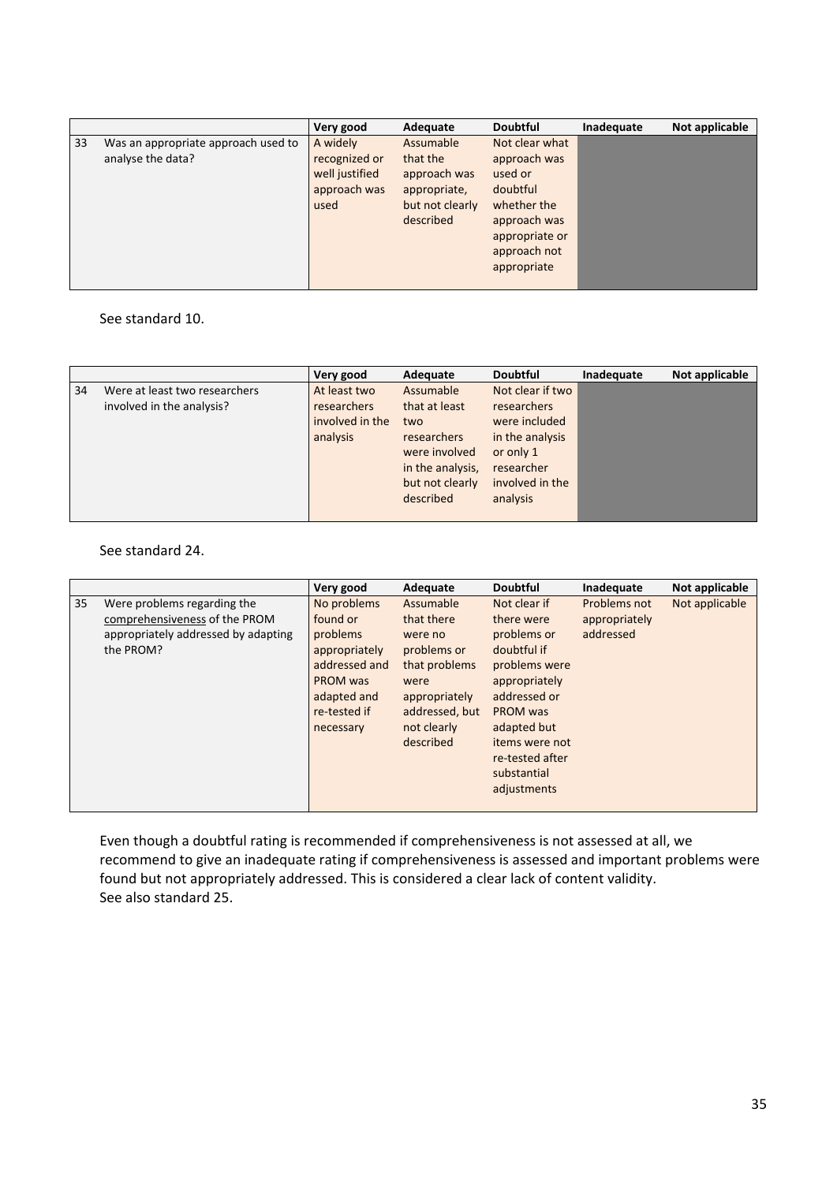| | | Very good | Adequate | Doubtful | Inadequate | Not applicable |
|---|---|---|---|---|---|---|
| 33 | Was an appropriate approach used to analyse the data? | A widely recognized or well justified approach was used | Assumable that the approach was appropriate, but not clearly described | Not clear what approach was used or doubtful whether the approach was appropriate or approach not appropriate | | |

See standard 10.

| | | Very good | Adequate | Doubtful | Inadequate | Not applicable |
|---|---|---|---|---|---|---|
| 34 | Were at least two researchers involved in the analysis? | At least two researchers involved in the analysis | Assumable that at least two researchers were involved in the analysis, but not clearly described | Not clear if two researchers were included in the analysis or only 1 researcher involved in the analysis | | |

See standard 24.

| | | Very good | Adequate | Doubtful | Inadequate | Not applicable |
|---|---|---|---|---|---|---|
| 35 | Were problems regarding the comprehensiveness of the PROM appropriately addressed by adapting the PROM? | No problems found or problems appropriately addressed and PROM was adapted and re-tested if necessary | Assumable that there were no problems or that problems were appropriately addressed, but not clearly described | Not clear if there were problems or doubtful if problems were appropriately addressed or PROM was adapted but items were not re-tested after substantial adjustments | Problems not appropriately addressed | Not applicable |

Even though a doubtful rating is recommended if comprehensiveness is not assessed at all, we recommend to give an inadequate rating if comprehensiveness is assessed and important problems were found but not appropriately addressed. This is considered a clear lack of content validity.
See also standard 25.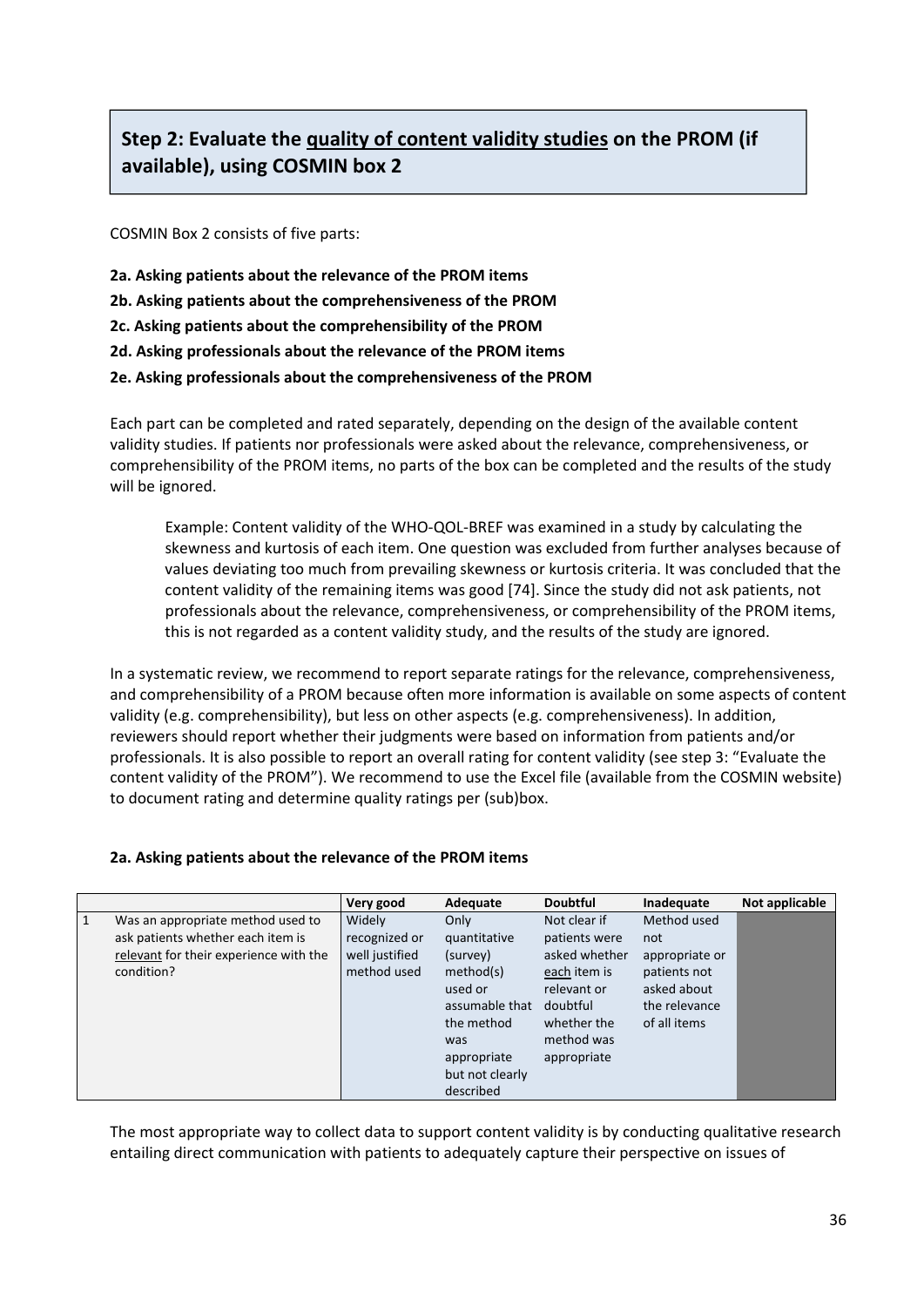## Step 2: Evaluate the quality of content validity studies on the PROM (if available), using COSMIN box 2

COSMIN Box 2 consists of five parts:

**2a. Asking patients about the relevance of the PROM items**

**2b. Asking patients about the comprehensiveness of the PROM**

**2c. Asking patients about the comprehensibility of the PROM**

**2d. Asking professionals about the relevance of the PROM items**

**2e. Asking professionals about the comprehensiveness of the PROM**

Each part can be completed and rated separately, depending on the design of the available content validity studies. If patients nor professionals were asked about the relevance, comprehensiveness, or comprehensibility of the PROM items, no parts of the box can be completed and the results of the study will be ignored.

> Example: Content validity of the WHO-QOL-BREF was examined in a study by calculating the skewness and kurtosis of each item. One question was excluded from further analyses because of values deviating too much from prevailing skewness or kurtosis criteria. It was concluded that the content validity of the remaining items was good [74]. Since the study did not ask patients, not professionals about the relevance, comprehensiveness, or comprehensibility of the PROM items, this is not regarded as a content validity study, and the results of the study are ignored.

In a systematic review, we recommend to report separate ratings for the relevance, comprehensiveness, and comprehensibility of a PROM because often more information is available on some aspects of content validity (e.g. comprehensibility), but less on other aspects (e.g. comprehensiveness). In addition, reviewers should report whether their judgments were based on information from patients and/or professionals. It is also possible to report an overall rating for content validity (see step 3: "Evaluate the content validity of the PROM"). We recommend to use the Excel file (available from the COSMIN website) to document rating and determine quality ratings per (sub)box.

**2a. Asking patients about the relevance of the PROM items**

| | | Very good | Adequate | Doubtful | Inadequate | Not applicable |
|---|---|---|---|---|---|---|
| 1 | Was an appropriate method used to ask patients whether each item is relevant for their experience with the condition? | Widely recognized or well justified method used | Only quantitative (survey) method(s) used or assumable that the method was appropriate but not clearly described | Not clear if patients were asked whether each item is relevant or doubtful whether the method was appropriate | Method used not appropriate or patients not asked about the relevance of all items | |

The most appropriate way to collect data to support content validity is by conducting qualitative research entailing direct communication with patients to adequately capture their perspective on issues of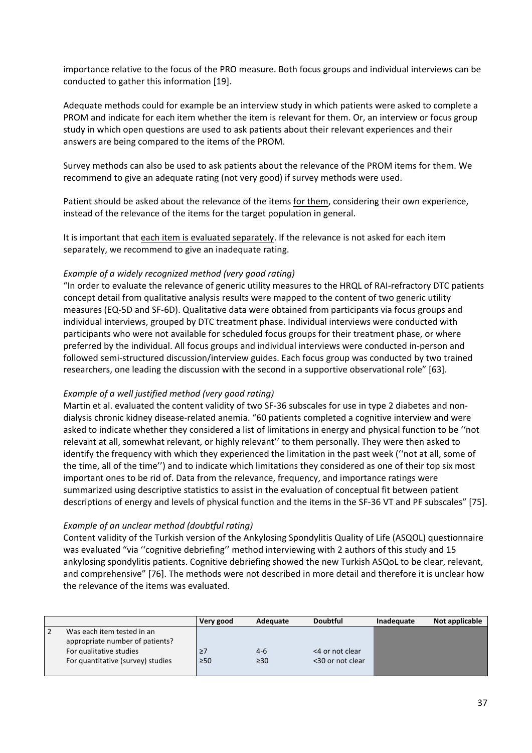importance relative to the focus of the PRO measure. Both focus groups and individual interviews can be conducted to gather this information [19].

Adequate methods could for example be an interview study in which patients were asked to complete a PROM and indicate for each item whether the item is relevant for them. Or, an interview or focus group study in which open questions are used to ask patients about their relevant experiences and their answers are being compared to the items of the PROM.

Survey methods can also be used to ask patients about the relevance of the PROM items for them. We recommend to give an adequate rating (not very good) if survey methods were used.

Patient should be asked about the relevance of the items <u>for them</u>, considering their own experience, instead of the relevance of the items for the target population in general.

It is important that <u>each item is evaluated separately</u>. If the relevance is not asked for each item separately, we recommend to give an inadequate rating.

*Example of a widely recognized method (very good rating)*

"In order to evaluate the relevance of generic utility measures to the HRQL of RAI-refractory DTC patients concept detail from qualitative analysis results were mapped to the content of two generic utility measures (EQ-5D and SF-6D). Qualitative data were obtained from participants via focus groups and individual interviews, grouped by DTC treatment phase. Individual interviews were conducted with participants who were not available for scheduled focus groups for their treatment phase, or where preferred by the individual. All focus groups and individual interviews were conducted in-person and followed semi-structured discussion/interview guides. Each focus group was conducted by two trained researchers, one leading the discussion with the second in a supportive observational role" [63].

*Example of a well justified method (very good rating)*

Martin et al. evaluated the content validity of two SF-36 subscales for use in type 2 diabetes and non-dialysis chronic kidney disease-related anemia. "60 patients completed a cognitive interview and were asked to indicate whether they considered a list of limitations in energy and physical function to be ''not relevant at all, somewhat relevant, or highly relevant'' to them personally. They were then asked to identify the frequency with which they experienced the limitation in the past week (''not at all, some of the time, all of the time'') and to indicate which limitations they considered as one of their top six most important ones to be rid of. Data from the relevance, frequency, and importance ratings were summarized using descriptive statistics to assist in the evaluation of conceptual fit between patient descriptions of energy and levels of physical function and the items in the SF-36 VT and PF subscales" [75].

*Example of an unclear method (doubtful rating)*

Content validity of the Turkish version of the Ankylosing Spondylitis Quality of Life (ASQOL) questionnaire was evaluated "via ''cognitive debriefing'' method interviewing with 2 authors of this study and 15 ankylosing spondylitis patients. Cognitive debriefing showed the new Turkish ASQoL to be clear, relevant, and comprehensive" [76]. The methods were not described in more detail and therefore it is unclear how the relevance of the items was evaluated.

| | | Very good | Adequate | Doubtful | Inadequate | Not applicable |
|---|---|---|---|---|---|---|
| 2 | Was each item tested in an appropriate number of patients?<br>For qualitative studies<br>For quantitative (survey) studies | <br><br>≥7<br>≥50 | <br><br>4-6<br>≥30 | <br><br><4 or not clear<br><30 or not clear | | |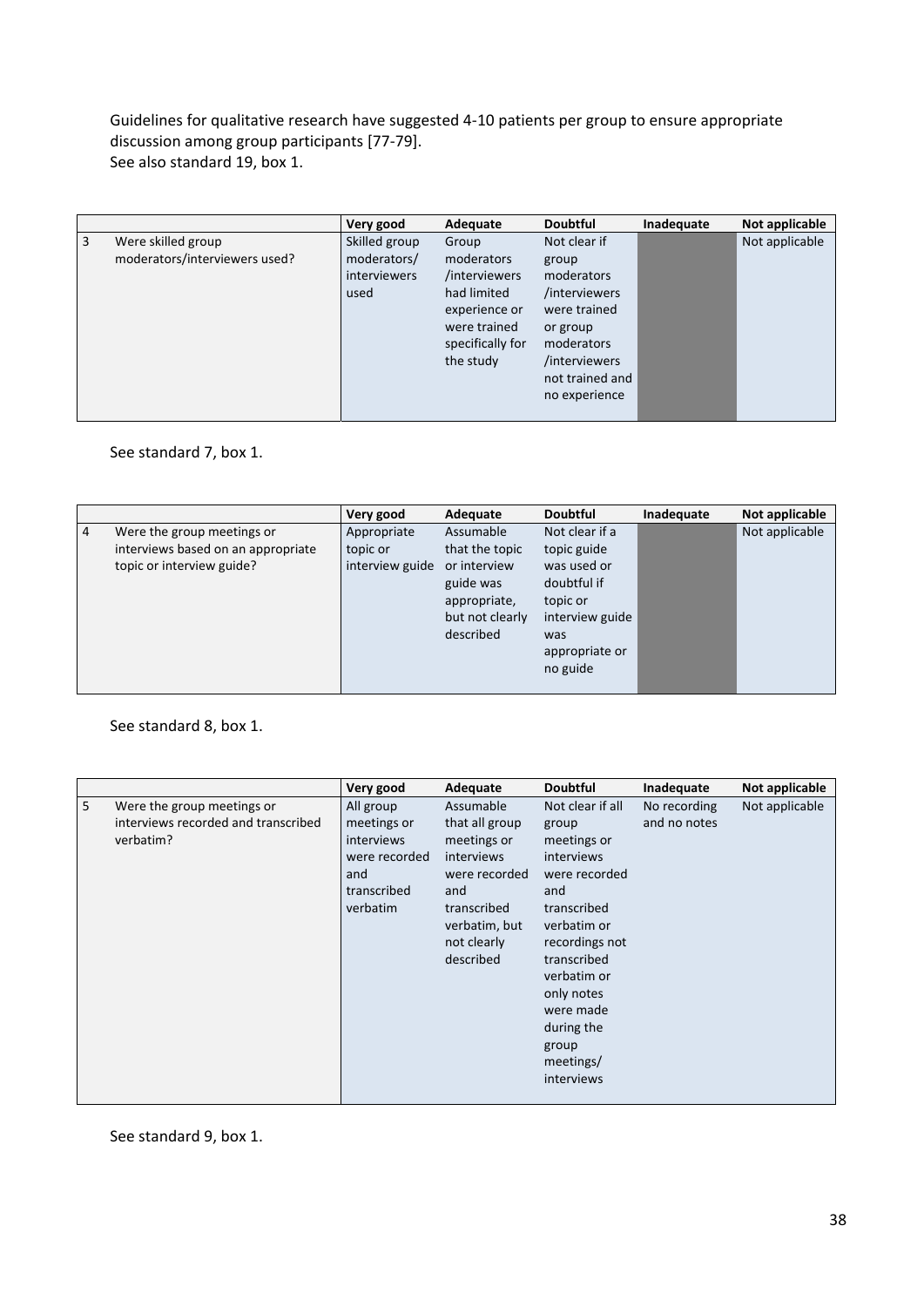Guidelines for qualitative research have suggested 4-10 patients per group to ensure appropriate discussion among group participants [77-79].
See also standard 19, box 1.

| | | Very good | Adequate | Doubtful | Inadequate | Not applicable |
|---|---|---|---|---|---|---|
| 3 | Were skilled group moderators/interviewers used? | Skilled group moderators/ interviewers used | Group moderators /interviewers had limited experience or were trained specifically for the study | Not clear if group moderators /interviewers were trained or group moderators /interviewers not trained and no experience | | Not applicable |

See standard 7, box 1.

| | | Very good | Adequate | Doubtful | Inadequate | Not applicable |
|---|---|---|---|---|---|---|
| 4 | Were the group meetings or interviews based on an appropriate topic or interview guide? | Appropriate topic or interview guide | Assumable that the topic or interview guide was appropriate, but not clearly described | Not clear if a topic guide was used or doubtful if topic or interview guide was appropriate or no guide | | Not applicable |

See standard 8, box 1.

| | | Very good | Adequate | Doubtful | Inadequate | Not applicable |
|---|---|---|---|---|---|---|
| 5 | Were the group meetings or interviews recorded and transcribed verbatim? | All group meetings or interviews were recorded and transcribed verbatim | Assumable that all group meetings or interviews were recorded and transcribed verbatim, but not clearly described | Not clear if all group meetings or interviews were recorded and transcribed verbatim or recordings not transcribed verbatim or only notes were made during the group meetings/ interviews | No recording and no notes | Not applicable |

See standard 9, box 1.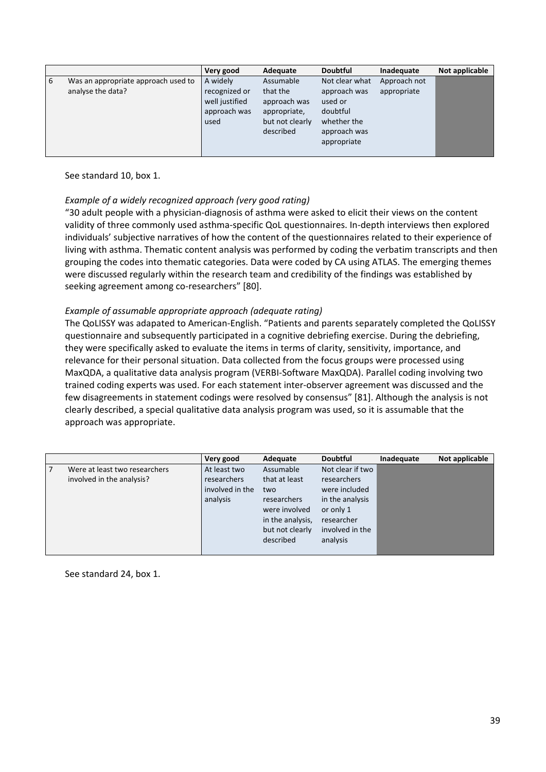| | | Very good | Adequate | Doubtful | Inadequate | Not applicable |
|---|---|---|---|---|---|---|
| 6 | Was an appropriate approach used to analyse the data? | A widely recognized or well justified approach was used | Assumable that the approach was appropriate, but not clearly described | Not clear what approach was used or doubtful whether the approach was appropriate | Approach not appropriate | |

See standard 10, box 1.

*Example of a widely recognized approach (very good rating)*

"30 adult people with a physician-diagnosis of asthma were asked to elicit their views on the content validity of three commonly used asthma-specific QoL questionnaires. In-depth interviews then explored individuals' subjective narratives of how the content of the questionnaires related to their experience of living with asthma. Thematic content analysis was performed by coding the verbatim transcripts and then grouping the codes into thematic categories. Data were coded by CA using ATLAS. The emerging themes were discussed regularly within the research team and credibility of the findings was established by seeking agreement among co-researchers" [80].

*Example of assumable appropriate approach (adequate rating)*

The QoLISSY was adapated to American-English. "Patients and parents separately completed the QoLISSY questionnaire and subsequently participated in a cognitive debriefing exercise. During the debriefing, they were specifically asked to evaluate the items in terms of clarity, sensitivity, importance, and relevance for their personal situation. Data collected from the focus groups were processed using MaxQDA, a qualitative data analysis program (VERBI-Software MaxQDA). Parallel coding involving two trained coding experts was used. For each statement inter-observer agreement was discussed and the few disagreements in statement codings were resolved by consensus" [81]. Although the analysis is not clearly described, a special qualitative data analysis program was used, so it is assumable that the approach was appropriate.

| | | Very good | Adequate | Doubtful | Inadequate | Not applicable |
|---|---|---|---|---|---|---|
| 7 | Were at least two researchers involved in the analysis? | At least two researchers involved in the analysis | Assumable that at least two researchers were involved in the analysis, but not clearly described | Not clear if two researchers were included in the analysis or only 1 researcher involved in the analysis | | |

See standard 24, box 1.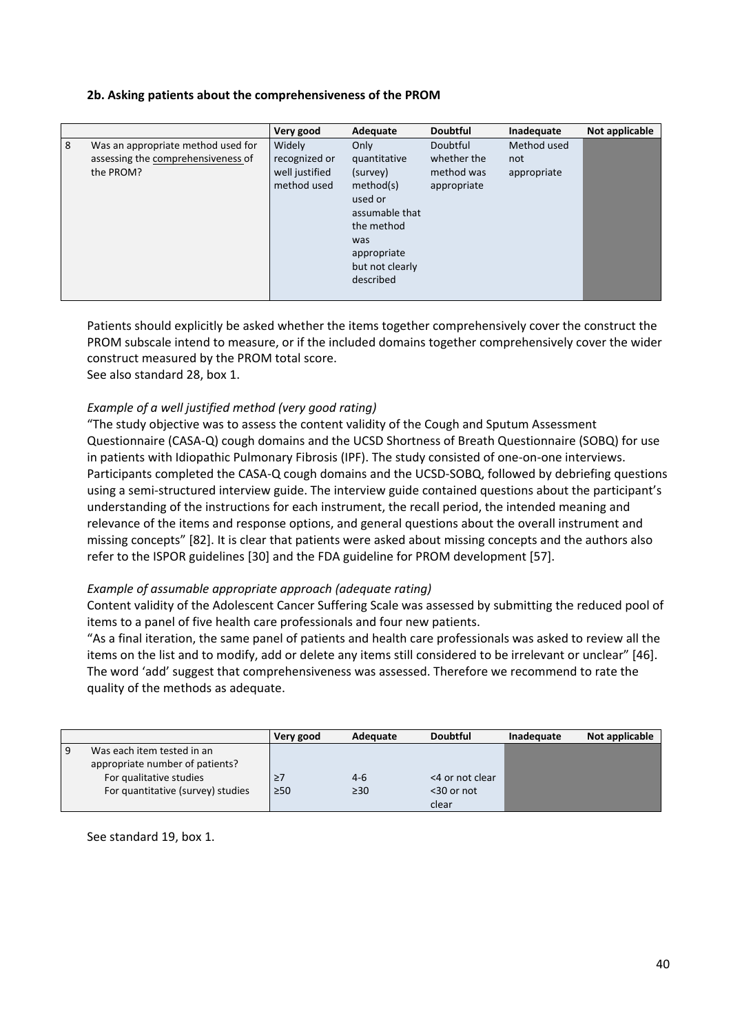#### 2b. Asking patients about the comprehensiveness of the PROM

| | | Very good | Adequate | Doubtful | Inadequate | Not applicable |
|---|---|---|---|---|---|---|
| 8 | Was an appropriate method used for assessing the comprehensiveness of the PROM? | Widely recognized or well justified method used | Only quantitative (survey) method(s) used or assumable that the method was appropriate but not clearly described | Doubtful whether the method was appropriate | Method used not appropriate | |

Patients should explicitly be asked whether the items together comprehensively cover the construct the PROM subscale intend to measure, or if the included domains together comprehensively cover the wider construct measured by the PROM total score.
See also standard 28, box 1.

*Example of a well justified method (very good rating)*
"The study objective was to assess the content validity of the Cough and Sputum Assessment Questionnaire (CASA-Q) cough domains and the UCSD Shortness of Breath Questionnaire (SOBQ) for use in patients with Idiopathic Pulmonary Fibrosis (IPF). The study consisted of one-on-one interviews. Participants completed the CASA-Q cough domains and the UCSD-SOBQ, followed by debriefing questions using a semi-structured interview guide. The interview guide contained questions about the participant's understanding of the instructions for each instrument, the recall period, the intended meaning and relevance of the items and response options, and general questions about the overall instrument and missing concepts" [82]. It is clear that patients were asked about missing concepts and the authors also refer to the ISPOR guidelines [30] and the FDA guideline for PROM development [57].

*Example of assumable appropriate approach (adequate rating)*
Content validity of the Adolescent Cancer Suffering Scale was assessed by submitting the reduced pool of items to a panel of five health care professionals and four new patients.
"As a final iteration, the same panel of patients and health care professionals was asked to review all the items on the list and to modify, add or delete any items still considered to be irrelevant or unclear" [46]. The word 'add' suggest that comprehensiveness was assessed. Therefore we recommend to rate the quality of the methods as adequate.

| | | Very good | Adequate | Doubtful | Inadequate | Not applicable |
|---|---|---|---|---|---|---|
| 9 | Was each item tested in an appropriate number of patients? | | | | | |
| | For qualitative studies | ≥7 | 4-6 | <4 or not clear | | |
| | For quantitative (survey) studies | ≥50 | ≥30 | <30 or not clear | | |

See standard 19, box 1.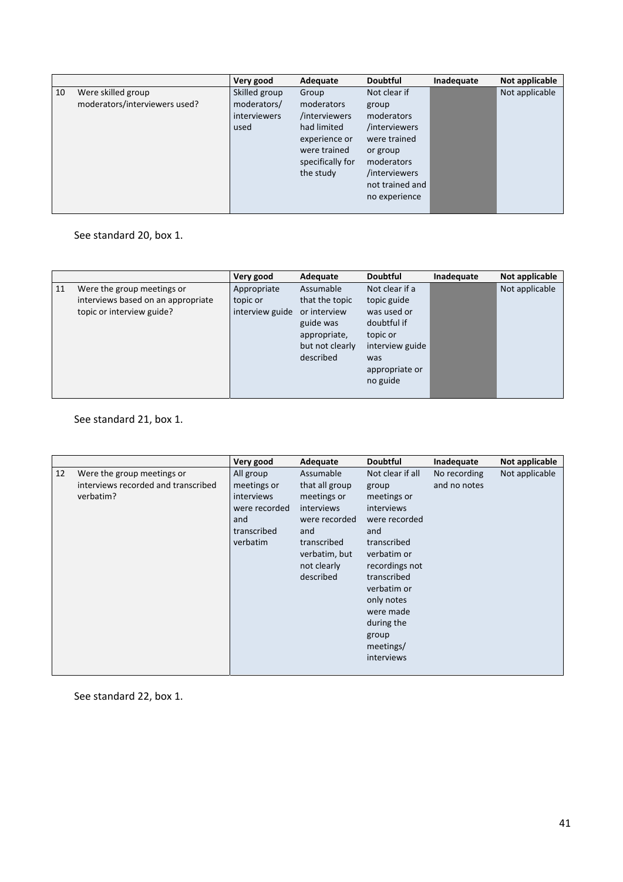| | | Very good | Adequate | Doubtful | Inadequate | Not applicable |
|---|---|---|---|---|---|---|
| 10 | Were skilled group moderators/interviewers used? | Skilled group moderators/ interviewers used | Group moderators /interviewers had limited experience or were trained specifically for the study | Not clear if group moderators /interviewers were trained or group moderators /interviewers not trained and no experience | | Not applicable |

See standard 20, box 1.

| | | Very good | Adequate | Doubtful | Inadequate | Not applicable |
|---|---|---|---|---|---|---|
| 11 | Were the group meetings or interviews based on an appropriate topic or interview guide? | Appropriate topic or interview guide | Assumable that the topic or interview guide was appropriate, but not clearly described | Not clear if a topic guide was used or doubtful if topic or interview guide was appropriate or no guide | | Not applicable |

See standard 21, box 1.

| | | Very good | Adequate | Doubtful | Inadequate | Not applicable |
|---|---|---|---|---|---|---|
| 12 | Were the group meetings or interviews recorded and transcribed verbatim? | All group meetings or interviews were recorded and transcribed verbatim | Assumable that all group meetings or interviews were recorded and transcribed verbatim, but not clearly described | Not clear if all group meetings or interviews were recorded and transcribed verbatim or recordings not transcribed verbatim or only notes were made during the group meetings/ interviews | No recording and no notes | Not applicable |

See standard 22, box 1.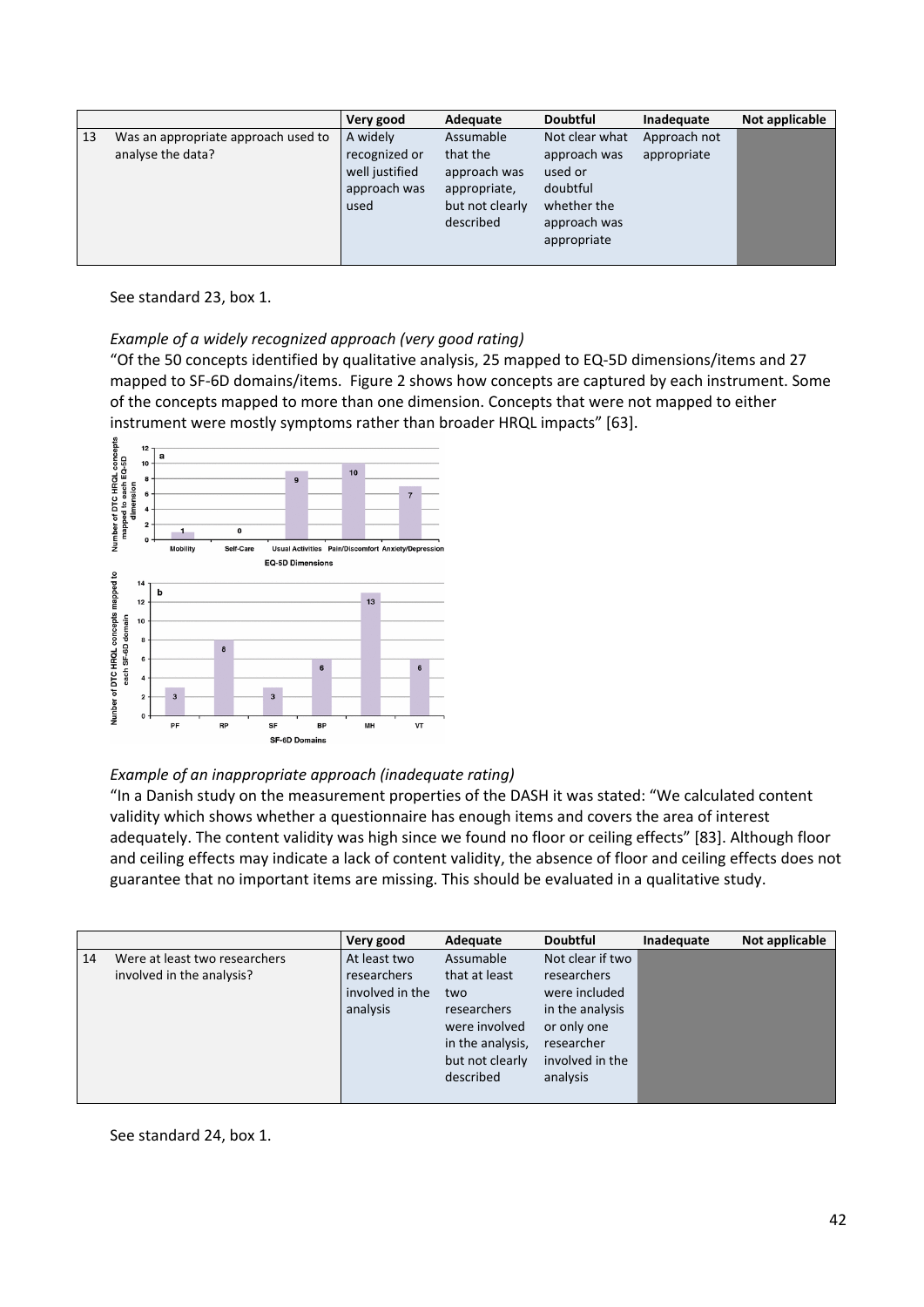| | | Very good | Adequate | Doubtful | Inadequate | Not applicable |
|---|---|---|---|---|---|---|
| 13 | Was an appropriate approach used to analyse the data? | A widely recognized or well justified approach was used | Assumable that the approach was appropriate, but not clearly described | Not clear what approach was used or doubtful whether the approach was appropriate | Approach not appropriate | |

See standard 23, box 1.

*Example of a widely recognized approach (very good rating)*

"Of the 50 concepts identified by qualitative analysis, 25 mapped to EQ-5D dimensions/items and 27 mapped to SF-6D domains/items. Figure 2 shows how concepts are captured by each instrument. Some of the concepts mapped to more than one dimension. Concepts that were not mapped to either instrument were mostly symptoms rather than broader HRQL impacts" [63].

*Example of an inappropriate approach (inadequate rating)*

"In a Danish study on the measurement properties of the DASH it was stated: "We calculated content validity which shows whether a questionnaire has enough items and covers the area of interest adequately. The content validity was high since we found no floor or ceiling effects" [83]. Although floor and ceiling effects may indicate a lack of content validity, the absence of floor and ceiling effects does not guarantee that no important items are missing. This should be evaluated in a qualitative study.

| | | Very good | Adequate | Doubtful | Inadequate | Not applicable |
|---|---|---|---|---|---|---|
| 14 | Were at least two researchers involved in the analysis? | At least two researchers involved in the analysis | Assumable that at least two researchers were involved in the analysis, but not clearly described | Not clear if two researchers were included in the analysis or only one researcher involved in the analysis | | |

See standard 24, box 1.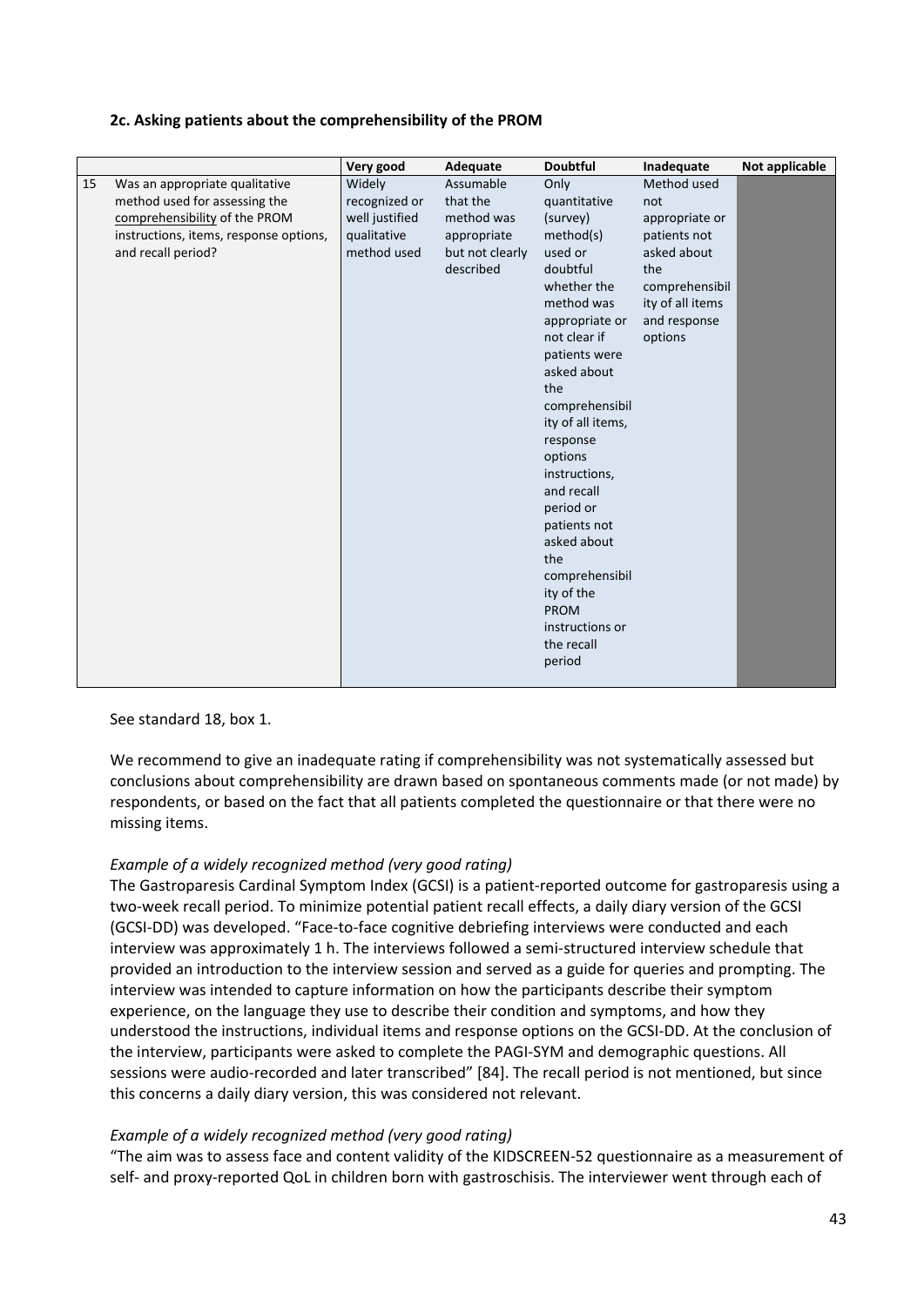**2c. Asking patients about the comprehensibility of the PROM**

| | | Very good | Adequate | Doubtful | Inadequate | Not applicable |
|---|---|---|---|---|---|---|
| 15 | Was an appropriate qualitative method used for assessing the comprehensibility of the PROM instructions, items, response options, and recall period? | Widely recognized or well justified qualitative method used | Assumable that the method was appropriate but not clearly described | Only quantitative (survey) method(s) used or doubtful whether the method was appropriate or not clear if patients were asked about the comprehensibility of all items, response options instructions, and recall period or patients not asked about the comprehensibility of the PROM instructions or the recall period | Method used not appropriate or patients not asked about the comprehensibility of all items and response options | |

See standard 18, box 1.

We recommend to give an inadequate rating if comprehensibility was not systematically assessed but conclusions about comprehensibility are drawn based on spontaneous comments made (or not made) by respondents, or based on the fact that all patients completed the questionnaire or that there were no missing items.

*Example of a widely recognized method (very good rating)*

The Gastroparesis Cardinal Symptom Index (GCSI) is a patient-reported outcome for gastroparesis using a two-week recall period. To minimize potential patient recall effects, a daily diary version of the GCSI (GCSI-DD) was developed. "Face-to-face cognitive debriefing interviews were conducted and each interview was approximately 1 h. The interviews followed a semi-structured interview schedule that provided an introduction to the interview session and served as a guide for queries and prompting. The interview was intended to capture information on how the participants describe their symptom experience, on the language they use to describe their condition and symptoms, and how they understood the instructions, individual items and response options on the GCSI-DD. At the conclusion of the interview, participants were asked to complete the PAGI-SYM and demographic questions. All sessions were audio-recorded and later transcribed" [84]. The recall period is not mentioned, but since this concerns a daily diary version, this was considered not relevant.

*Example of a widely recognized method (very good rating)*

"The aim was to assess face and content validity of the KIDSCREEN-52 questionnaire as a measurement of self- and proxy-reported QoL in children born with gastroschisis. The interviewer went through each of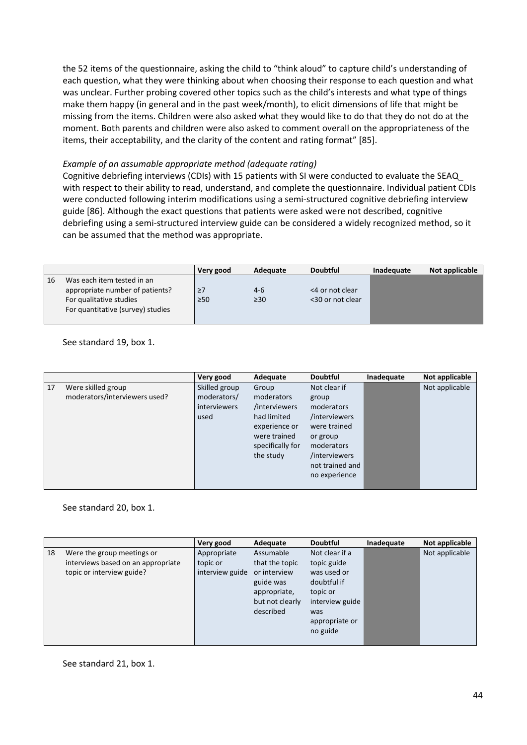the 52 items of the questionnaire, asking the child to "think aloud" to capture child's understanding of each question, what they were thinking about when choosing their response to each question and what was unclear. Further probing covered other topics such as the child's interests and what type of things make them happy (in general and in the past week/month), to elicit dimensions of life that might be missing from the items. Children were also asked what they would like to do that they do not do at the moment. Both parents and children were also asked to comment overall on the appropriateness of the items, their acceptability, and the clarity of the content and rating format" [85].

*Example of an assumable appropriate method (adequate rating)*

Cognitive debriefing interviews (CDIs) with 15 patients with SI were conducted to evaluate the SEAQ_ with respect to their ability to read, understand, and complete the questionnaire. Individual patient CDIs were conducted following interim modifications using a semi-structured cognitive debriefing interview guide [86]. Although the exact questions that patients were asked were not described, cognitive debriefing using a semi-structured interview guide can be considered a widely recognized method, so it can be assumed that the method was appropriate.

| | | Very good | Adequate | Doubtful | Inadequate | Not applicable |
|---|---|---|---|---|---|---|
| 16 | Was each item tested in an appropriate number of patients? | | | | | |
| | For qualitative studies | ≥7 | 4-6 | <4 or not clear | | |
| | For quantitative (survey) studies | ≥50 | ≥30 | <30 or not clear | | |

See standard 19, box 1.

| | | Very good | Adequate | Doubtful | Inadequate | Not applicable |
|---|---|---|---|---|---|---|
| 17 | Were skilled group moderators/interviewers used? | Skilled group moderators/ interviewers used | Group moderators /interviewers had limited experience or were trained specifically for the study | Not clear if group moderators /interviewers were trained or group moderators /interviewers not trained and no experience | | Not applicable |

See standard 20, box 1.

| | | Very good | Adequate | Doubtful | Inadequate | Not applicable |
|---|---|---|---|---|---|---|
| 18 | Were the group meetings or interviews based on an appropriate topic or interview guide? | Appropriate topic or interview guide | Assumable that the topic or interview guide was appropriate, but not clearly described | Not clear if a topic guide was used or doubtful if topic or interview guide was appropriate or no guide | | Not applicable |

See standard 21, box 1.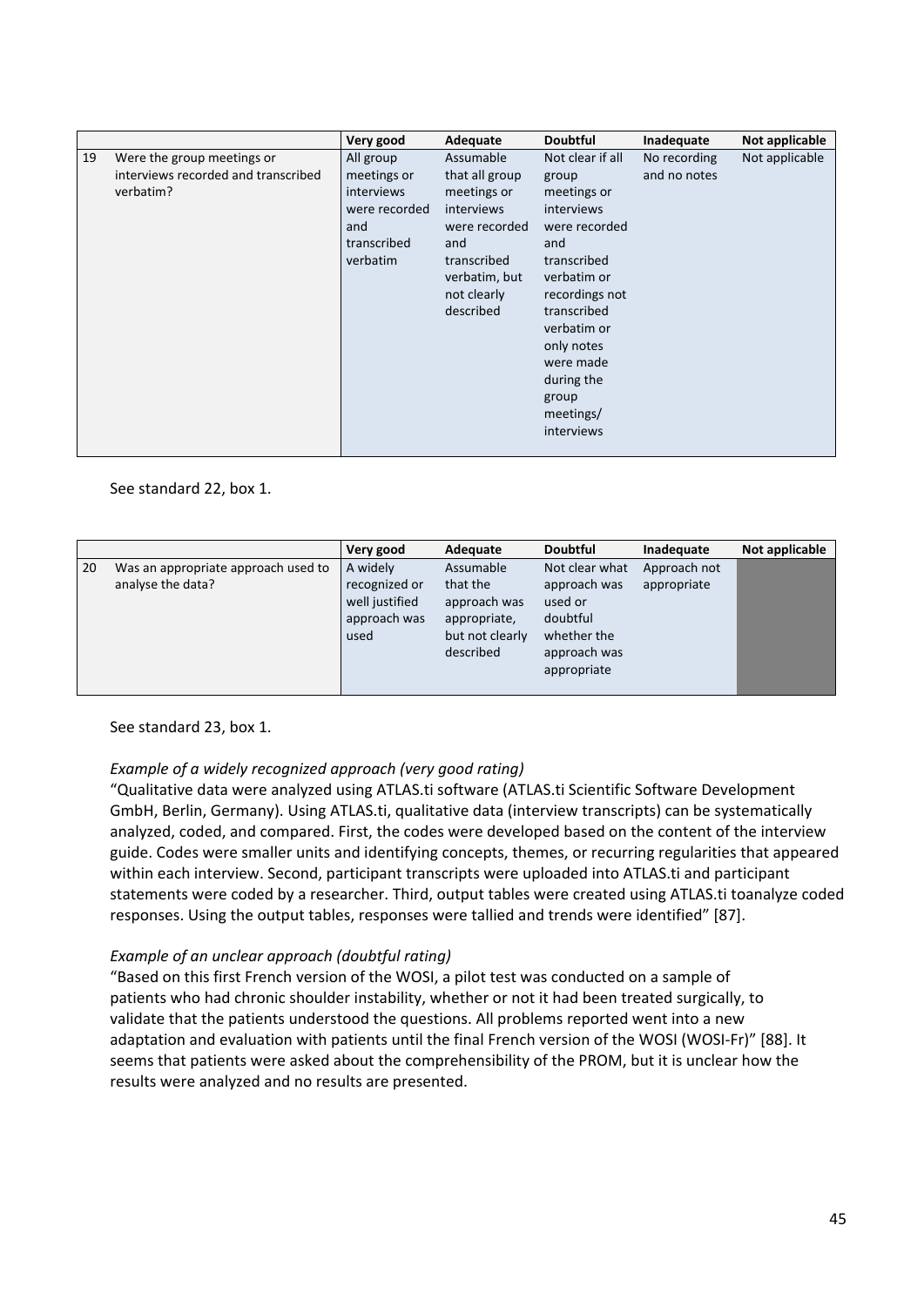| | | Very good | Adequate | Doubtful | Inadequate | Not applicable |
|---|---|---|---|---|---|---|
| 19 | Were the group meetings or interviews recorded and transcribed verbatim? | All group meetings or interviews were recorded and transcribed verbatim | Assumable that all group meetings or interviews were recorded and transcribed verbatim, but not clearly described | Not clear if all group meetings or interviews were recorded and transcribed verbatim or recordings not transcribed verbatim or only notes were made during the group meetings/ interviews | No recording and no notes | Not applicable |

See standard 22, box 1.

| | | Very good | Adequate | Doubtful | Inadequate | Not applicable |
|---|---|---|---|---|---|---|
| 20 | Was an appropriate approach used to analyse the data? | A widely recognized or well justified approach was used | Assumable that the approach was appropriate, but not clearly described | Not clear what approach was used or doubtful whether the approach was appropriate | Approach not appropriate | |

See standard 23, box 1.

*Example of a widely recognized approach (very good rating)*

"Qualitative data were analyzed using ATLAS.ti software (ATLAS.ti Scientific Software Development GmbH, Berlin, Germany). Using ATLAS.ti, qualitative data (interview transcripts) can be systematically analyzed, coded, and compared. First, the codes were developed based on the content of the interview guide. Codes were smaller units and identifying concepts, themes, or recurring regularities that appeared within each interview. Second, participant transcripts were uploaded into ATLAS.ti and participant statements were coded by a researcher. Third, output tables were created using ATLAS.ti toanalyze coded responses. Using the output tables, responses were tallied and trends were identified" [87].

*Example of an unclear approach (doubtful rating)*

"Based on this first French version of the WOSI, a pilot test was conducted on a sample of patients who had chronic shoulder instability, whether or not it had been treated surgically, to validate that the patients understood the questions. All problems reported went into a new adaptation and evaluation with patients until the final French version of the WOSI (WOSI-Fr)" [88]. It seems that patients were asked about the comprehensibility of the PROM, but it is unclear how the results were analyzed and no results are presented.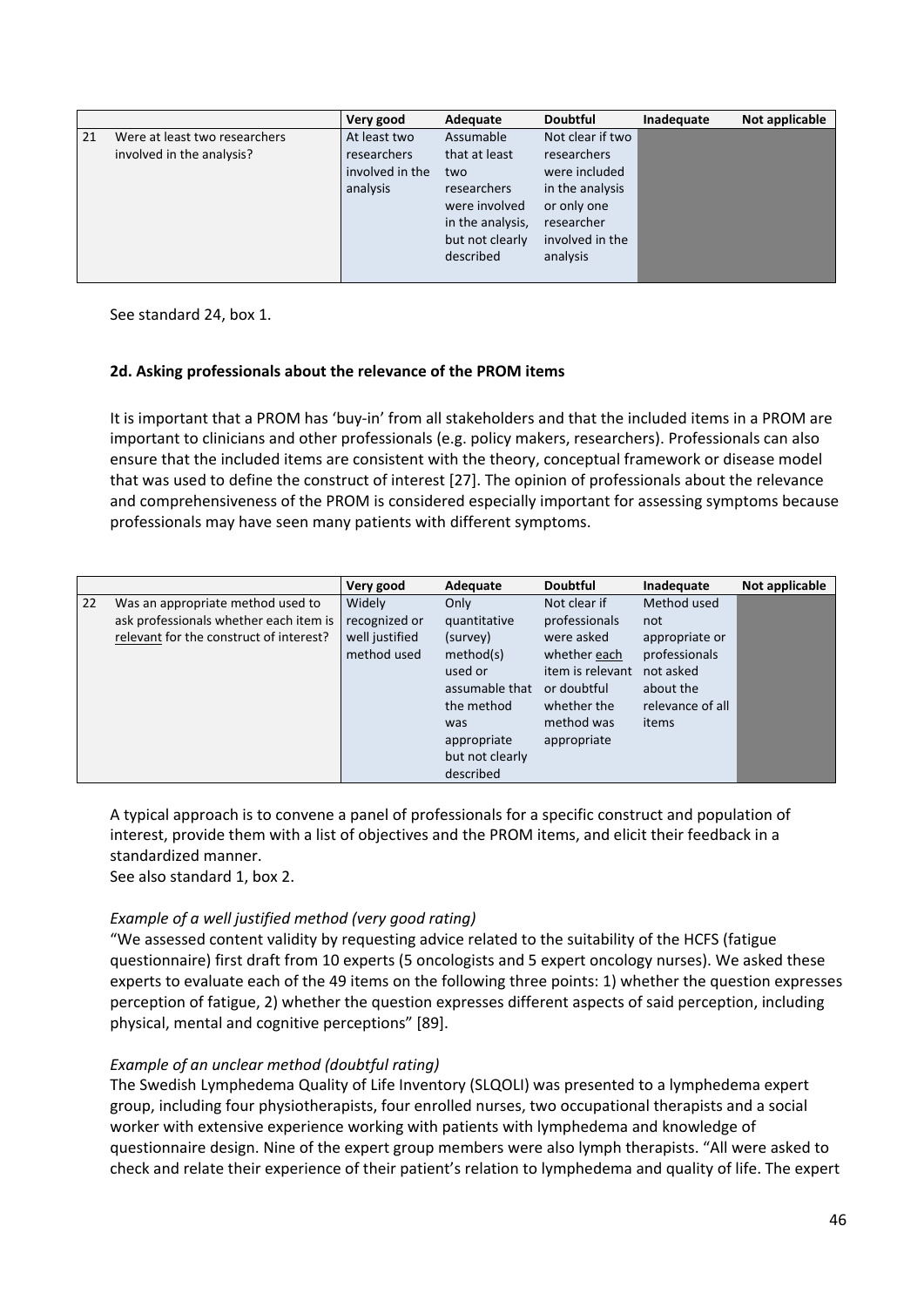| | | Very good | Adequate | Doubtful | Inadequate | Not applicable |
|---|---|---|---|---|---|---|
| 21 | Were at least two researchers involved in the analysis? | At least two researchers involved in the analysis | Assumable that at least two researchers were involved in the analysis, but not clearly described | Not clear if two researchers were included in the analysis or only one researcher involved in the analysis | | |

See standard 24, box 1.

### 2d. Asking professionals about the relevance of the PROM items

It is important that a PROM has 'buy-in' from all stakeholders and that the included items in a PROM are important to clinicians and other professionals (e.g. policy makers, researchers). Professionals can also ensure that the included items are consistent with the theory, conceptual framework or disease model that was used to define the construct of interest [27]. The opinion of professionals about the relevance and comprehensiveness of the PROM is considered especially important for assessing symptoms because professionals may have seen many patients with different symptoms.

| | | Very good | Adequate | Doubtful | Inadequate | Not applicable |
|---|---|---|---|---|---|---|
| 22 | Was an appropriate method used to ask professionals whether each item is relevant for the construct of interest? | Widely recognized or well justified method used | Only quantitative (survey) method(s) used or assumable that the method was appropriate but not clearly described | Not clear if professionals were asked whether each item is relevant or doubtful whether the method was appropriate | Method used not appropriate or professionals not asked about the relevance of all items | |

A typical approach is to convene a panel of professionals for a specific construct and population of interest, provide them with a list of objectives and the PROM items, and elicit their feedback in a standardized manner.
See also standard 1, box 2.

*Example of a well justified method (very good rating)*
"We assessed content validity by requesting advice related to the suitability of the HCFS (fatigue questionnaire) first draft from 10 experts (5 oncologists and 5 expert oncology nurses). We asked these experts to evaluate each of the 49 items on the following three points: 1) whether the question expresses perception of fatigue, 2) whether the question expresses different aspects of said perception, including physical, mental and cognitive perceptions" [89].

*Example of an unclear method (doubtful rating)*
The Swedish Lymphedema Quality of Life Inventory (SLQOLI) was presented to a lymphedema expert group, including four physiotherapists, four enrolled nurses, two occupational therapists and a social worker with extensive experience working with patients with lymphedema and knowledge of questionnaire design. Nine of the expert group members were also lymph therapists. "All were asked to check and relate their experience of their patient's relation to lymphedema and quality of life. The expert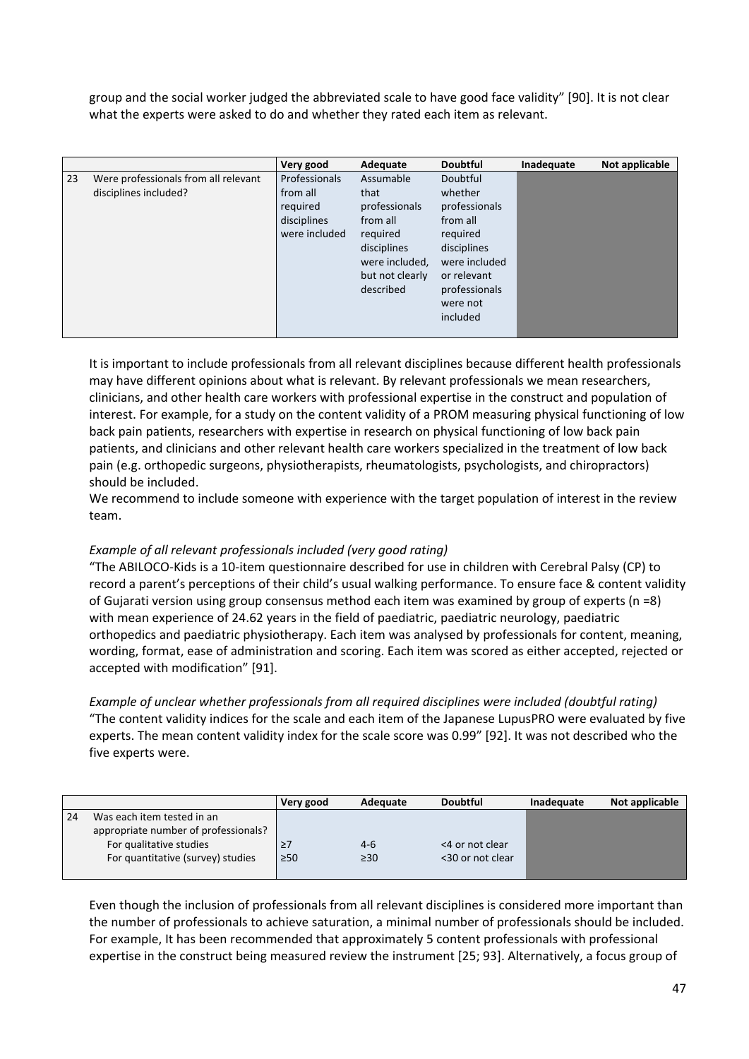group and the social worker judged the abbreviated scale to have good face validity" [90]. It is not clear what the experts were asked to do and whether they rated each item as relevant.

| | | Very good | Adequate | Doubtful | Inadequate | Not applicable |
|---|---|---|---|---|---|---|
| 23 | Were professionals from all relevant disciplines included? | Professionals from all required disciplines were included | Assumable that professionals from all required disciplines were included, but not clearly described | Doubtful whether professionals from all required disciplines were included or relevant professionals were not included | | |

It is important to include professionals from all relevant disciplines because different health professionals may have different opinions about what is relevant. By relevant professionals we mean researchers, clinicians, and other health care workers with professional expertise in the construct and population of interest. For example, for a study on the content validity of a PROM measuring physical functioning of low back pain patients, researchers with expertise in research on physical functioning of low back pain patients, and clinicians and other relevant health care workers specialized in the treatment of low back pain (e.g. orthopedic surgeons, physiotherapists, rheumatologists, psychologists, and chiropractors) should be included.
We recommend to include someone with experience with the target population of interest in the review team.

*Example of all relevant professionals included (very good rating)*
"The ABILOCO-Kids is a 10-item questionnaire described for use in children with Cerebral Palsy (CP) to record a parent's perceptions of their child's usual walking performance. To ensure face & content validity of Gujarati version using group consensus method each item was examined by group of experts (n =8) with mean experience of 24.62 years in the field of paediatric, paediatric neurology, paediatric orthopedics and paediatric physiotherapy. Each item was analysed by professionals for content, meaning, wording, format, ease of administration and scoring. Each item was scored as either accepted, rejected or accepted with modification" [91].

*Example of unclear whether professionals from all required disciplines were included (doubtful rating)*
"The content validity indices for the scale and each item of the Japanese LupusPRO were evaluated by five experts. The mean content validity index for the scale score was 0.99" [92]. It was not described who the five experts were.

| | | Very good | Adequate | Doubtful | Inadequate | Not applicable |
|---|---|---|---|---|---|---|
| 24 | Was each item tested in an appropriate number of professionals? | | | | | |
| | For qualitative studies | ≥7 | 4-6 | <4 or not clear | | |
| | For quantitative (survey) studies | ≥50 | ≥30 | <30 or not clear | | |

Even though the inclusion of professionals from all relevant disciplines is considered more important than the number of professionals to achieve saturation, a minimal number of professionals should be included. For example, It has been recommended that approximately 5 content professionals with professional expertise in the construct being measured review the instrument [25; 93]. Alternatively, a focus group of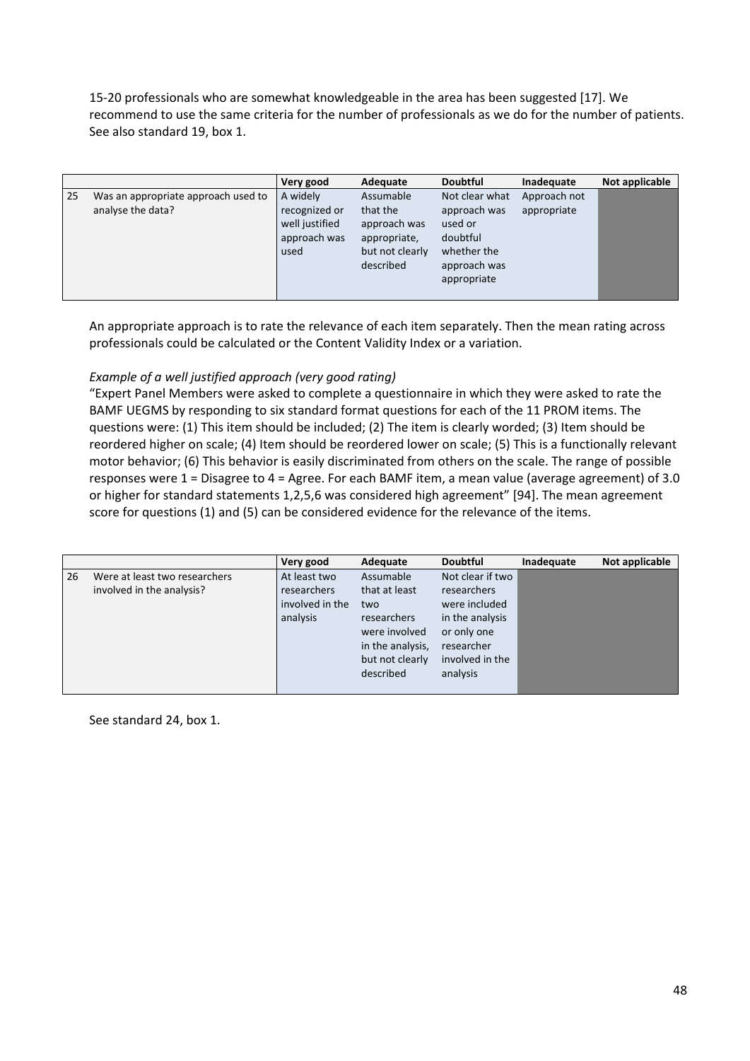15-20 professionals who are somewhat knowledgeable in the area has been suggested [17]. We recommend to use the same criteria for the number of professionals as we do for the number of patients. See also standard 19, box 1.

| | | Very good | Adequate | Doubtful | Inadequate | Not applicable |
|---|---|---|---|---|---|---|
| 25 | Was an appropriate approach used to analyse the data? | A widely recognized or well justified approach was used | Assumable that the approach was appropriate, but not clearly described | Not clear what approach was used or doubtful whether the approach was appropriate | Approach not appropriate | |

An appropriate approach is to rate the relevance of each item separately. Then the mean rating across professionals could be calculated or the Content Validity Index or a variation.

*Example of a well justified approach (very good rating)*

"Expert Panel Members were asked to complete a questionnaire in which they were asked to rate the BAMF UEGMS by responding to six standard format questions for each of the 11 PROM items. The questions were: (1) This item should be included; (2) The item is clearly worded; (3) Item should be reordered higher on scale; (4) Item should be reordered lower on scale; (5) This is a functionally relevant motor behavior; (6) This behavior is easily discriminated from others on the scale. The range of possible responses were 1 = Disagree to 4 = Agree. For each BAMF item, a mean value (average agreement) of 3.0 or higher for standard statements 1,2,5,6 was considered high agreement" [94]. The mean agreement score for questions (1) and (5) can be considered evidence for the relevance of the items.

| | | Very good | Adequate | Doubtful | Inadequate | Not applicable |
|---|---|---|---|---|---|---|
| 26 | Were at least two researchers involved in the analysis? | At least two researchers involved in the analysis | Assumable that at least two researchers were involved in the analysis, but not clearly described | Not clear if two researchers were included in the analysis or only one researcher involved in the analysis | | |

See standard 24, box 1.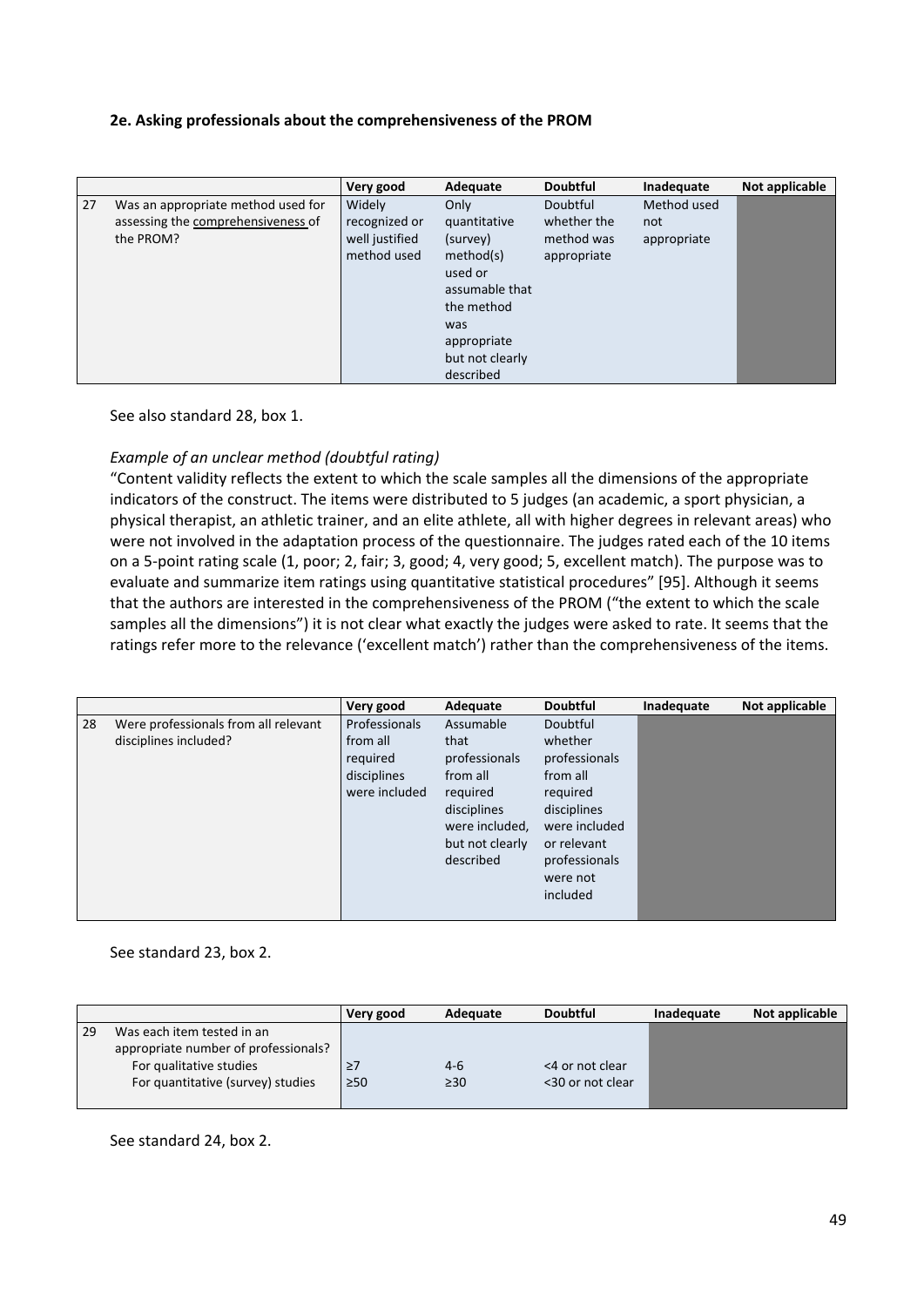**2e. Asking professionals about the comprehensiveness of the PROM**

| | | Very good | Adequate | Doubtful | Inadequate | Not applicable |
|---|---|---|---|---|---|---|
| 27 | Was an appropriate method used for assessing the comprehensiveness of the PROM? | Widely recognized or well justified method used | Only quantitative (survey) method(s) used or assumable that the method was appropriate but not clearly described | Doubtful whether the method was appropriate | Method used not appropriate | |

See also standard 28, box 1.

*Example of an unclear method (doubtful rating)*

"Content validity reflects the extent to which the scale samples all the dimensions of the appropriate indicators of the construct. The items were distributed to 5 judges (an academic, a sport physician, a physical therapist, an athletic trainer, and an elite athlete, all with higher degrees in relevant areas) who were not involved in the adaptation process of the questionnaire. The judges rated each of the 10 items on a 5-point rating scale (1, poor; 2, fair; 3, good; 4, very good; 5, excellent match). The purpose was to evaluate and summarize item ratings using quantitative statistical procedures" [95]. Although it seems that the authors are interested in the comprehensiveness of the PROM ("the extent to which the scale samples all the dimensions") it is not clear what exactly the judges were asked to rate. It seems that the ratings refer more to the relevance ('excellent match') rather than the comprehensiveness of the items.

| | | Very good | Adequate | Doubtful | Inadequate | Not applicable |
|---|---|---|---|---|---|---|
| 28 | Were professionals from all relevant disciplines included? | Professionals from all required disciplines were included | Assumable that professionals from all required disciplines were included, but not clearly described | Doubtful whether professionals from all required disciplines were included or relevant professionals were not included | | |

See standard 23, box 2.

| | | Very good | Adequate | Doubtful | Inadequate | Not applicable |
|---|---|---|---|---|---|---|
| 29 | Was each item tested in an appropriate number of professionals? | | | | | |
| | For qualitative studies | ≥7 | 4-6 | <4 or not clear | | |
| | For quantitative (survey) studies | ≥50 | ≥30 | <30 or not clear | | |

See standard 24, box 2.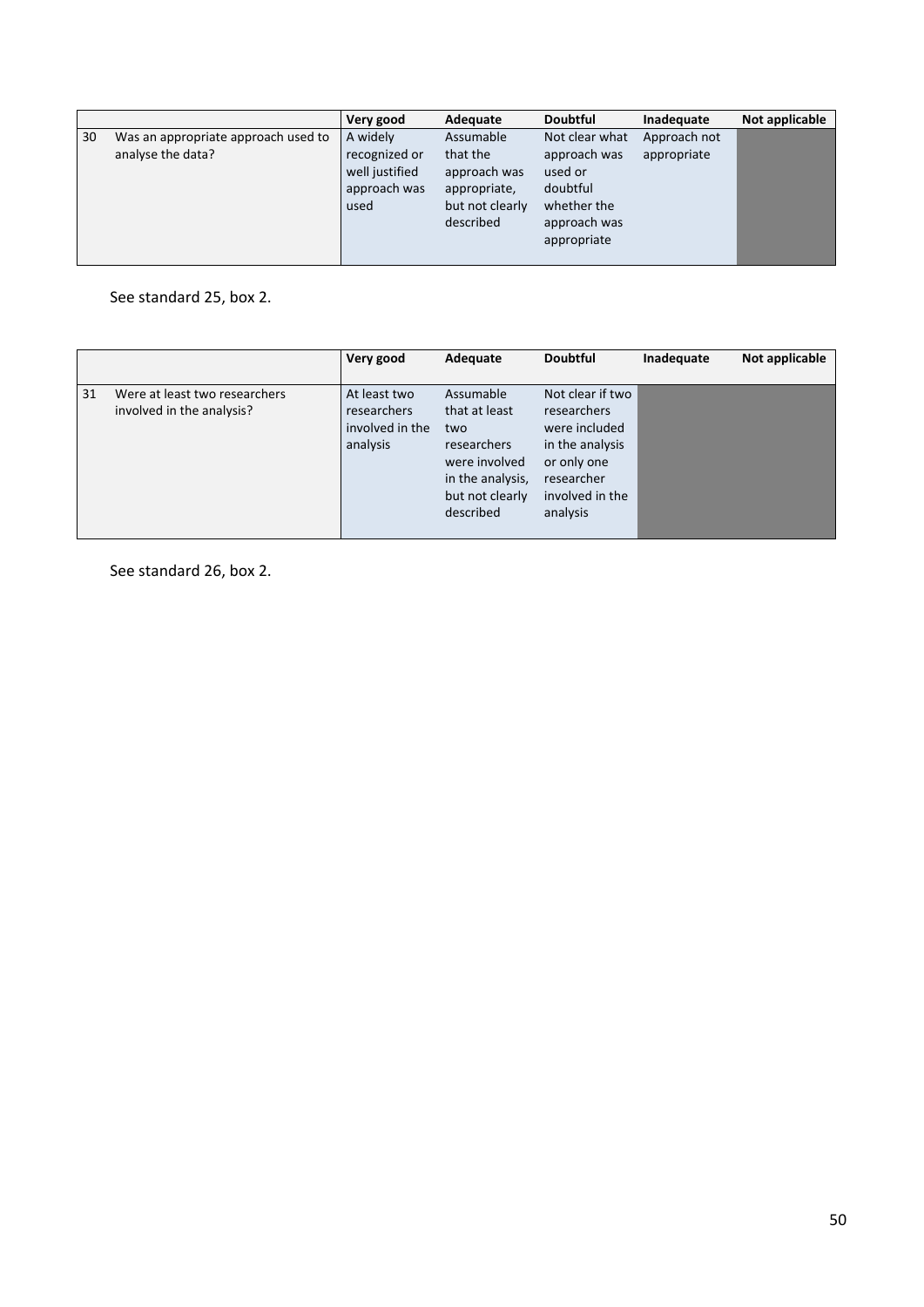| | | Very good | Adequate | Doubtful | Inadequate | Not applicable |
|---|---|---|---|---|---|---|
| 30 | Was an appropriate approach used to analyse the data? | A widely recognized or well justified approach was used | Assumable that the approach was appropriate, but not clearly described | Not clear what approach was used or doubtful whether the approach was appropriate | Approach not appropriate | |

See standard 25, box 2.

| | | Very good | Adequate | Doubtful | Inadequate | Not applicable |
|---|---|---|---|---|---|---|
| 31 | Were at least two researchers involved in the analysis? | At least two researchers involved in the analysis | Assumable that at least two researchers were involved in the analysis, but not clearly described | Not clear if two researchers were included in the analysis or only one researcher involved in the analysis | | |

See standard 26, box 2.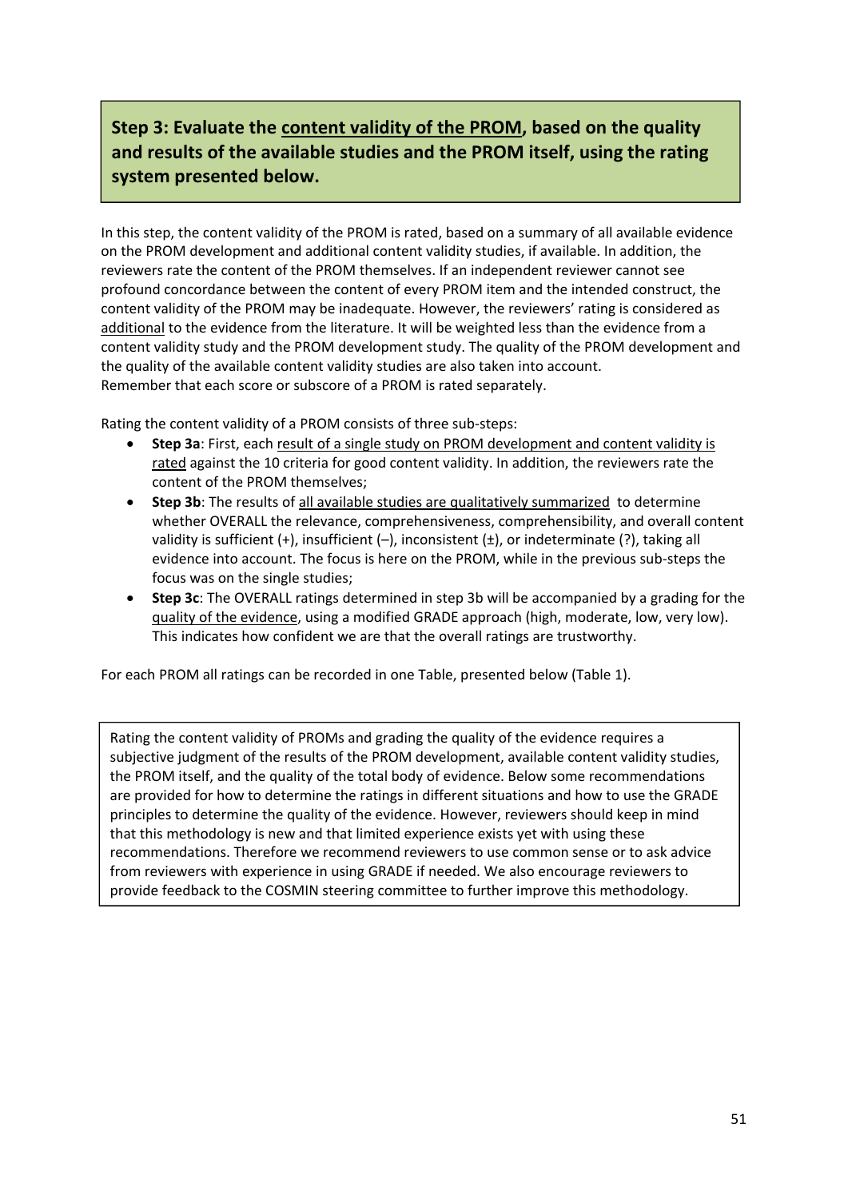## Step 3: Evaluate the <u>content validity of the PROM</u>, based on the quality and results of the available studies and the PROM itself, using the rating system presented below.

In this step, the content validity of the PROM is rated, based on a summary of all available evidence on the PROM development and additional content validity studies, if available. In addition, the reviewers rate the content of the PROM themselves. If an independent reviewer cannot see profound concordance between the content of every PROM item and the intended construct, the content validity of the PROM may be inadequate. However, the reviewers' rating is considered as <u>additional</u> to the evidence from the literature. It will be weighted less than the evidence from a content validity study and the PROM development study. The quality of the PROM development and the quality of the available content validity studies are also taken into account. Remember that each score or subscore of a PROM is rated separately.

Rating the content validity of a PROM consists of three sub-steps:

- **Step 3a**: First, each <u>result of a single study on PROM development and content validity is rated</u> against the 10 criteria for good content validity. In addition, the reviewers rate the content of the PROM themselves;
- **Step 3b**: The results of <u>all available studies are qualitatively summarized</u> to determine whether OVERALL the relevance, comprehensiveness, comprehensibility, and overall content validity is sufficient (+), insufficient (–), inconsistent (±), or indeterminate (?), taking all evidence into account. The focus is here on the PROM, while in the previous sub-steps the focus was on the single studies;
- **Step 3c**: The OVERALL ratings determined in step 3b will be accompanied by a grading for the <u>quality of the evidence</u>, using a modified GRADE approach (high, moderate, low, very low). This indicates how confident we are that the overall ratings are trustworthy.

For each PROM all ratings can be recorded in one Table, presented below (Table 1).

> Rating the content validity of PROMs and grading the quality of the evidence requires a subjective judgment of the results of the PROM development, available content validity studies, the PROM itself, and the quality of the total body of evidence. Below some recommendations are provided for how to determine the ratings in different situations and how to use the GRADE principles to determine the quality of the evidence. However, reviewers should keep in mind that this methodology is new and that limited experience exists yet with using these recommendations. Therefore we recommend reviewers to use common sense or to ask advice from reviewers with experience in using GRADE if needed. We also encourage reviewers to provide feedback to the COSMIN steering committee to further improve this methodology.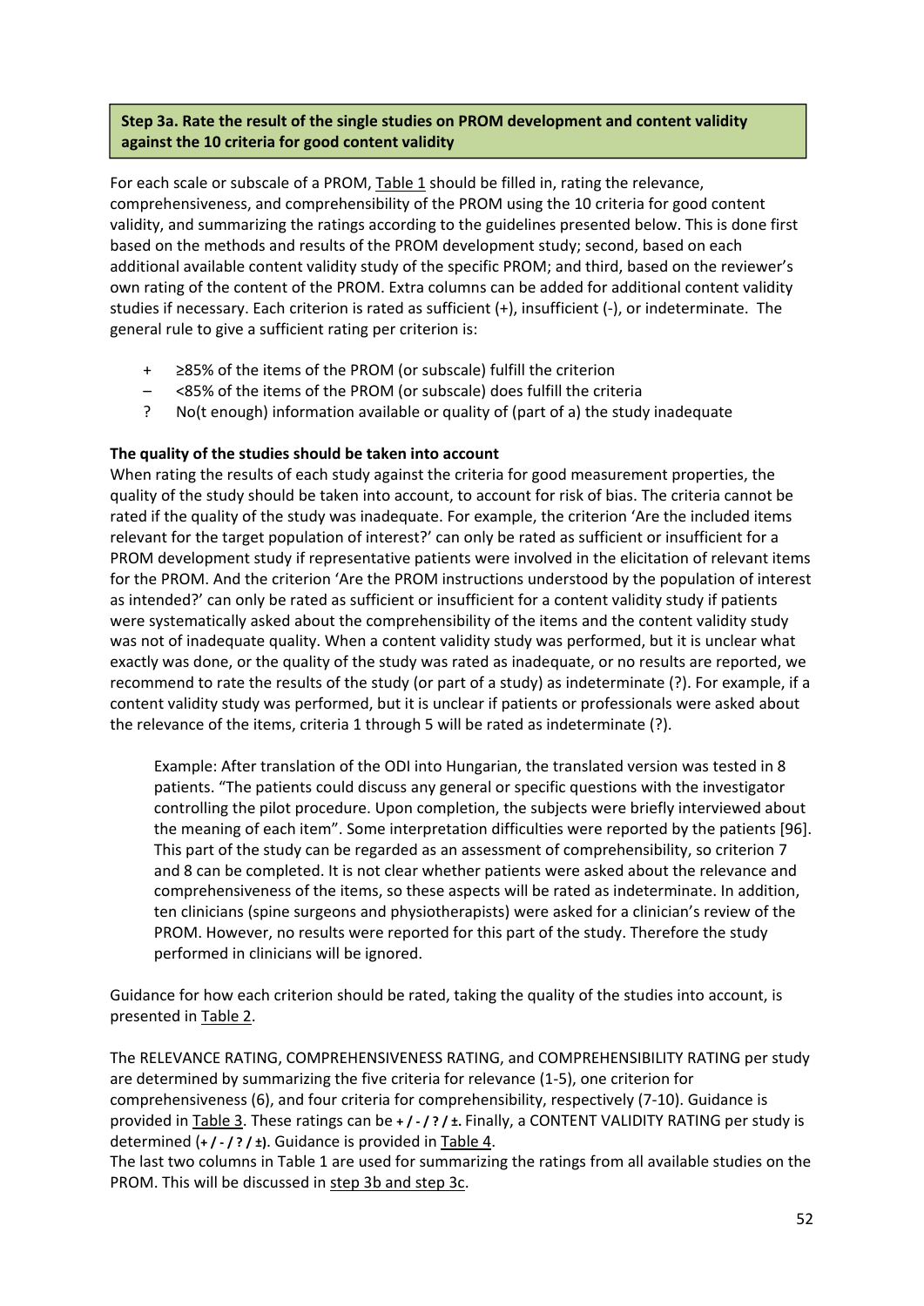**Step 3a. Rate the result of the single studies on PROM development and content validity against the 10 criteria for good content validity**

For each scale or subscale of a PROM, Table 1 should be filled in, rating the relevance, comprehensiveness, and comprehensibility of the PROM using the 10 criteria for good content validity, and summarizing the ratings according to the guidelines presented below. This is done first based on the methods and results of the PROM development study; second, based on each additional available content validity study of the specific PROM; and third, based on the reviewer's own rating of the content of the PROM. Extra columns can be added for additional content validity studies if necessary. Each criterion is rated as sufficient (+), insufficient (-), or indeterminate. The general rule to give a sufficient rating per criterion is:

- \+ ≥85% of the items of the PROM (or subscale) fulfill the criterion
- – <85% of the items of the PROM (or subscale) does fulfill the criteria
- ? No(t enough) information available or quality of (part of a) the study inadequate

**The quality of the studies should be taken into account**

When rating the results of each study against the criteria for good measurement properties, the quality of the study should be taken into account, to account for risk of bias. The criteria cannot be rated if the quality of the study was inadequate. For example, the criterion 'Are the included items relevant for the target population of interest?' can only be rated as sufficient or insufficient for a PROM development study if representative patients were involved in the elicitation of relevant items for the PROM. And the criterion 'Are the PROM instructions understood by the population of interest as intended?' can only be rated as sufficient or insufficient for a content validity study if patients were systematically asked about the comprehensibility of the items and the content validity study was not of inadequate quality. When a content validity study was performed, but it is unclear what exactly was done, or the quality of the study was rated as inadequate, or no results are reported, we recommend to rate the results of the study (or part of a study) as indeterminate (?). For example, if a content validity study was performed, but it is unclear if patients or professionals were asked about the relevance of the items, criteria 1 through 5 will be rated as indeterminate (?).

> Example: After translation of the ODI into Hungarian, the translated version was tested in 8 patients. "The patients could discuss any general or specific questions with the investigator controlling the pilot procedure. Upon completion, the subjects were briefly interviewed about the meaning of each item". Some interpretation difficulties were reported by the patients [96]. This part of the study can be regarded as an assessment of comprehensibility, so criterion 7 and 8 can be completed. It is not clear whether patients were asked about the relevance and comprehensiveness of the items, so these aspects will be rated as indeterminate. In addition, ten clinicians (spine surgeons and physiotherapists) were asked for a clinician's review of the PROM. However, no results were reported for this part of the study. Therefore the study performed in clinicians will be ignored.

Guidance for how each criterion should be rated, taking the quality of the studies into account, is presented in Table 2.

The RELEVANCE RATING, COMPREHENSIVENESS RATING, and COMPREHENSIBILITY RATING per study are determined by summarizing the five criteria for relevance (1-5), one criterion for comprehensiveness (6), and four criteria for comprehensibility, respectively (7-10). Guidance is provided in Table 3. These ratings can be **+ / - / ? / ±**. Finally, a CONTENT VALIDITY RATING per study is determined (**+ / - / ? / ±**). Guidance is provided in Table 4.

The last two columns in Table 1 are used for summarizing the ratings from all available studies on the PROM. This will be discussed in step 3b and step 3c.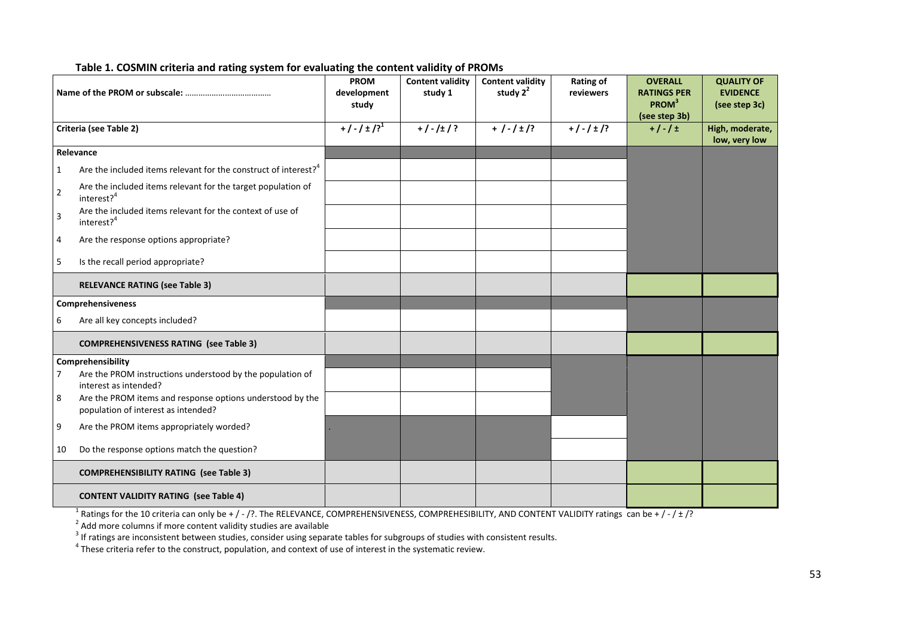**Table 1. COSMIN criteria and rating system for evaluating the content validity of PROMs**

| Name of the PROM or subscale: ……………………………… | PROM development study | Content validity study 1 | Content validity study 2[2] | Rating of reviewers | OVERALL RATINGS PER PROM[3] (see step 3b) | QUALITY OF EVIDENCE (see step 3c) |
|---|---|---|---|---|---|---|
| **Criteria (see Table 2)** | + / - / ± /?[1] | + / - /± / ? | + / - / ± /? | + / - / ± /? | + / - / ± | High, moderate, low, very low |
| **Relevance** | | | | | | |
| 1 Are the included items relevant for the construct of interest?[4] | | | | | | |
| 2 Are the included items relevant for the target population of interest?[4] | | | | | | |
| 3 Are the included items relevant for the context of use of interest?[4] | | | | | | |
| 4 Are the response options appropriate? | | | | | | |
| 5 Is the recall period appropriate? | | | | | | |
| **RELEVANCE RATING (see Table 3)** | | | | | | |
| **Comprehensiveness** | | | | | | |
| 6 Are all key concepts included? | | | | | | |
| **COMPREHENSIVENESS RATING (see Table 3)** | | | | | | |
| **Comprehensibility** | | | | | | |
| 7 Are the PROM instructions understood by the population of interest as intended? | | | | | | |
| 8 Are the PROM items and response options understood by the population of interest as intended? | | | | | | |
| 9 Are the PROM items appropriately worded? | . | | | | | |
| 10 Do the response options match the question? | | | | | | |
| **COMPREHENSIBILITY RATING (see Table 3)** | | | | | | |
| **CONTENT VALIDITY RATING (see Table 4)** | | | | | | |

[1] Ratings for the 10 criteria can only be + / - /?. The RELEVANCE, COMPREHENSIVENESS, COMPREHESIBILITY, AND CONTENT VALIDITY ratings can be + / - / ± /?

[2] Add more columns if more content validity studies are available

[3] If ratings are inconsistent between studies, consider using separate tables for subgroups of studies with consistent results.

[4] These criteria refer to the construct, population, and context of use of interest in the systematic review.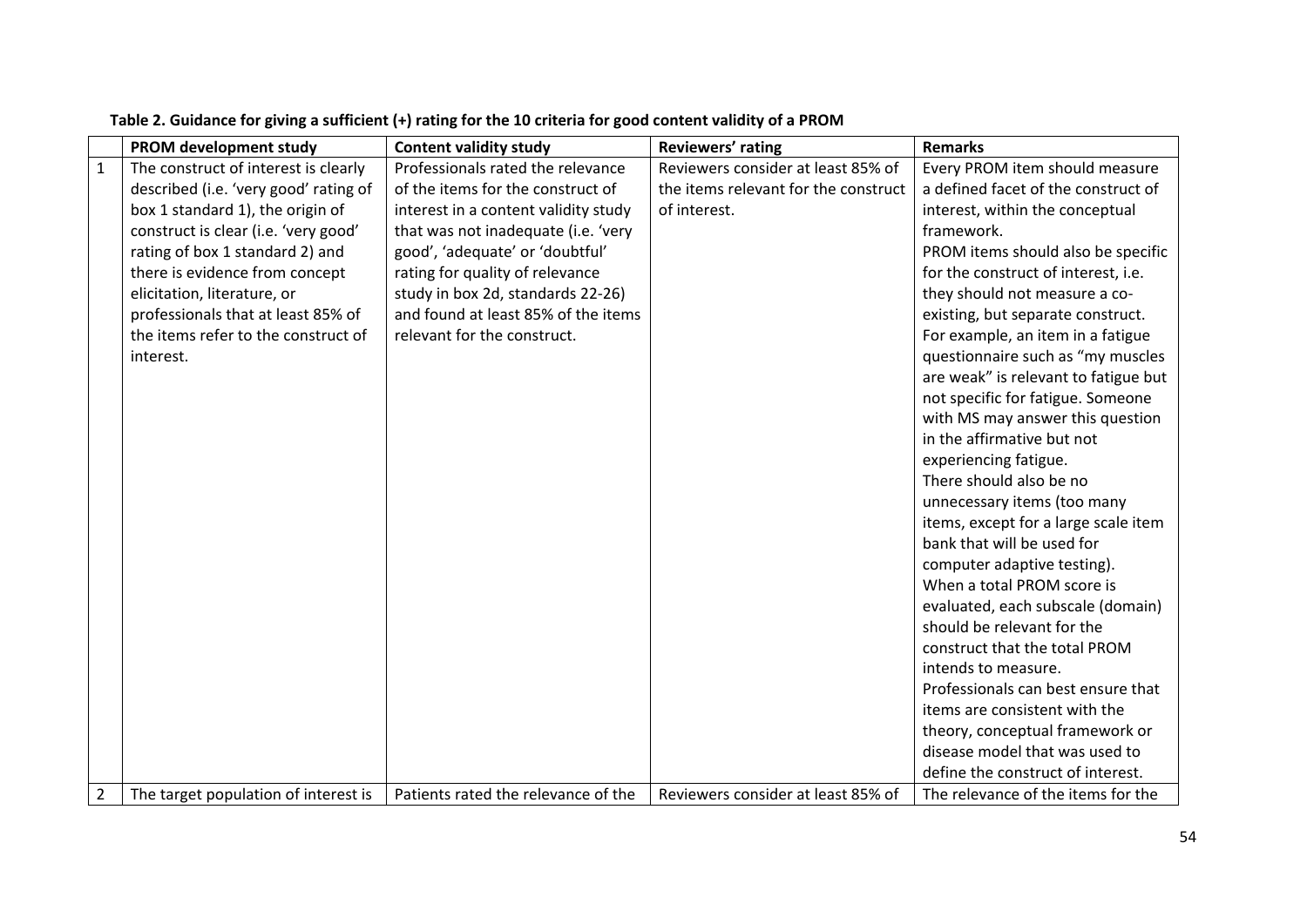**Table 2. Guidance for giving a sufficient (+) rating for the 10 criteria for good content validity of a PROM**

| | PROM development study | Content validity study | Reviewers' rating | Remarks |
|---|---|---|---|---|
| 1 | The construct of interest is clearly described (i.e. 'very good' rating of box 1 standard 1), the origin of construct is clear (i.e. 'very good' rating of box 1 standard 2) and there is evidence from concept elicitation, literature, or professionals that at least 85% of the items refer to the construct of interest. | Professionals rated the relevance of the items for the construct of interest in a content validity study that was not inadequate (i.e. 'very good', 'adequate' or 'doubtful' rating for quality of relevance study in box 2d, standards 22-26) and found at least 85% of the items relevant for the construct. | Reviewers consider at least 85% of the items relevant for the construct of interest. | Every PROM item should measure a defined facet of the construct of interest, within the conceptual framework. PROM items should also be specific for the construct of interest, i.e. they should not measure a co-existing, but separate construct. For example, an item in a fatigue questionnaire such as "my muscles are weak" is relevant to fatigue but not specific for fatigue. Someone with MS may answer this question in the affirmative but not experiencing fatigue. There should also be no unnecessary items (too many items, except for a large scale item bank that will be used for computer adaptive testing). When a total PROM score is evaluated, each subscale (domain) should be relevant for the construct that the total PROM intends to measure. Professionals can best ensure that items are consistent with the theory, conceptual framework or disease model that was used to define the construct of interest. |
| 2 | The target population of interest is | Patients rated the relevance of the | Reviewers consider at least 85% of | The relevance of the items for the |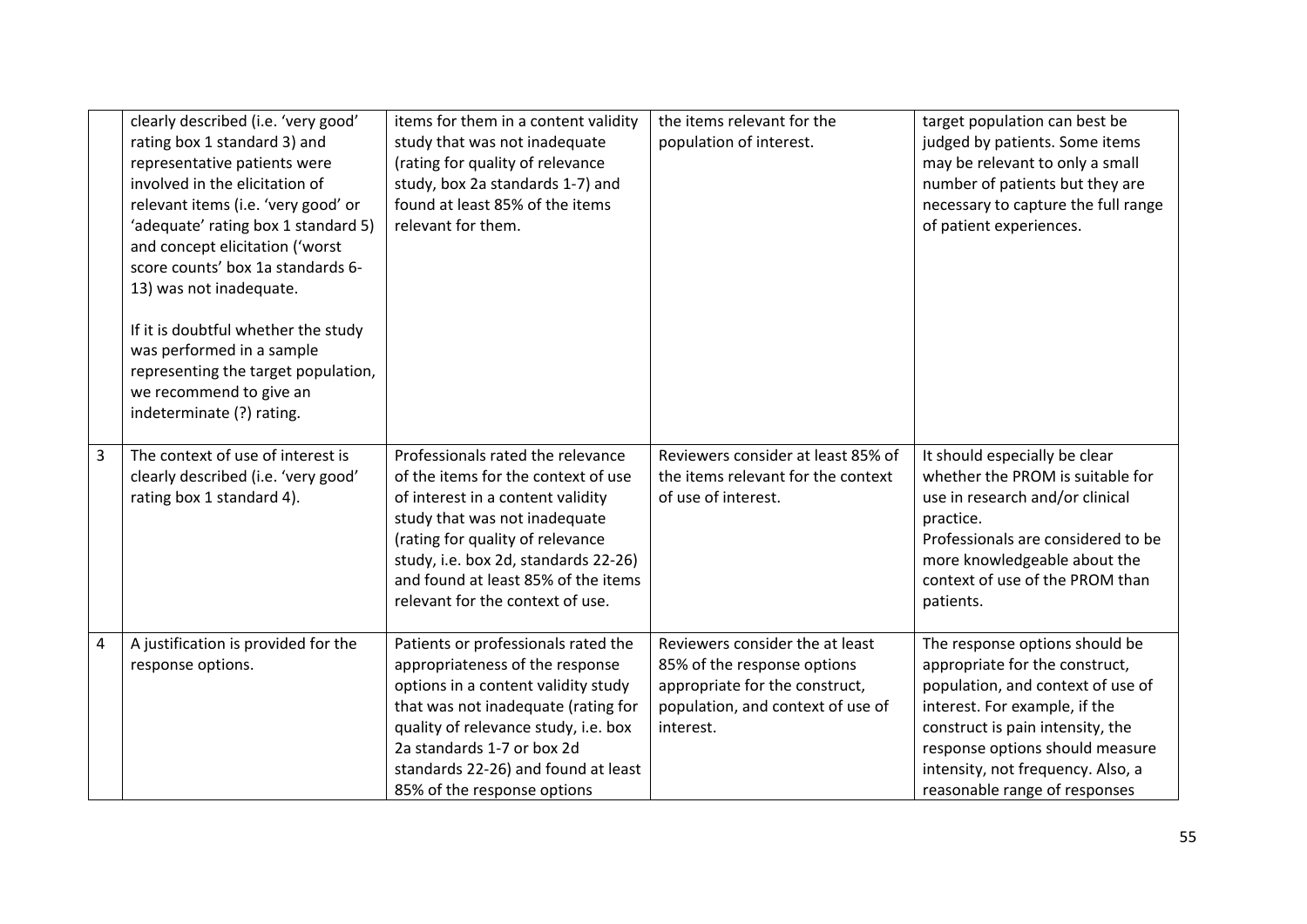| | | | | |
|---|---|---|---|---|
| | clearly described (i.e. 'very good' rating box 1 standard 3) and representative patients were involved in the elicitation of relevant items (i.e. 'very good' or 'adequate' rating box 1 standard 5) and concept elicitation ('worst score counts' box 1a standards 6-13) was not inadequate.<br><br>If it is doubtful whether the study was performed in a sample representing the target population, we recommend to give an indeterminate (?) rating. | items for them in a content validity study that was not inadequate (rating for quality of relevance study, box 2a standards 1-7) and found at least 85% of the items relevant for them. | the items relevant for the population of interest. | target population can best be judged by patients. Some items may be relevant to only a small number of patients but they are necessary to capture the full range of patient experiences. |
| 3 | The context of use of interest is clearly described (i.e. 'very good' rating box 1 standard 4). | Professionals rated the relevance of the items for the context of use of interest in a content validity study that was not inadequate (rating for quality of relevance study, i.e. box 2d, standards 22-26) and found at least 85% of the items relevant for the context of use. | Reviewers consider at least 85% of the items relevant for the context of use of interest. | It should especially be clear whether the PROM is suitable for use in research and/or clinical practice.<br>Professionals are considered to be more knowledgeable about the context of use of the PROM than patients. |
| 4 | A justification is provided for the response options. | Patients or professionals rated the appropriateness of the response options in a content validity study that was not inadequate (rating for quality of relevance study, i.e. box 2a standards 1-7 or box 2d standards 22-26) and found at least 85% of the response options | Reviewers consider the at least 85% of the response options appropriate for the construct, population, and context of use of interest. | The response options should be appropriate for the construct, population, and context of use of interest. For example, if the construct is pain intensity, the response options should measure intensity, not frequency. Also, a reasonable range of responses |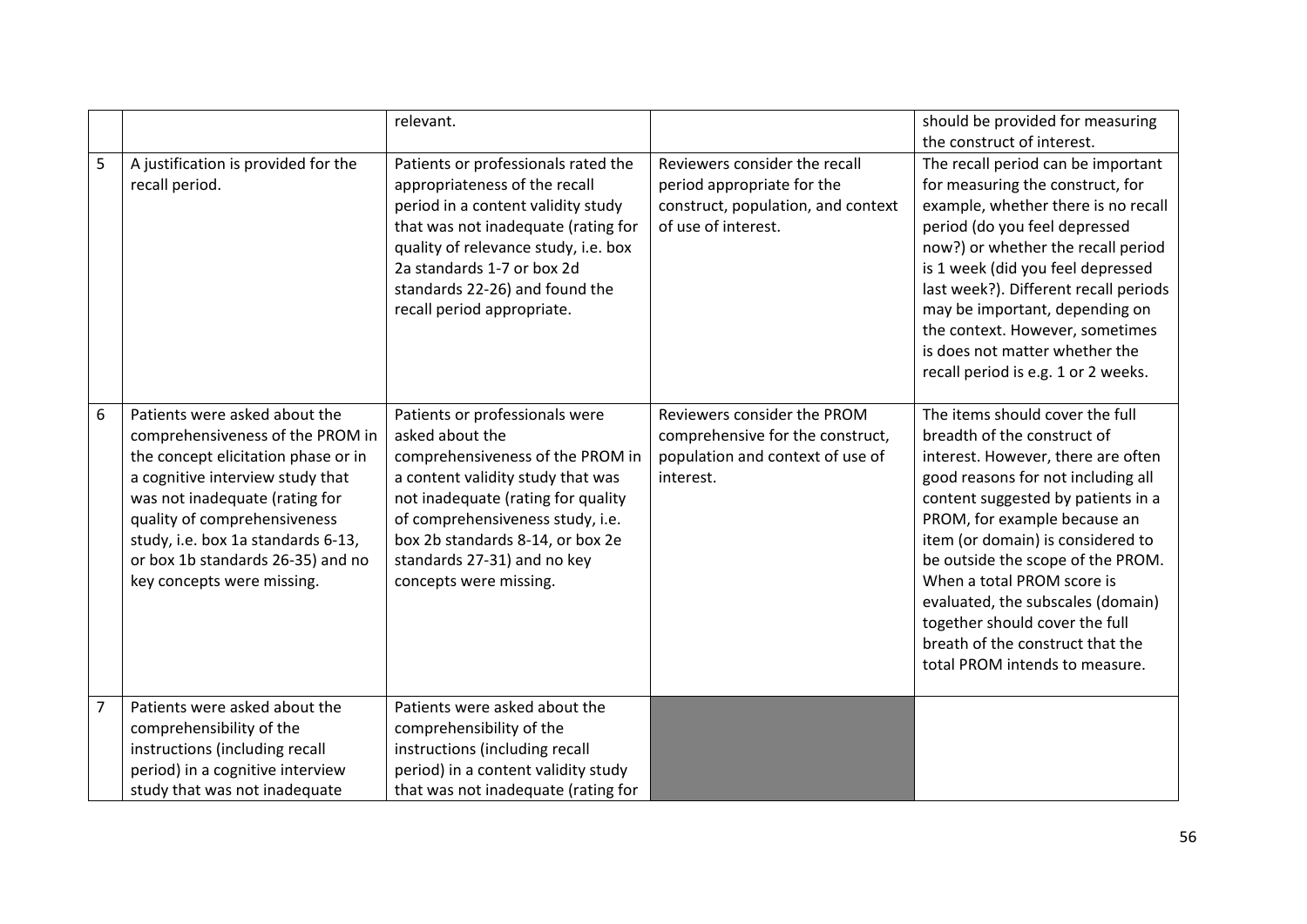|   |   |   |   |   |
|---|---|---|---|---|
|   |   | relevant. |   | should be provided for measuring the construct of interest. |
| 5 | A justification is provided for the recall period. | Patients or professionals rated the appropriateness of the recall period in a content validity study that was not inadequate (rating for quality of relevance study, i.e. box 2a standards 1-7 or box 2d standards 22-26) and found the recall period appropriate. | Reviewers consider the recall period appropriate for the construct, population, and context of use of interest. | The recall period can be important for measuring the construct, for example, whether there is no recall period (do you feel depressed now?) or whether the recall period is 1 week (did you feel depressed last week?). Different recall periods may be important, depending on the context. However, sometimes is does not matter whether the recall period is e.g. 1 or 2 weeks. |
| 6 | Patients were asked about the comprehensiveness of the PROM in the concept elicitation phase or in a cognitive interview study that was not inadequate (rating for quality of comprehensiveness study, i.e. box 1a standards 6-13, or box 1b standards 26-35) and no key concepts were missing. | Patients or professionals were asked about the comprehensiveness of the PROM in a content validity study that was not inadequate (rating for quality of comprehensiveness study, i.e. box 2b standards 8-14, or box 2e standards 27-31) and no key concepts were missing. | Reviewers consider the PROM comprehensive for the construct, population and context of use of interest. | The items should cover the full breadth of the construct of interest. However, there are often good reasons for not including all content suggested by patients in a PROM, for example because an item (or domain) is considered to be outside the scope of the PROM. When a total PROM score is evaluated, the subscales (domain) together should cover the full breath of the construct that the total PROM intends to measure. |
| 7 | Patients were asked about the comprehensibility of the instructions (including recall period) in a cognitive interview study that was not inadequate | Patients were asked about the comprehensibility of the instructions (including recall period) in a content validity study that was not inadequate (rating for |   |   |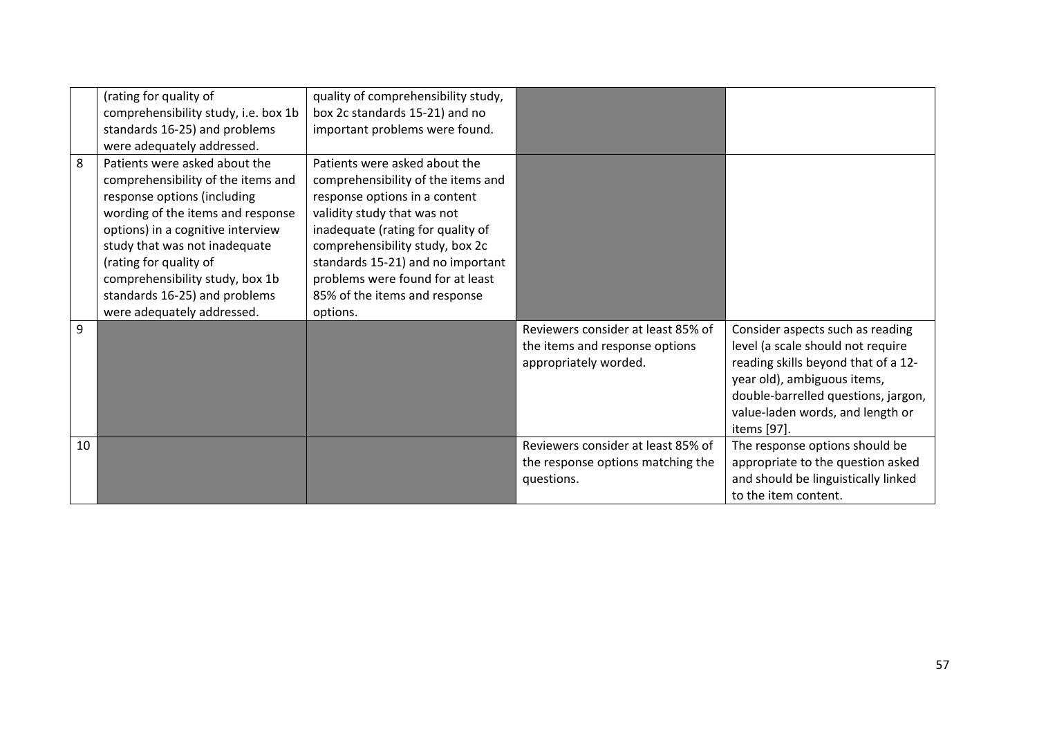| | | | | |
|---|---|---|---|---|
| | (rating for quality of comprehensibility study, i.e. box 1b standards 16-25) and problems were adequately addressed. | quality of comprehensibility study, box 2c standards 15-21) and no important problems were found. | | |
| 8 | Patients were asked about the comprehensibility of the items and response options (including wording of the items and response options) in a cognitive interview study that was not inadequate (rating for quality of comprehensibility study, box 1b standards 16-25) and problems were adequately addressed. | Patients were asked about the comprehensibility of the items and response options in a content validity study that was not inadequate (rating for quality of comprehensibility study, box 2c standards 15-21) and no important problems were found for at least 85% of the items and response options. | | |
| 9 | | | Reviewers consider at least 85% of the items and response options appropriately worded. | Consider aspects such as reading level (a scale should not require reading skills beyond that of a 12-year old), ambiguous items, double-barrelled questions, jargon, value-laden words, and length or items [97]. |
| 10 | | | Reviewers consider at least 85% of the response options matching the questions. | The response options should be appropriate to the question asked and should be linguistically linked to the item content. |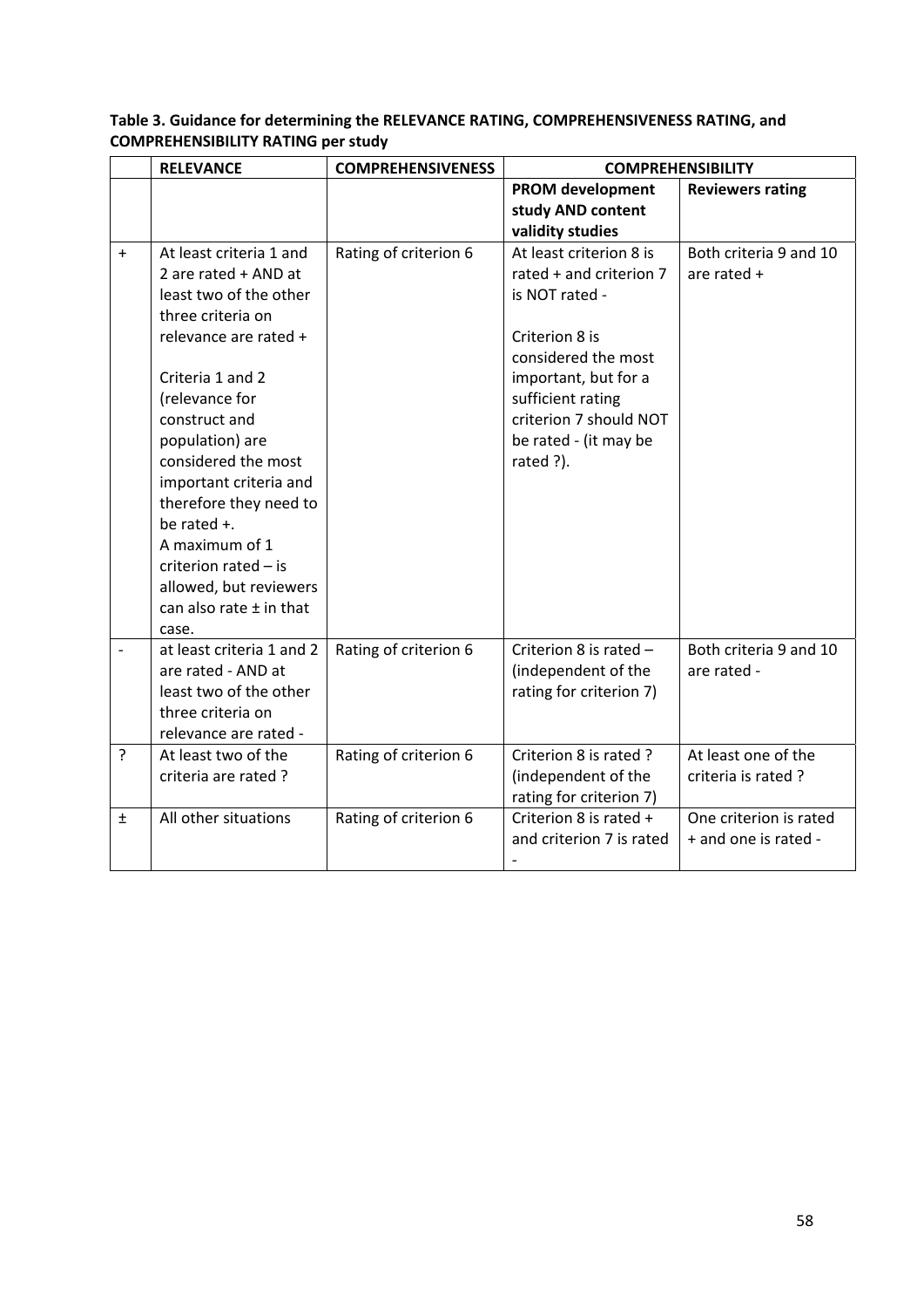**Table 3. Guidance for determining the RELEVANCE RATING, COMPREHENSIVENESS RATING, and COMPREHENSIBILITY RATING per study**

| | RELEVANCE | COMPREHENSIVENESS | COMPREHENSIBILITY | |
|---|---|---|---|---|
| | | | **PROM development study AND content validity studies** | **Reviewers rating** |
| + | At least criteria 1 and 2 are rated + AND at least two of the other three criteria on relevance are rated +<br><br>Criteria 1 and 2 (relevance for construct and population) are considered the most important criteria and therefore they need to be rated +.<br>A maximum of 1 criterion rated – is allowed, but reviewers can also rate ± in that case. | Rating of criterion 6 | At least criterion 8 is rated + and criterion 7 is NOT rated -<br><br>Criterion 8 is considered the most important, but for a sufficient rating criterion 7 should NOT be rated - (it may be rated ?). | Both criteria 9 and 10 are rated + |
| - | at least criteria 1 and 2 are rated - AND at least two of the other three criteria on relevance are rated - | Rating of criterion 6 | Criterion 8 is rated – (independent of the rating for criterion 7) | Both criteria 9 and 10 are rated - |
| ? | At least two of the criteria are rated ? | Rating of criterion 6 | Criterion 8 is rated ? (independent of the rating for criterion 7) | At least one of the criteria is rated ? |
| ± | All other situations | Rating of criterion 6 | Criterion 8 is rated + and criterion 7 is rated - | One criterion is rated + and one is rated - |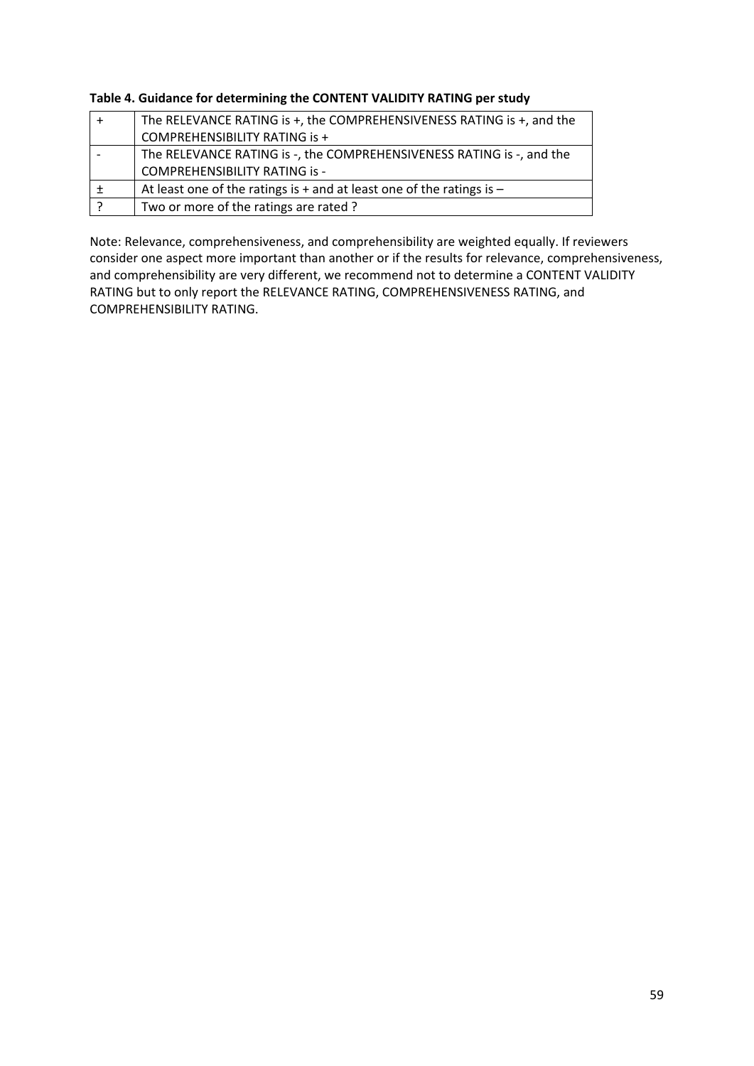**Table 4. Guidance for determining the CONTENT VALIDITY RATING per study**

| | |
|---|---|
| + | The RELEVANCE RATING is +, the COMPREHENSIVENESS RATING is +, and the COMPREHENSIBILITY RATING is + |
| - | The RELEVANCE RATING is -, the COMPREHENSIVENESS RATING is -, and the COMPREHENSIBILITY RATING is - |
| ± | At least one of the ratings is + and at least one of the ratings is – |
| ? | Two or more of the ratings are rated ? |

Note: Relevance, comprehensiveness, and comprehensibility are weighted equally. If reviewers consider one aspect more important than another or if the results for relevance, comprehensiveness, and comprehensibility are very different, we recommend not to determine a CONTENT VALIDITY RATING but to only report the RELEVANCE RATING, COMPREHENSIVENESS RATING, and COMPREHENSIBILITY RATING.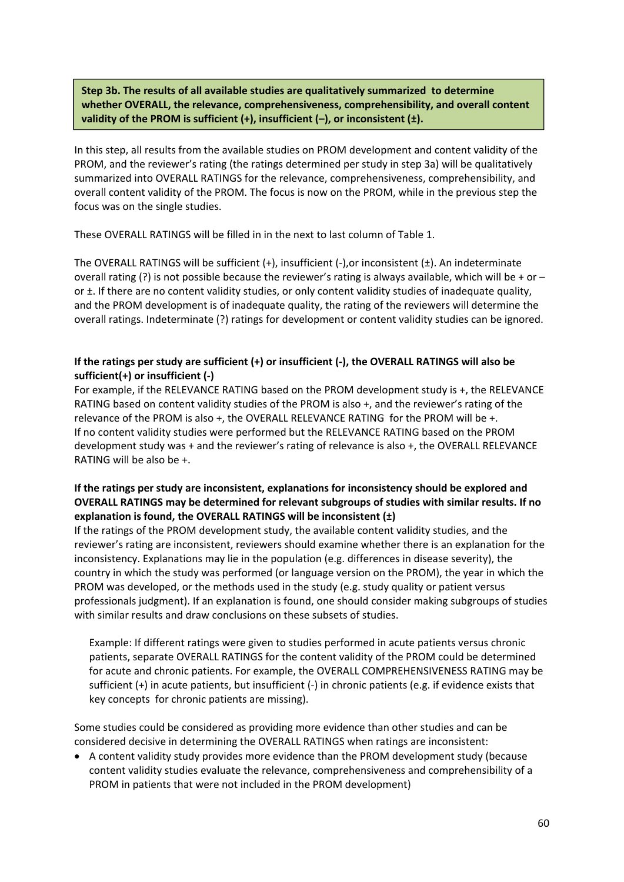**Step 3b. The results of all available studies are qualitatively summarized to determine whether OVERALL, the relevance, comprehensiveness, comprehensibility, and overall content validity of the PROM is sufficient (+), insufficient (–), or inconsistent (±).**

In this step, all results from the available studies on PROM development and content validity of the PROM, and the reviewer's rating (the ratings determined per study in step 3a) will be qualitatively summarized into OVERALL RATINGS for the relevance, comprehensiveness, comprehensibility, and overall content validity of the PROM. The focus is now on the PROM, while in the previous step the focus was on the single studies.

These OVERALL RATINGS will be filled in in the next to last column of Table 1.

The OVERALL RATINGS will be sufficient (+), insufficient (-),or inconsistent (±). An indeterminate overall rating (?) is not possible because the reviewer's rating is always available, which will be + or – or ±. If there are no content validity studies, or only content validity studies of inadequate quality, and the PROM development is of inadequate quality, the rating of the reviewers will determine the overall ratings. Indeterminate (?) ratings for development or content validity studies can be ignored.

**If the ratings per study are sufficient (+) or insufficient (-), the OVERALL RATINGS will also be sufficient(+) or insufficient (-)**

For example, if the RELEVANCE RATING based on the PROM development study is +, the RELEVANCE RATING based on content validity studies of the PROM is also +, and the reviewer's rating of the relevance of the PROM is also +, the OVERALL RELEVANCE RATING for the PROM will be +. If no content validity studies were performed but the RELEVANCE RATING based on the PROM development study was + and the reviewer's rating of relevance is also +, the OVERALL RELEVANCE RATING will be also be +.

**If the ratings per study are inconsistent, explanations for inconsistency should be explored and OVERALL RATINGS may be determined for relevant subgroups of studies with similar results. If no explanation is found, the OVERALL RATINGS will be inconsistent (±)**

If the ratings of the PROM development study, the available content validity studies, and the reviewer's rating are inconsistent, reviewers should examine whether there is an explanation for the inconsistency. Explanations may lie in the population (e.g. differences in disease severity), the country in which the study was performed (or language version on the PROM), the year in which the PROM was developed, or the methods used in the study (e.g. study quality or patient versus professionals judgment). If an explanation is found, one should consider making subgroups of studies with similar results and draw conclusions on these subsets of studies.

Example: If different ratings were given to studies performed in acute patients versus chronic patients, separate OVERALL RATINGS for the content validity of the PROM could be determined for acute and chronic patients. For example, the OVERALL COMPREHENSIVENESS RATING may be sufficient (+) in acute patients, but insufficient (-) in chronic patients (e.g. if evidence exists that key concepts for chronic patients are missing).

Some studies could be considered as providing more evidence than other studies and can be considered decisive in determining the OVERALL RATINGS when ratings are inconsistent:

- A content validity study provides more evidence than the PROM development study (because content validity studies evaluate the relevance, comprehensiveness and comprehensibility of a PROM in patients that were not included in the PROM development)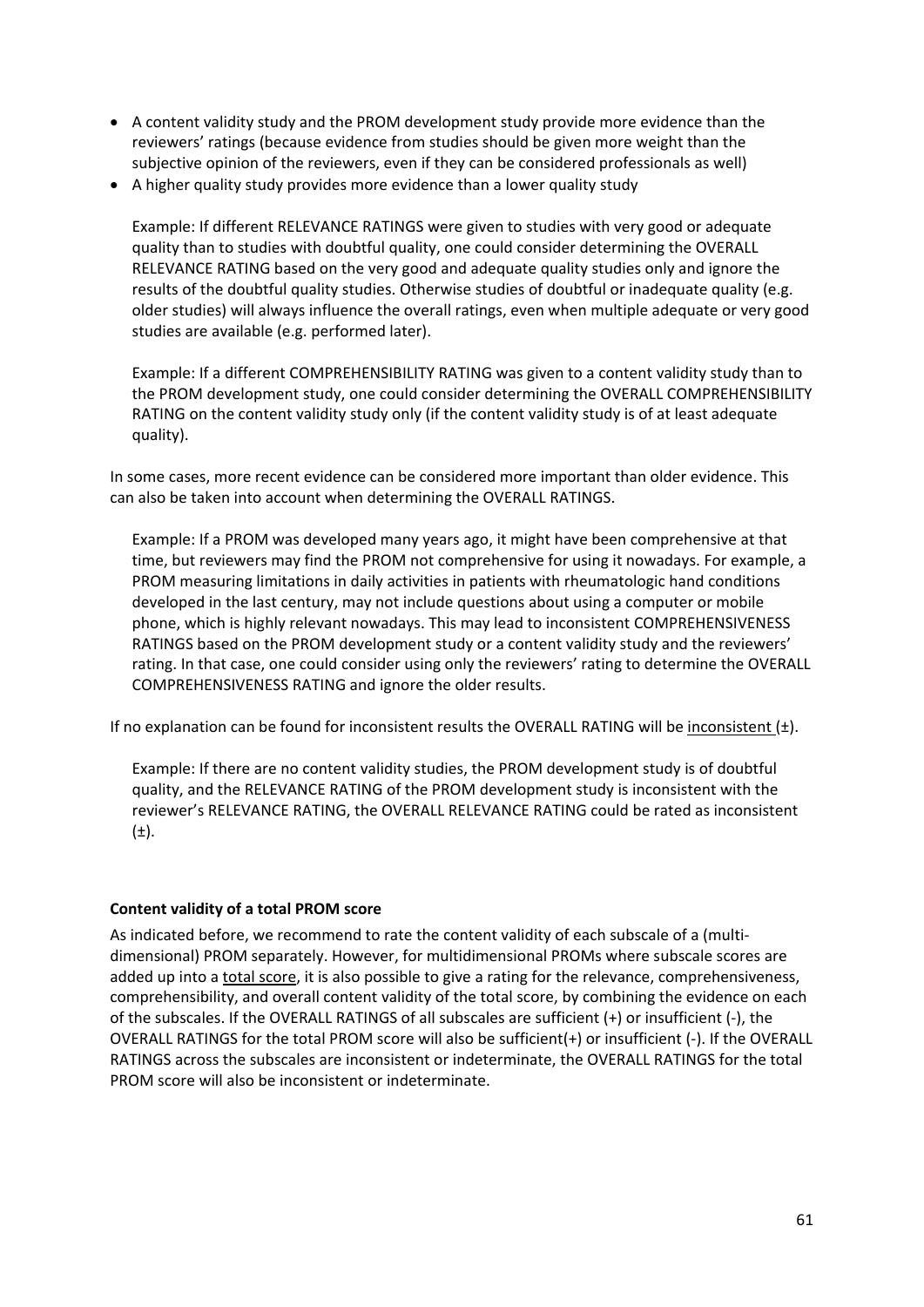- A content validity study and the PROM development study provide more evidence than the reviewers' ratings (because evidence from studies should be given more weight than the subjective opinion of the reviewers, even if they can be considered professionals as well)
- A higher quality study provides more evidence than a lower quality study

  Example: If different RELEVANCE RATINGS were given to studies with very good or adequate quality than to studies with doubtful quality, one could consider determining the OVERALL RELEVANCE RATING based on the very good and adequate quality studies only and ignore the results of the doubtful quality studies. Otherwise studies of doubtful or inadequate quality (e.g. older studies) will always influence the overall ratings, even when multiple adequate or very good studies are available (e.g. performed later).

  Example: If a different COMPREHENSIBILITY RATING was given to a content validity study than to the PROM development study, one could consider determining the OVERALL COMPREHENSIBILITY RATING on the content validity study only (if the content validity study is of at least adequate quality).

In some cases, more recent evidence can be considered more important than older evidence. This can also be taken into account when determining the OVERALL RATINGS.

  Example: If a PROM was developed many years ago, it might have been comprehensive at that time, but reviewers may find the PROM not comprehensive for using it nowadays. For example, a PROM measuring limitations in daily activities in patients with rheumatologic hand conditions developed in the last century, may not include questions about using a computer or mobile phone, which is highly relevant nowadays. This may lead to inconsistent COMPREHENSIVENESS RATINGS based on the PROM development study or a content validity study and the reviewers' rating. In that case, one could consider using only the reviewers' rating to determine the OVERALL COMPREHENSIVENESS RATING and ignore the older results.

If no explanation can be found for inconsistent results the OVERALL RATING will be <u>inconsistent</u> (±).

  Example: If there are no content validity studies, the PROM development study is of doubtful quality, and the RELEVANCE RATING of the PROM development study is inconsistent with the reviewer's RELEVANCE RATING, the OVERALL RELEVANCE RATING could be rated as inconsistent (±).

**Content validity of a total PROM score**

As indicated before, we recommend to rate the content validity of each subscale of a (multi-dimensional) PROM separately. However, for multidimensional PROMs where subscale scores are added up into a <u>total score</u>, it is also possible to give a rating for the relevance, comprehensiveness, comprehensibility, and overall content validity of the total score, by combining the evidence on each of the subscales. If the OVERALL RATINGS of all subscales are sufficient (+) or insufficient (-), the OVERALL RATINGS for the total PROM score will also be sufficient(+) or insufficient (-). If the OVERALL RATINGS across the subscales are inconsistent or indeterminate, the OVERALL RATINGS for the total PROM score will also be inconsistent or indeterminate.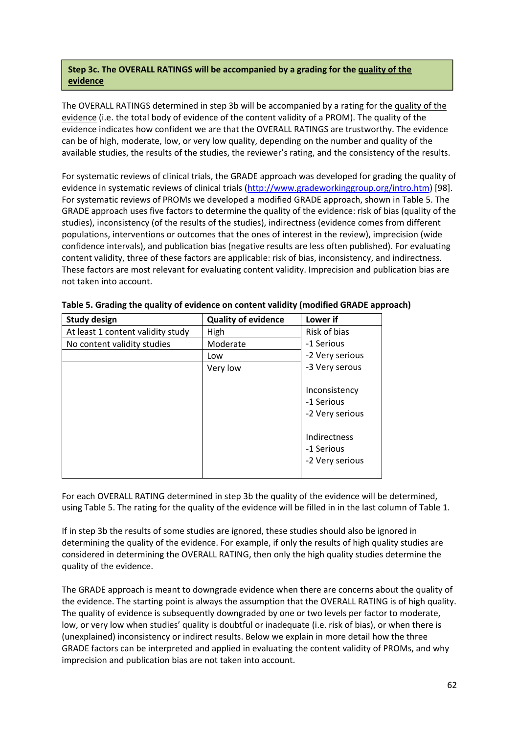**Step 3c. The OVERALL RATINGS will be accompanied by a grading for the quality of the evidence**

The OVERALL RATINGS determined in step 3b will be accompanied by a rating for the quality of the evidence (i.e. the total body of evidence of the content validity of a PROM). The quality of the evidence indicates how confident we are that the OVERALL RATINGS are trustworthy. The evidence can be of high, moderate, low, or very low quality, depending on the number and quality of the available studies, the results of the studies, the reviewer's rating, and the consistency of the results.

For systematic reviews of clinical trials, the GRADE approach was developed for grading the quality of evidence in systematic reviews of clinical trials (http://www.gradeworkinggroup.org/intro.htm) [98]. For systematic reviews of PROMs we developed a modified GRADE approach, shown in Table 5. The GRADE approach uses five factors to determine the quality of the evidence: risk of bias (quality of the studies), inconsistency (of the results of the studies), indirectness (evidence comes from different populations, interventions or outcomes that the ones of interest in the review), imprecision (wide confidence intervals), and publication bias (negative results are less often published). For evaluating content validity, three of these factors are applicable: risk of bias, inconsistency, and indirectness. These factors are most relevant for evaluating content validity. Imprecision and publication bias are not taken into account.

**Table 5. Grading the quality of evidence on content validity (modified GRADE approach)**

| Study design | Quality of evidence | Lower if |
|---|---|---|
| At least 1 content validity study | High | Risk of bias<br>-1 Serious<br>-2 Very serious<br>-3 Very serous<br><br>Inconsistency<br>-1 Serious<br>-2 Very serious<br><br>Indirectness<br>-1 Serious<br>-2 Very serious |
| No content validity studies | Moderate | |
| | Low | |
| | Very low | |

For each OVERALL RATING determined in step 3b the quality of the evidence will be determined, using Table 5. The rating for the quality of the evidence will be filled in in the last column of Table 1.

If in step 3b the results of some studies are ignored, these studies should also be ignored in determining the quality of the evidence. For example, if only the results of high quality studies are considered in determining the OVERALL RATING, then only the high quality studies determine the quality of the evidence.

The GRADE approach is meant to downgrade evidence when there are concerns about the quality of the evidence. The starting point is always the assumption that the OVERALL RATING is of high quality. The quality of evidence is subsequently downgraded by one or two levels per factor to moderate, low, or very low when studies' quality is doubtful or inadequate (i.e. risk of bias), or when there is (unexplained) inconsistency or indirect results. Below we explain in more detail how the three GRADE factors can be interpreted and applied in evaluating the content validity of PROMs, and why imprecision and publication bias are not taken into account.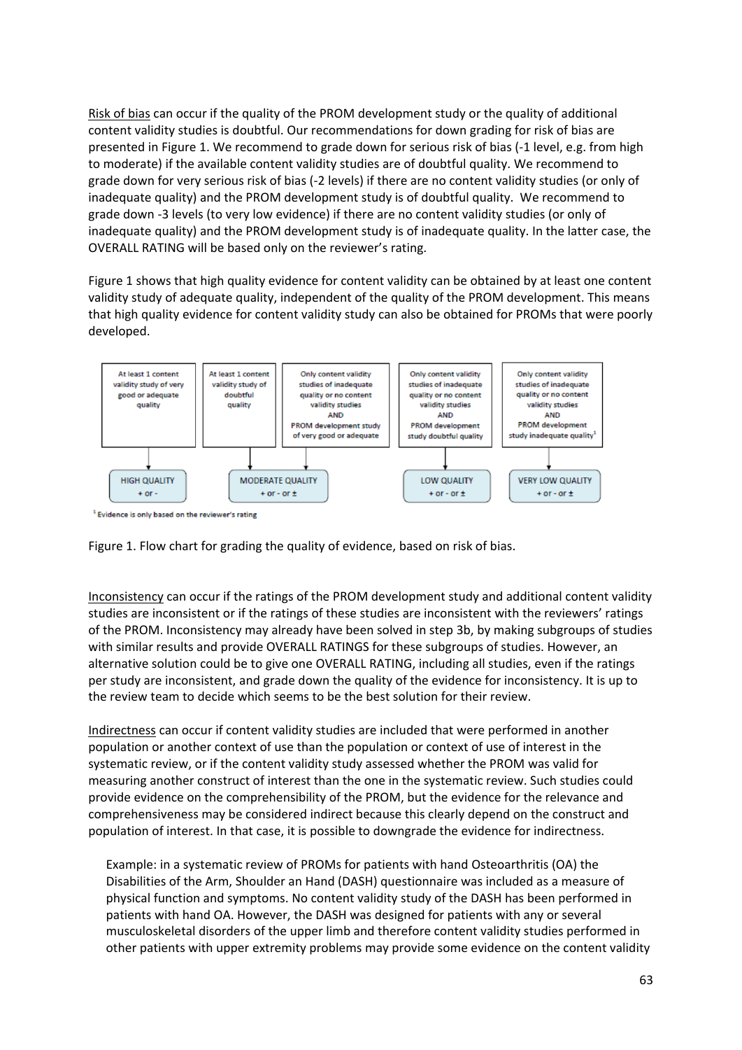Risk of bias can occur if the quality of the PROM development study or the quality of additional content validity studies is doubtful. Our recommendations for down grading for risk of bias are presented in Figure 1. We recommend to grade down for serious risk of bias (-1 level, e.g. from high to moderate) if the available content validity studies are of doubtful quality. We recommend to grade down for very serious risk of bias (-2 levels) if there are no content validity studies (or only of inadequate quality) and the PROM development study is of doubtful quality. We recommend to grade down -3 levels (to very low evidence) if there are no content validity studies (or only of inadequate quality) and the PROM development study is of inadequate quality. In the latter case, the OVERALL RATING will be based only on the reviewer's rating.

Figure 1 shows that high quality evidence for content validity can be obtained by at least one content validity study of adequate quality, independent of the quality of the PROM development. This means that high quality evidence for content validity study can also be obtained for PROMs that were poorly developed.

| Evidence | Quality |
|---|---|
| At least 1 content validity study of very good or adequate quality | HIGH QUALITY + or - |
| At least 1 content validity study of doubtful quality | MODERATE QUALITY + or - or ± |
| Only content validity studies of inadequate quality or no content validity studies AND PROM development study of very good or adequate | MODERATE QUALITY + or - or ± |
| Only content validity studies of inadequate quality or no content validity studies AND PROM development study doubtful quality | LOW QUALITY + or - or ± |
| Only content validity studies of inadequate quality or no content validity studies AND PROM development study inadequate quality[1] | VERY LOW QUALITY + or - or ± |

[1] Evidence is only based on the reviewer's rating

Figure 1. Flow chart for grading the quality of evidence, based on risk of bias.

Inconsistency can occur if the ratings of the PROM development study and additional content validity studies are inconsistent or if the ratings of these studies are inconsistent with the reviewers' ratings of the PROM. Inconsistency may already have been solved in step 3b, by making subgroups of studies with similar results and provide OVERALL RATINGS for these subgroups of studies. However, an alternative solution could be to give one OVERALL RATING, including all studies, even if the ratings per study are inconsistent, and grade down the quality of the evidence for inconsistency. It is up to the review team to decide which seems to be the best solution for their review.

Indirectness can occur if content validity studies are included that were performed in another population or another context of use than the population or context of use of interest in the systematic review, or if the content validity study assessed whether the PROM was valid for measuring another construct of interest than the one in the systematic review. Such studies could provide evidence on the comprehensibility of the PROM, but the evidence for the relevance and comprehensiveness may be considered indirect because this clearly depend on the construct and population of interest. In that case, it is possible to downgrade the evidence for indirectness.

> Example: in a systematic review of PROMs for patients with hand Osteoarthritis (OA) the Disabilities of the Arm, Shoulder an Hand (DASH) questionnaire was included as a measure of physical function and symptoms. No content validity study of the DASH has been performed in patients with hand OA. However, the DASH was designed for patients with any or several musculoskeletal disorders of the upper limb and therefore content validity studies performed in other patients with upper extremity problems may provide some evidence on the content validity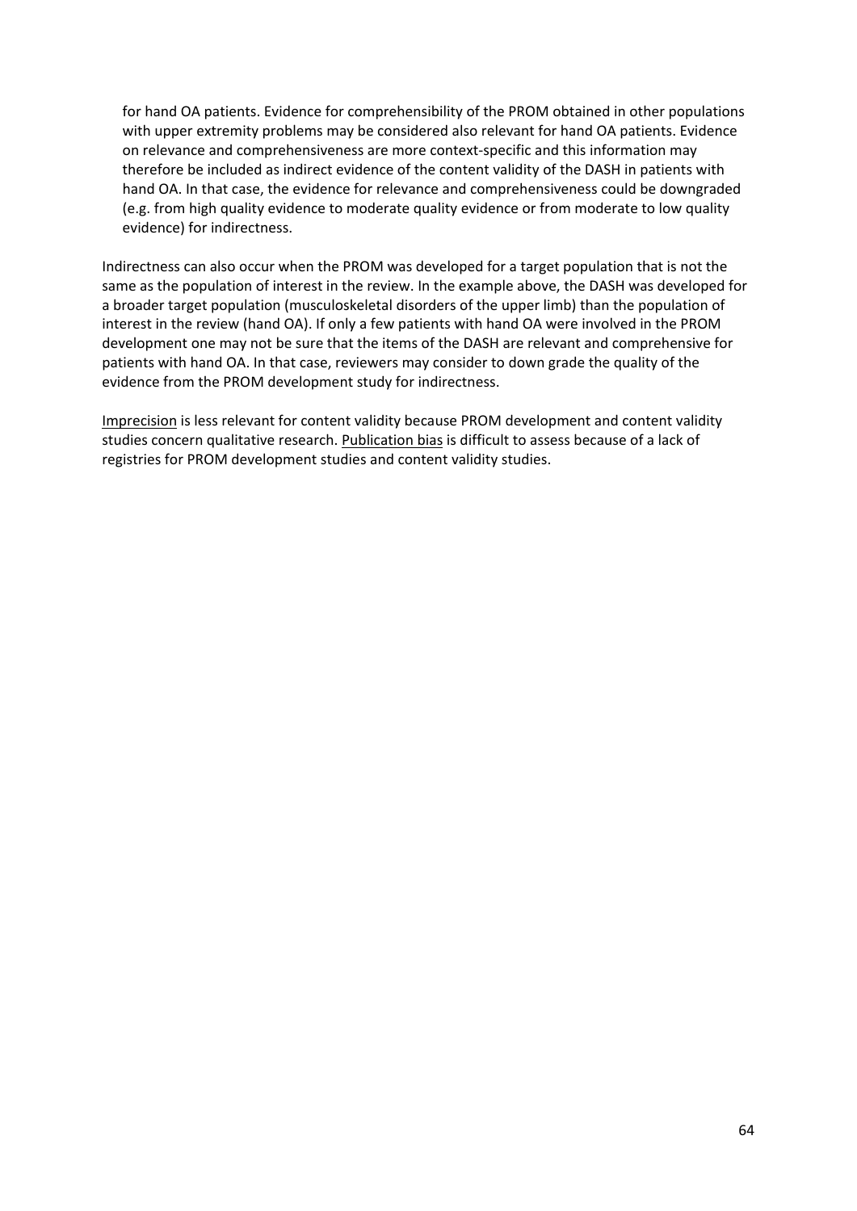for hand OA patients. Evidence for comprehensibility of the PROM obtained in other populations with upper extremity problems may be considered also relevant for hand OA patients. Evidence on relevance and comprehensiveness are more context-specific and this information may therefore be included as indirect evidence of the content validity of the DASH in patients with hand OA. In that case, the evidence for relevance and comprehensiveness could be downgraded (e.g. from high quality evidence to moderate quality evidence or from moderate to low quality evidence) for indirectness.

Indirectness can also occur when the PROM was developed for a target population that is not the same as the population of interest in the review. In the example above, the DASH was developed for a broader target population (musculoskeletal disorders of the upper limb) than the population of interest in the review (hand OA). If only a few patients with hand OA were involved in the PROM development one may not be sure that the items of the DASH are relevant and comprehensive for patients with hand OA. In that case, reviewers may consider to down grade the quality of the evidence from the PROM development study for indirectness.

Imprecision is less relevant for content validity because PROM development and content validity studies concern qualitative research. Publication bias is difficult to assess because of a lack of registries for PROM development studies and content validity studies.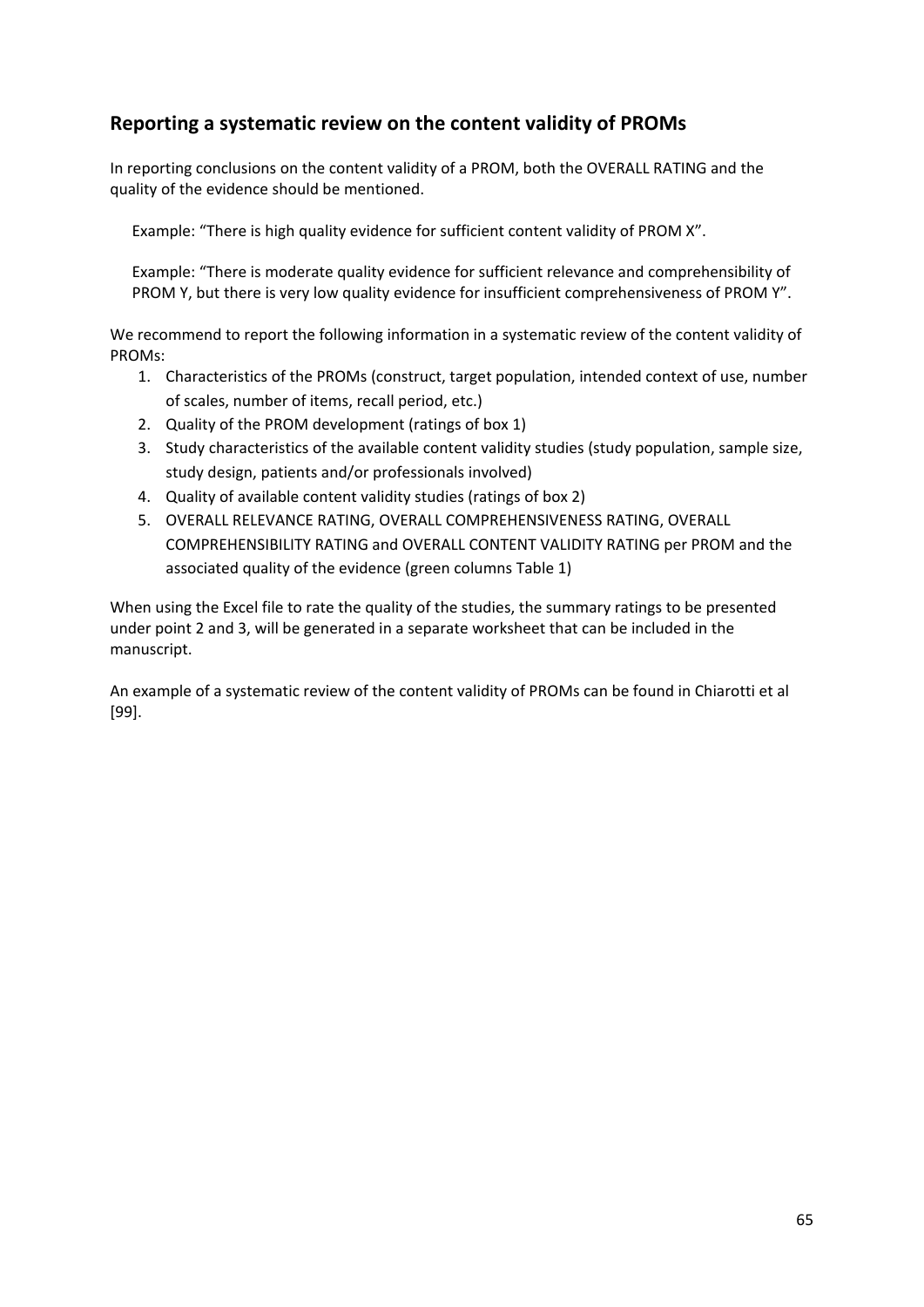## Reporting a systematic review on the content validity of PROMs

In reporting conclusions on the content validity of a PROM, both the OVERALL RATING and the quality of the evidence should be mentioned.

> Example: "There is high quality evidence for sufficient content validity of PROM X".

> Example: "There is moderate quality evidence for sufficient relevance and comprehensibility of PROM Y, but there is very low quality evidence for insufficient comprehensiveness of PROM Y".

We recommend to report the following information in a systematic review of the content validity of PROMs:

1. Characteristics of the PROMs (construct, target population, intended context of use, number of scales, number of items, recall period, etc.)
2. Quality of the PROM development (ratings of box 1)
3. Study characteristics of the available content validity studies (study population, sample size, study design, patients and/or professionals involved)
4. Quality of available content validity studies (ratings of box 2)
5. OVERALL RELEVANCE RATING, OVERALL COMPREHENSIVENESS RATING, OVERALL COMPREHENSIBILITY RATING and OVERALL CONTENT VALIDITY RATING per PROM and the associated quality of the evidence (green columns Table 1)

When using the Excel file to rate the quality of the studies, the summary ratings to be presented under point 2 and 3, will be generated in a separate worksheet that can be included in the manuscript.

An example of a systematic review of the content validity of PROMs can be found in Chiarotti et al [99].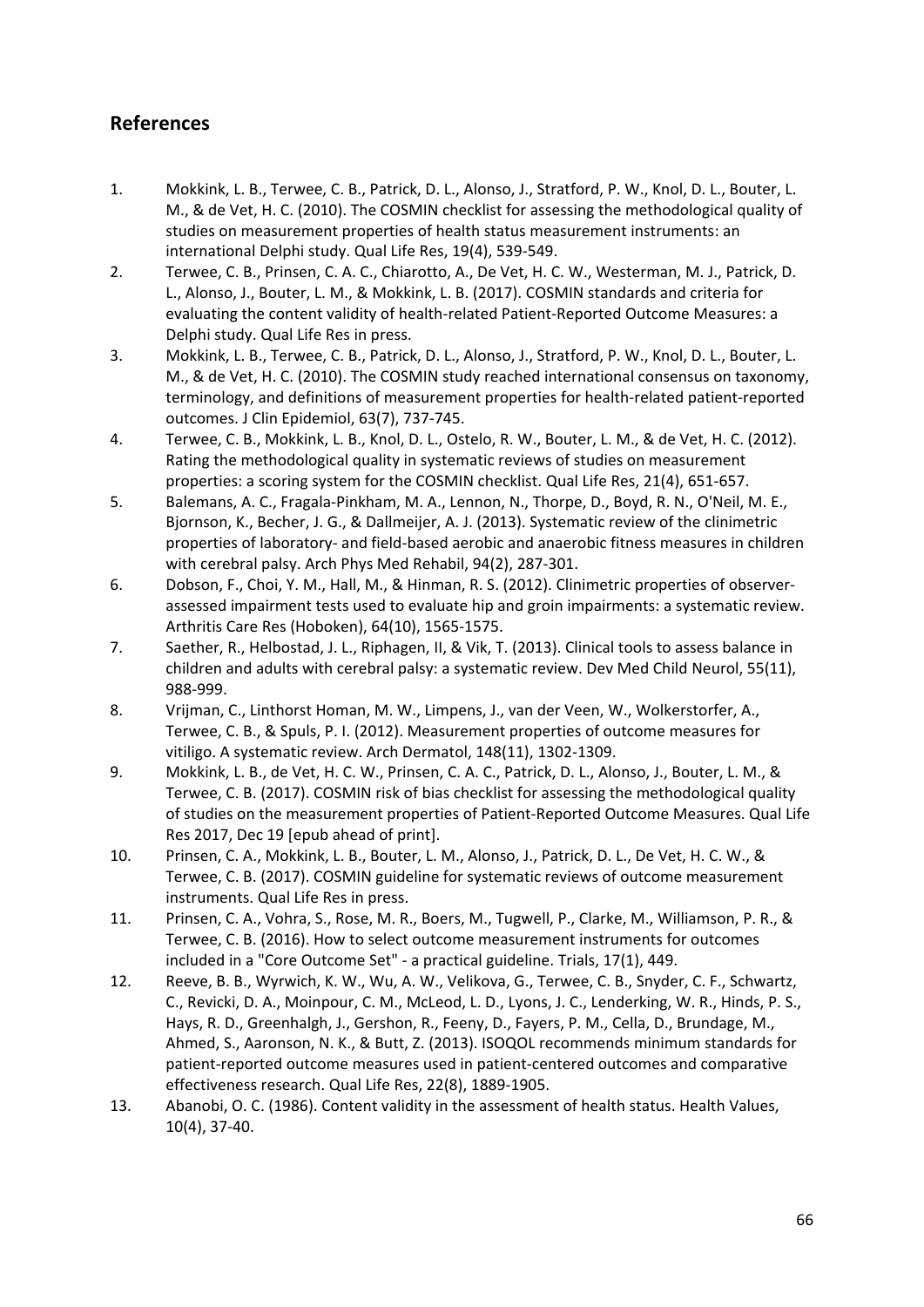## References

1. Mokkink, L. B., Terwee, C. B., Patrick, D. L., Alonso, J., Stratford, P. W., Knol, D. L., Bouter, L. M., & de Vet, H. C. (2010). The COSMIN checklist for assessing the methodological quality of studies on measurement properties of health status measurement instruments: an international Delphi study. Qual Life Res, 19(4), 539-549.
2. Terwee, C. B., Prinsen, C. A. C., Chiarotto, A., De Vet, H. C. W., Westerman, M. J., Patrick, D. L., Alonso, J., Bouter, L. M., & Mokkink, L. B. (2017). COSMIN standards and criteria for evaluating the content validity of health-related Patient-Reported Outcome Measures: a Delphi study. Qual Life Res in press.
3. Mokkink, L. B., Terwee, C. B., Patrick, D. L., Alonso, J., Stratford, P. W., Knol, D. L., Bouter, L. M., & de Vet, H. C. (2010). The COSMIN study reached international consensus on taxonomy, terminology, and definitions of measurement properties for health-related patient-reported outcomes. J Clin Epidemiol, 63(7), 737-745.
4. Terwee, C. B., Mokkink, L. B., Knol, D. L., Ostelo, R. W., Bouter, L. M., & de Vet, H. C. (2012). Rating the methodological quality in systematic reviews of studies on measurement properties: a scoring system for the COSMIN checklist. Qual Life Res, 21(4), 651-657.
5. Balemans, A. C., Fragala-Pinkham, M. A., Lennon, N., Thorpe, D., Boyd, R. N., O'Neil, M. E., Bjornson, K., Becher, J. G., & Dallmeijer, A. J. (2013). Systematic review of the clinimetric properties of laboratory- and field-based aerobic and anaerobic fitness measures in children with cerebral palsy. Arch Phys Med Rehabil, 94(2), 287-301.
6. Dobson, F., Choi, Y. M., Hall, M., & Hinman, R. S. (2012). Clinimetric properties of observer-assessed impairment tests used to evaluate hip and groin impairments: a systematic review. Arthritis Care Res (Hoboken), 64(10), 1565-1575.
7. Saether, R., Helbostad, J. L., Riphagen, II, & Vik, T. (2013). Clinical tools to assess balance in children and adults with cerebral palsy: a systematic review. Dev Med Child Neurol, 55(11), 988-999.
8. Vrijman, C., Linthorst Homan, M. W., Limpens, J., van der Veen, W., Wolkerstorfer, A., Terwee, C. B., & Spuls, P. I. (2012). Measurement properties of outcome measures for vitiligo. A systematic review. Arch Dermatol, 148(11), 1302-1309.
9. Mokkink, L. B., de Vet, H. C. W., Prinsen, C. A. C., Patrick, D. L., Alonso, J., Bouter, L. M., & Terwee, C. B. (2017). COSMIN risk of bias checklist for assessing the methodological quality of studies on the measurement properties of Patient-Reported Outcome Measures. Qual Life Res 2017, Dec 19 [epub ahead of print].
10. Prinsen, C. A., Mokkink, L. B., Bouter, L. M., Alonso, J., Patrick, D. L., De Vet, H. C. W., & Terwee, C. B. (2017). COSMIN guideline for systematic reviews of outcome measurement instruments. Qual Life Res in press.
11. Prinsen, C. A., Vohra, S., Rose, M. R., Boers, M., Tugwell, P., Clarke, M., Williamson, P. R., & Terwee, C. B. (2016). How to select outcome measurement instruments for outcomes included in a "Core Outcome Set" - a practical guideline. Trials, 17(1), 449.
12. Reeve, B. B., Wyrwich, K. W., Wu, A. W., Velikova, G., Terwee, C. B., Snyder, C. F., Schwartz, C., Revicki, D. A., Moinpour, C. M., McLeod, L. D., Lyons, J. C., Lenderking, W. R., Hinds, P. S., Hays, R. D., Greenhalgh, J., Gershon, R., Feeny, D., Fayers, P. M., Cella, D., Brundage, M., Ahmed, S., Aaronson, N. K., & Butt, Z. (2013). ISOQOL recommends minimum standards for patient-reported outcome measures used in patient-centered outcomes and comparative effectiveness research. Qual Life Res, 22(8), 1889-1905.
13. Abanobi, O. C. (1986). Content validity in the assessment of health status. Health Values, 10(4), 37-40.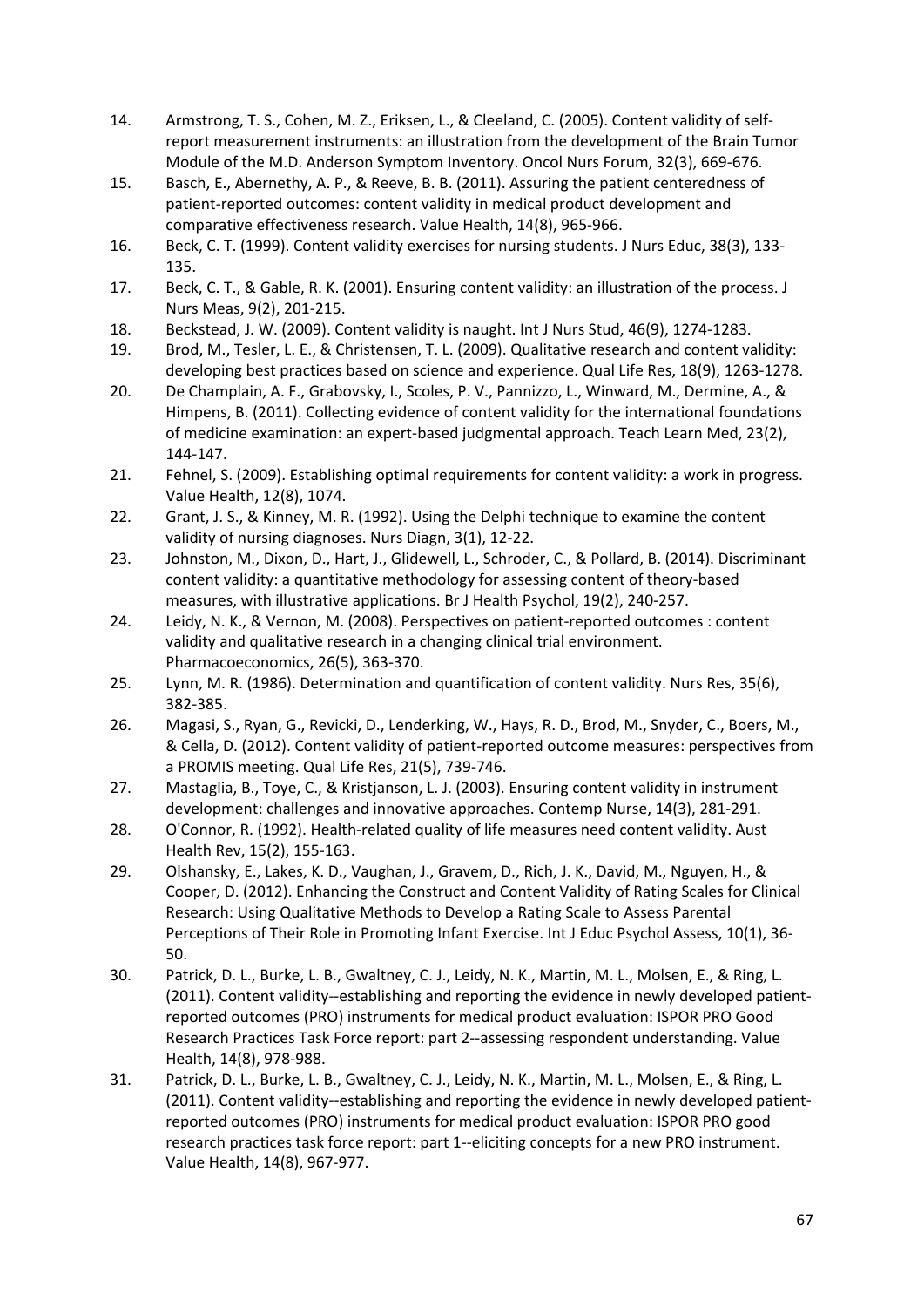14. Armstrong, T. S., Cohen, M. Z., Eriksen, L., & Cleeland, C. (2005). Content validity of self-report measurement instruments: an illustration from the development of the Brain Tumor Module of the M.D. Anderson Symptom Inventory. Oncol Nurs Forum, 32(3), 669-676.
15. Basch, E., Abernethy, A. P., & Reeve, B. B. (2011). Assuring the patient centeredness of patient-reported outcomes: content validity in medical product development and comparative effectiveness research. Value Health, 14(8), 965-966.
16. Beck, C. T. (1999). Content validity exercises for nursing students. J Nurs Educ, 38(3), 133-135.
17. Beck, C. T., & Gable, R. K. (2001). Ensuring content validity: an illustration of the process. J Nurs Meas, 9(2), 201-215.
18. Beckstead, J. W. (2009). Content validity is naught. Int J Nurs Stud, 46(9), 1274-1283.
19. Brod, M., Tesler, L. E., & Christensen, T. L. (2009). Qualitative research and content validity: developing best practices based on science and experience. Qual Life Res, 18(9), 1263-1278.
20. De Champlain, A. F., Grabovsky, I., Scoles, P. V., Pannizzo, L., Winward, M., Dermine, A., & Himpens, B. (2011). Collecting evidence of content validity for the international foundations of medicine examination: an expert-based judgmental approach. Teach Learn Med, 23(2), 144-147.
21. Fehnel, S. (2009). Establishing optimal requirements for content validity: a work in progress. Value Health, 12(8), 1074.
22. Grant, J. S., & Kinney, M. R. (1992). Using the Delphi technique to examine the content validity of nursing diagnoses. Nurs Diagn, 3(1), 12-22.
23. Johnston, M., Dixon, D., Hart, J., Glidewell, L., Schroder, C., & Pollard, B. (2014). Discriminant content validity: a quantitative methodology for assessing content of theory-based measures, with illustrative applications. Br J Health Psychol, 19(2), 240-257.
24. Leidy, N. K., & Vernon, M. (2008). Perspectives on patient-reported outcomes : content validity and qualitative research in a changing clinical trial environment. Pharmacoeconomics, 26(5), 363-370.
25. Lynn, M. R. (1986). Determination and quantification of content validity. Nurs Res, 35(6), 382-385.
26. Magasi, S., Ryan, G., Revicki, D., Lenderking, W., Hays, R. D., Brod, M., Snyder, C., Boers, M., & Cella, D. (2012). Content validity of patient-reported outcome measures: perspectives from a PROMIS meeting. Qual Life Res, 21(5), 739-746.
27. Mastaglia, B., Toye, C., & Kristjanson, L. J. (2003). Ensuring content validity in instrument development: challenges and innovative approaches. Contemp Nurse, 14(3), 281-291.
28. O'Connor, R. (1992). Health-related quality of life measures need content validity. Aust Health Rev, 15(2), 155-163.
29. Olshansky, E., Lakes, K. D., Vaughan, J., Gravem, D., Rich, J. K., David, M., Nguyen, H., & Cooper, D. (2012). Enhancing the Construct and Content Validity of Rating Scales for Clinical Research: Using Qualitative Methods to Develop a Rating Scale to Assess Parental Perceptions of Their Role in Promoting Infant Exercise. Int J Educ Psychol Assess, 10(1), 36-50.
30. Patrick, D. L., Burke, L. B., Gwaltney, C. J., Leidy, N. K., Martin, M. L., Molsen, E., & Ring, L. (2011). Content validity--establishing and reporting the evidence in newly developed patient-reported outcomes (PRO) instruments for medical product evaluation: ISPOR PRO Good Research Practices Task Force report: part 2--assessing respondent understanding. Value Health, 14(8), 978-988.
31. Patrick, D. L., Burke, L. B., Gwaltney, C. J., Leidy, N. K., Martin, M. L., Molsen, E., & Ring, L. (2011). Content validity--establishing and reporting the evidence in newly developed patient-reported outcomes (PRO) instruments for medical product evaluation: ISPOR PRO good research practices task force report: part 1--eliciting concepts for a new PRO instrument. Value Health, 14(8), 967-977.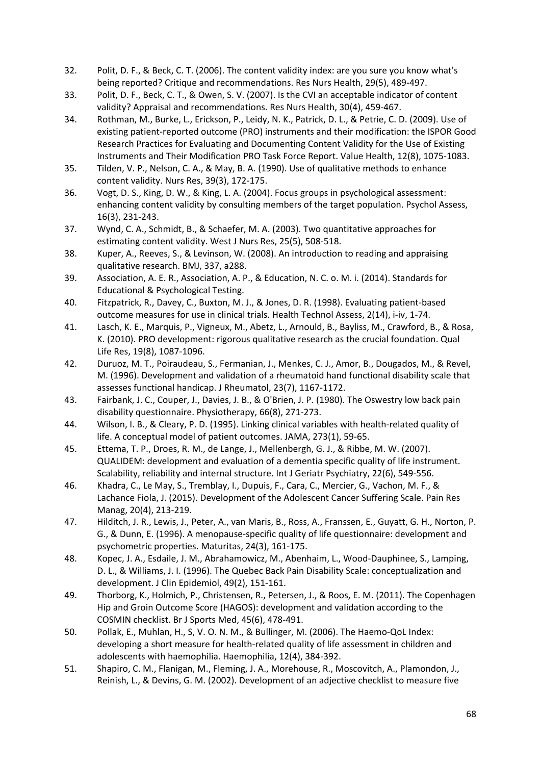32. Polit, D. F., & Beck, C. T. (2006). The content validity index: are you sure you know what's being reported? Critique and recommendations. Res Nurs Health, 29(5), 489-497.
33. Polit, D. F., Beck, C. T., & Owen, S. V. (2007). Is the CVI an acceptable indicator of content validity? Appraisal and recommendations. Res Nurs Health, 30(4), 459-467.
34. Rothman, M., Burke, L., Erickson, P., Leidy, N. K., Patrick, D. L., & Petrie, C. D. (2009). Use of existing patient-reported outcome (PRO) instruments and their modification: the ISPOR Good Research Practices for Evaluating and Documenting Content Validity for the Use of Existing Instruments and Their Modification PRO Task Force Report. Value Health, 12(8), 1075-1083.
35. Tilden, V. P., Nelson, C. A., & May, B. A. (1990). Use of qualitative methods to enhance content validity. Nurs Res, 39(3), 172-175.
36. Vogt, D. S., King, D. W., & King, L. A. (2004). Focus groups in psychological assessment: enhancing content validity by consulting members of the target population. Psychol Assess, 16(3), 231-243.
37. Wynd, C. A., Schmidt, B., & Schaefer, M. A. (2003). Two quantitative approaches for estimating content validity. West J Nurs Res, 25(5), 508-518.
38. Kuper, A., Reeves, S., & Levinson, W. (2008). An introduction to reading and appraising qualitative research. BMJ, 337, a288.
39. Association, A. E. R., Association, A. P., & Education, N. C. o. M. i. (2014). Standards for Educational & Psychological Testing.
40. Fitzpatrick, R., Davey, C., Buxton, M. J., & Jones, D. R. (1998). Evaluating patient-based outcome measures for use in clinical trials. Health Technol Assess, 2(14), i-iv, 1-74.
41. Lasch, K. E., Marquis, P., Vigneux, M., Abetz, L., Arnould, B., Bayliss, M., Crawford, B., & Rosa, K. (2010). PRO development: rigorous qualitative research as the crucial foundation. Qual Life Res, 19(8), 1087-1096.
42. Duruoz, M. T., Poiraudeau, S., Fermanian, J., Menkes, C. J., Amor, B., Dougados, M., & Revel, M. (1996). Development and validation of a rheumatoid hand functional disability scale that assesses functional handicap. J Rheumatol, 23(7), 1167-1172.
43. Fairbank, J. C., Couper, J., Davies, J. B., & O'Brien, J. P. (1980). The Oswestry low back pain disability questionnaire. Physiotherapy, 66(8), 271-273.
44. Wilson, I. B., & Cleary, P. D. (1995). Linking clinical variables with health-related quality of life. A conceptual model of patient outcomes. JAMA, 273(1), 59-65.
45. Ettema, T. P., Droes, R. M., de Lange, J., Mellenbergh, G. J., & Ribbe, M. W. (2007). QUALIDEM: development and evaluation of a dementia specific quality of life instrument. Scalability, reliability and internal structure. Int J Geriatr Psychiatry, 22(6), 549-556.
46. Khadra, C., Le May, S., Tremblay, I., Dupuis, F., Cara, C., Mercier, G., Vachon, M. F., & Lachance Fiola, J. (2015). Development of the Adolescent Cancer Suffering Scale. Pain Res Manag, 20(4), 213-219.
47. Hilditch, J. R., Lewis, J., Peter, A., van Maris, B., Ross, A., Franssen, E., Guyatt, G. H., Norton, P. G., & Dunn, E. (1996). A menopause-specific quality of life questionnaire: development and psychometric properties. Maturitas, 24(3), 161-175.
48. Kopec, J. A., Esdaile, J. M., Abrahamowicz, M., Abenhaim, L., Wood-Dauphinee, S., Lamping, D. L., & Williams, J. I. (1996). The Quebec Back Pain Disability Scale: conceptualization and development. J Clin Epidemiol, 49(2), 151-161.
49. Thorborg, K., Holmich, P., Christensen, R., Petersen, J., & Roos, E. M. (2011). The Copenhagen Hip and Groin Outcome Score (HAGOS): development and validation according to the COSMIN checklist. Br J Sports Med, 45(6), 478-491.
50. Pollak, E., Muhlan, H., S, V. O. N. M., & Bullinger, M. (2006). The Haemo-QoL Index: developing a short measure for health-related quality of life assessment in children and adolescents with haemophilia. Haemophilia, 12(4), 384-392.
51. Shapiro, C. M., Flanigan, M., Fleming, J. A., Morehouse, R., Moscovitch, A., Plamondon, J., Reinish, L., & Devins, G. M. (2002). Development of an adjective checklist to measure five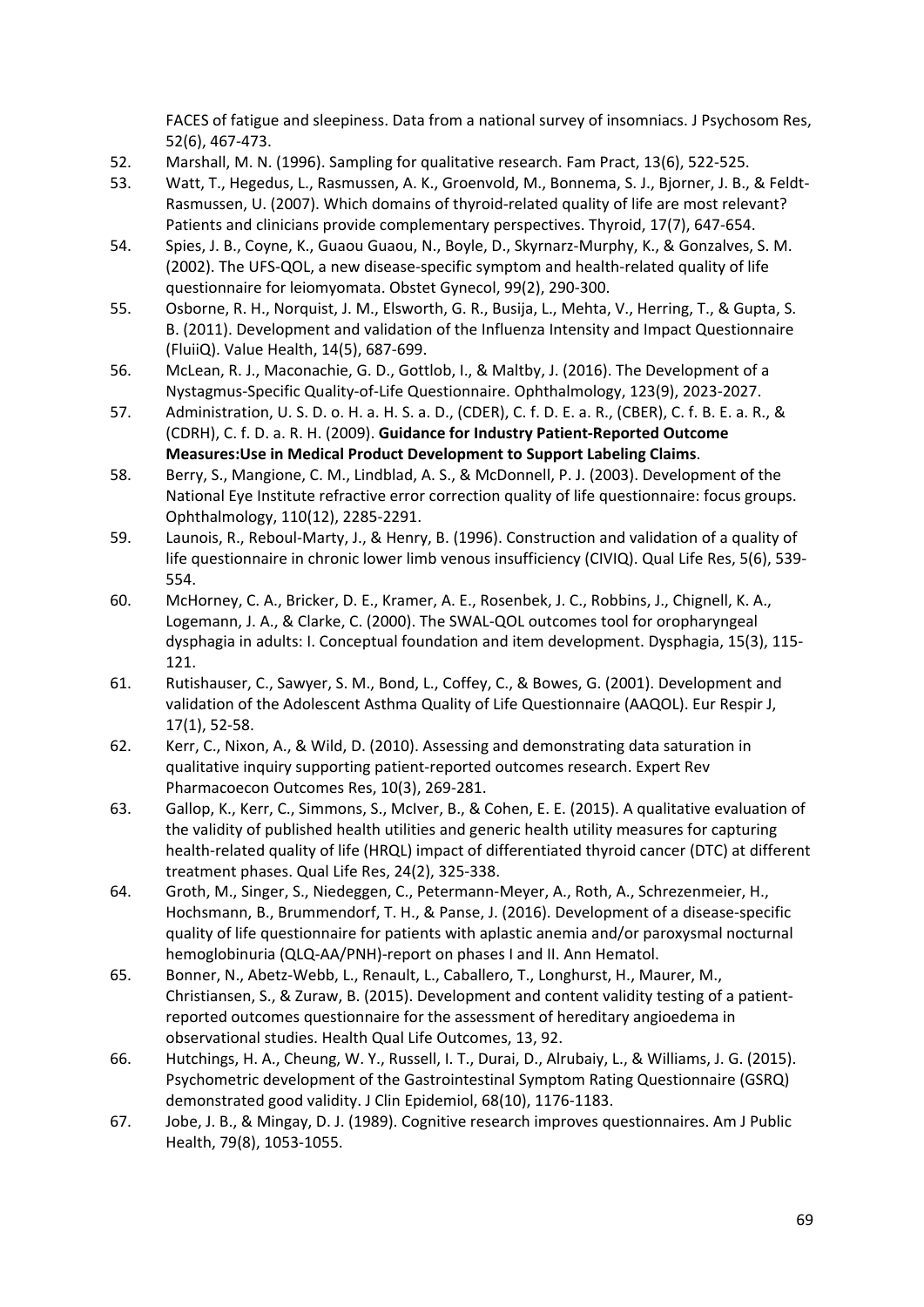FACES of fatigue and sleepiness. Data from a national survey of insomniacs. J Psychosom Res, 52(6), 467-473.

52. Marshall, M. N. (1996). Sampling for qualitative research. Fam Pract, 13(6), 522-525.
53. Watt, T., Hegedus, L., Rasmussen, A. K., Groenvold, M., Bonnema, S. J., Bjorner, J. B., & Feldt-Rasmussen, U. (2007). Which domains of thyroid-related quality of life are most relevant? Patients and clinicians provide complementary perspectives. Thyroid, 17(7), 647-654.
54. Spies, J. B., Coyne, K., Guaou Guaou, N., Boyle, D., Skyrnarz-Murphy, K., & Gonzalves, S. M. (2002). The UFS-QOL, a new disease-specific symptom and health-related quality of life questionnaire for leiomyomata. Obstet Gynecol, 99(2), 290-300.
55. Osborne, R. H., Norquist, J. M., Elsworth, G. R., Busija, L., Mehta, V., Herring, T., & Gupta, S. B. (2011). Development and validation of the Influenza Intensity and Impact Questionnaire (FluiiQ). Value Health, 14(5), 687-699.
56. McLean, R. J., Maconachie, G. D., Gottlob, I., & Maltby, J. (2016). The Development of a Nystagmus-Specific Quality-of-Life Questionnaire. Ophthalmology, 123(9), 2023-2027.
57. Administration, U. S. D. o. H. a. H. S. a. D., (CDER), C. f. D. E. a. R., (CBER), C. f. B. E. a. R., & (CDRH), C. f. D. a. R. H. (2009). **Guidance for Industry Patient-Reported Outcome Measures:Use in Medical Product Development to Support Labeling Claims**.
58. Berry, S., Mangione, C. M., Lindblad, A. S., & McDonnell, P. J. (2003). Development of the National Eye Institute refractive error correction quality of life questionnaire: focus groups. Ophthalmology, 110(12), 2285-2291.
59. Launois, R., Reboul-Marty, J., & Henry, B. (1996). Construction and validation of a quality of life questionnaire in chronic lower limb venous insufficiency (CIVIQ). Qual Life Res, 5(6), 539-554.
60. McHorney, C. A., Bricker, D. E., Kramer, A. E., Rosenbek, J. C., Robbins, J., Chignell, K. A., Logemann, J. A., & Clarke, C. (2000). The SWAL-QOL outcomes tool for oropharyngeal dysphagia in adults: I. Conceptual foundation and item development. Dysphagia, 15(3), 115-121.
61. Rutishauser, C., Sawyer, S. M., Bond, L., Coffey, C., & Bowes, G. (2001). Development and validation of the Adolescent Asthma Quality of Life Questionnaire (AAQOL). Eur Respir J, 17(1), 52-58.
62. Kerr, C., Nixon, A., & Wild, D. (2010). Assessing and demonstrating data saturation in qualitative inquiry supporting patient-reported outcomes research. Expert Rev Pharmacoecon Outcomes Res, 10(3), 269-281.
63. Gallop, K., Kerr, C., Simmons, S., McIver, B., & Cohen, E. E. (2015). A qualitative evaluation of the validity of published health utilities and generic health utility measures for capturing health-related quality of life (HRQL) impact of differentiated thyroid cancer (DTC) at different treatment phases. Qual Life Res, 24(2), 325-338.
64. Groth, M., Singer, S., Niedeggen, C., Petermann-Meyer, A., Roth, A., Schrezenmeier, H., Hochsmann, B., Brummendorf, T. H., & Panse, J. (2016). Development of a disease-specific quality of life questionnaire for patients with aplastic anemia and/or paroxysmal nocturnal hemoglobinuria (QLQ-AA/PNH)-report on phases I and II. Ann Hematol.
65. Bonner, N., Abetz-Webb, L., Renault, L., Caballero, T., Longhurst, H., Maurer, M., Christiansen, S., & Zuraw, B. (2015). Development and content validity testing of a patient-reported outcomes questionnaire for the assessment of hereditary angioedema in observational studies. Health Qual Life Outcomes, 13, 92.
66. Hutchings, H. A., Cheung, W. Y., Russell, I. T., Durai, D., Alrubaiy, L., & Williams, J. G. (2015). Psychometric development of the Gastrointestinal Symptom Rating Questionnaire (GSRQ) demonstrated good validity. J Clin Epidemiol, 68(10), 1176-1183.
67. Jobe, J. B., & Mingay, D. J. (1989). Cognitive research improves questionnaires. Am J Public Health, 79(8), 1053-1055.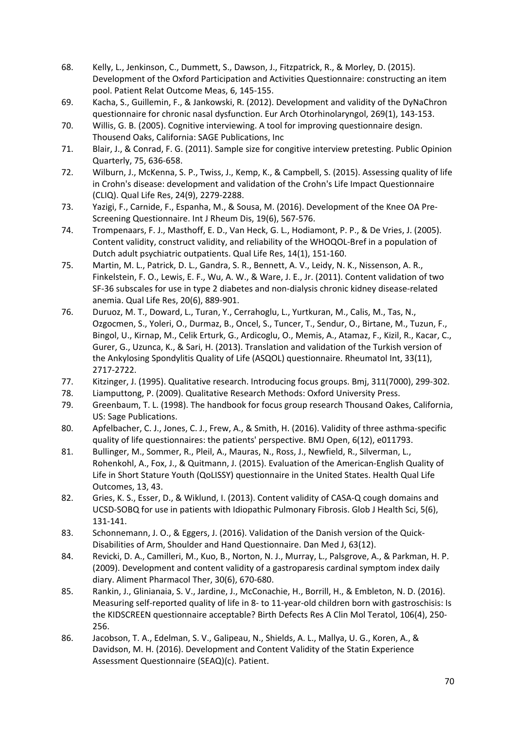68. Kelly, L., Jenkinson, C., Dummett, S., Dawson, J., Fitzpatrick, R., & Morley, D. (2015). Development of the Oxford Participation and Activities Questionnaire: constructing an item pool. Patient Relat Outcome Meas, 6, 145-155.
69. Kacha, S., Guillemin, F., & Jankowski, R. (2012). Development and validity of the DyNaChron questionnaire for chronic nasal dysfunction. Eur Arch Otorhinolaryngol, 269(1), 143-153.
70. Willis, G. B. (2005). Cognitive interviewing. A tool for improving questionnaire design. Thousend Oaks, California: SAGE Publications, Inc
71. Blair, J., & Conrad, F. G. (2011). Sample size for congitive interview pretesting. Public Opinion Quarterly, 75, 636-658.
72. Wilburn, J., McKenna, S. P., Twiss, J., Kemp, K., & Campbell, S. (2015). Assessing quality of life in Crohn's disease: development and validation of the Crohn's Life Impact Questionnaire (CLIQ). Qual Life Res, 24(9), 2279-2288.
73. Yazigi, F., Carnide, F., Espanha, M., & Sousa, M. (2016). Development of the Knee OA Pre-Screening Questionnaire. Int J Rheum Dis, 19(6), 567-576.
74. Trompenaars, F. J., Masthoff, E. D., Van Heck, G. L., Hodiamont, P. P., & De Vries, J. (2005). Content validity, construct validity, and reliability of the WHOQOL-Bref in a population of Dutch adult psychiatric outpatients. Qual Life Res, 14(1), 151-160.
75. Martin, M. L., Patrick, D. L., Gandra, S. R., Bennett, A. V., Leidy, N. K., Nissenson, A. R., Finkelstein, F. O., Lewis, E. F., Wu, A. W., & Ware, J. E., Jr. (2011). Content validation of two SF-36 subscales for use in type 2 diabetes and non-dialysis chronic kidney disease-related anemia. Qual Life Res, 20(6), 889-901.
76. Duruoz, M. T., Doward, L., Turan, Y., Cerrahoglu, L., Yurtkuran, M., Calis, M., Tas, N., Ozgocmen, S., Yoleri, O., Durmaz, B., Oncel, S., Tuncer, T., Sendur, O., Birtane, M., Tuzun, F., Bingol, U., Kirnap, M., Celik Erturk, G., Ardicoglu, O., Memis, A., Atamaz, F., Kizil, R., Kacar, C., Gurer, G., Uzunca, K., & Sari, H. (2013). Translation and validation of the Turkish version of the Ankylosing Spondylitis Quality of Life (ASQOL) questionnaire. Rheumatol Int, 33(11), 2717-2722.
77. Kitzinger, J. (1995). Qualitative research. Introducing focus groups. Bmj, 311(7000), 299-302.
78. Liamputtong, P. (2009). Qualitative Research Methods: Oxford University Press.
79. Greenbaum, T. L. (1998). The handbook for focus group research Thousand Oakes, California, US: Sage Publications.
80. Apfelbacher, C. J., Jones, C. J., Frew, A., & Smith, H. (2016). Validity of three asthma-specific quality of life questionnaires: the patients' perspective. BMJ Open, 6(12), e011793.
81. Bullinger, M., Sommer, R., Pleil, A., Mauras, N., Ross, J., Newfield, R., Silverman, L., Rohenkohl, A., Fox, J., & Quitmann, J. (2015). Evaluation of the American-English Quality of Life in Short Stature Youth (QoLISSY) questionnaire in the United States. Health Qual Life Outcomes, 13, 43.
82. Gries, K. S., Esser, D., & Wiklund, I. (2013). Content validity of CASA-Q cough domains and UCSD-SOBQ for use in patients with Idiopathic Pulmonary Fibrosis. Glob J Health Sci, 5(6), 131-141.
83. Schonnemann, J. O., & Eggers, J. (2016). Validation of the Danish version of the Quick-Disabilities of Arm, Shoulder and Hand Questionnaire. Dan Med J, 63(12).
84. Revicki, D. A., Camilleri, M., Kuo, B., Norton, N. J., Murray, L., Palsgrove, A., & Parkman, H. P. (2009). Development and content validity of a gastroparesis cardinal symptom index daily diary. Aliment Pharmacol Ther, 30(6), 670-680.
85. Rankin, J., Glinianaia, S. V., Jardine, J., McConachie, H., Borrill, H., & Embleton, N. D. (2016). Measuring self-reported quality of life in 8- to 11-year-old children born with gastroschisis: Is the KIDSCREEN questionnaire acceptable? Birth Defects Res A Clin Mol Teratol, 106(4), 250-256.
86. Jacobson, T. A., Edelman, S. V., Galipeau, N., Shields, A. L., Mallya, U. G., Koren, A., & Davidson, M. H. (2016). Development and Content Validity of the Statin Experience Assessment Questionnaire (SEAQ)(c). Patient.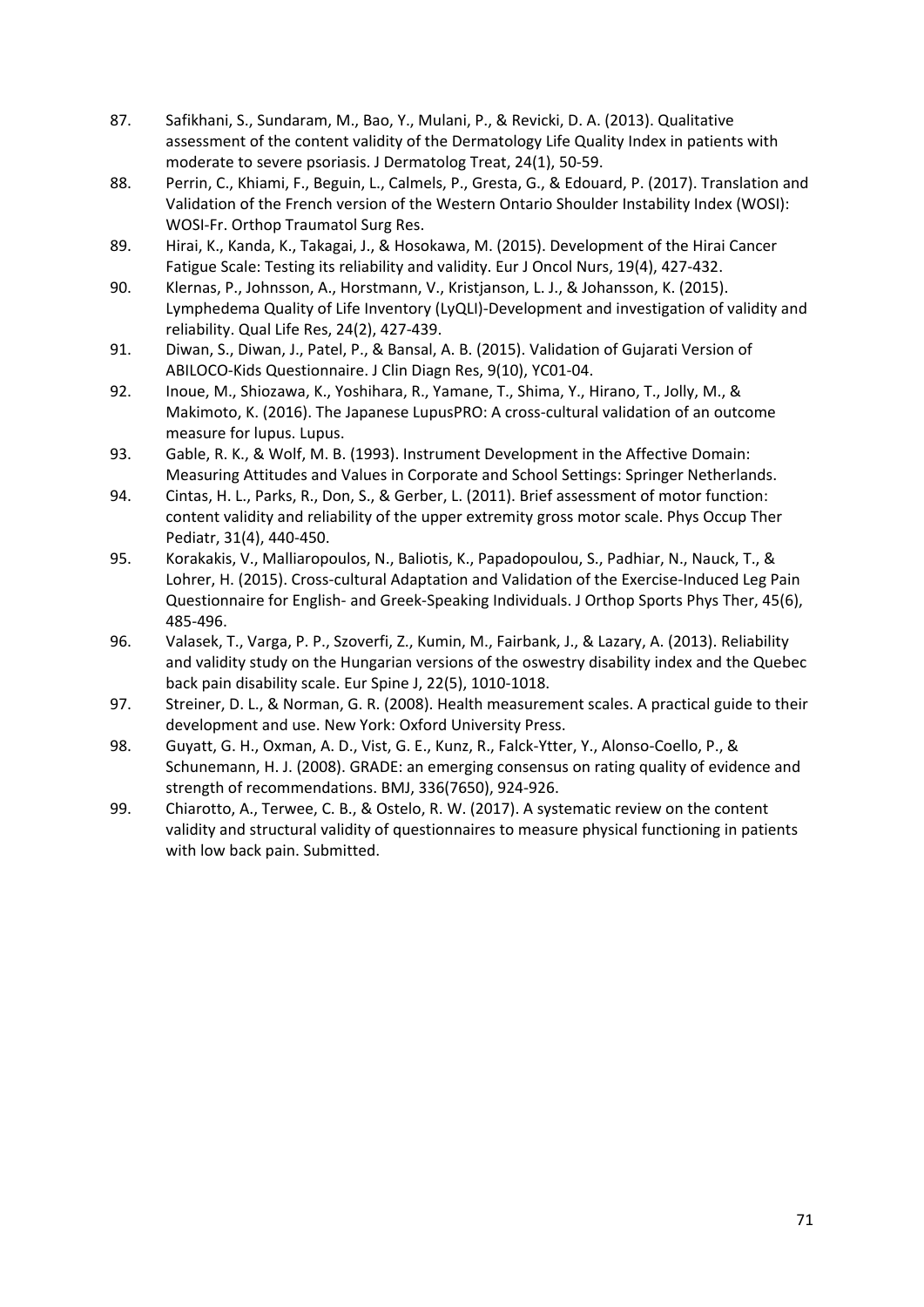87. Safikhani, S., Sundaram, M., Bao, Y., Mulani, P., & Revicki, D. A. (2013). Qualitative assessment of the content validity of the Dermatology Life Quality Index in patients with moderate to severe psoriasis. J Dermatolog Treat, 24(1), 50-59.
88. Perrin, C., Khiami, F., Beguin, L., Calmels, P., Gresta, G., & Edouard, P. (2017). Translation and Validation of the French version of the Western Ontario Shoulder Instability Index (WOSI): WOSI-Fr. Orthop Traumatol Surg Res.
89. Hirai, K., Kanda, K., Takagai, J., & Hosokawa, M. (2015). Development of the Hirai Cancer Fatigue Scale: Testing its reliability and validity. Eur J Oncol Nurs, 19(4), 427-432.
90. Klernas, P., Johnsson, A., Horstmann, V., Kristjanson, L. J., & Johansson, K. (2015). Lymphedema Quality of Life Inventory (LyQLI)-Development and investigation of validity and reliability. Qual Life Res, 24(2), 427-439.
91. Diwan, S., Diwan, J., Patel, P., & Bansal, A. B. (2015). Validation of Gujarati Version of ABILOCO-Kids Questionnaire. J Clin Diagn Res, 9(10), YC01-04.
92. Inoue, M., Shiozawa, K., Yoshihara, R., Yamane, T., Shima, Y., Hirano, T., Jolly, M., & Makimoto, K. (2016). The Japanese LupusPRO: A cross-cultural validation of an outcome measure for lupus. Lupus.
93. Gable, R. K., & Wolf, M. B. (1993). Instrument Development in the Affective Domain: Measuring Attitudes and Values in Corporate and School Settings: Springer Netherlands.
94. Cintas, H. L., Parks, R., Don, S., & Gerber, L. (2011). Brief assessment of motor function: content validity and reliability of the upper extremity gross motor scale. Phys Occup Ther Pediatr, 31(4), 440-450.
95. Korakakis, V., Malliaropoulos, N., Baliotis, K., Papadopoulou, S., Padhiar, N., Nauck, T., & Lohrer, H. (2015). Cross-cultural Adaptation and Validation of the Exercise-Induced Leg Pain Questionnaire for English- and Greek-Speaking Individuals. J Orthop Sports Phys Ther, 45(6), 485-496.
96. Valasek, T., Varga, P. P., Szoverfi, Z., Kumin, M., Fairbank, J., & Lazary, A. (2013). Reliability and validity study on the Hungarian versions of the oswestry disability index and the Quebec back pain disability scale. Eur Spine J, 22(5), 1010-1018.
97. Streiner, D. L., & Norman, G. R. (2008). Health measurement scales. A practical guide to their development and use. New York: Oxford University Press.
98. Guyatt, G. H., Oxman, A. D., Vist, G. E., Kunz, R., Falck-Ytter, Y., Alonso-Coello, P., & Schunemann, H. J. (2008). GRADE: an emerging consensus on rating quality of evidence and strength of recommendations. BMJ, 336(7650), 924-926.
99. Chiarotto, A., Terwee, C. B., & Ostelo, R. W. (2017). A systematic review on the content validity and structural validity of questionnaires to measure physical functioning in patients with low back pain. Submitted.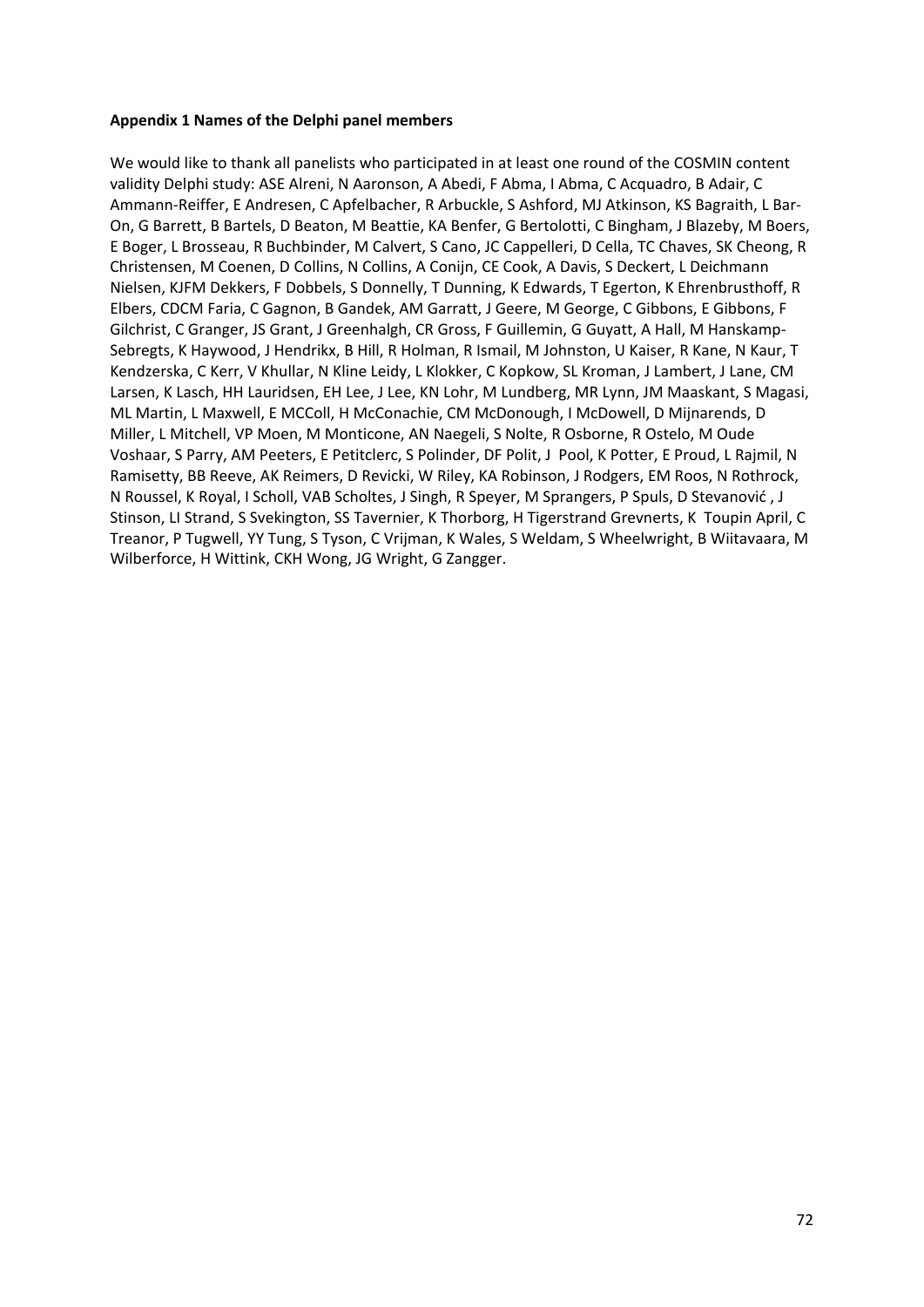**Appendix 1 Names of the Delphi panel members**

We would like to thank all panelists who participated in at least one round of the COSMIN content validity Delphi study: ASE Alreni, N Aaronson, A Abedi, F Abma, I Abma, C Acquadro, B Adair, C Ammann-Reiffer, E Andresen, C Apfelbacher, R Arbuckle, S Ashford, MJ Atkinson, KS Bagraith, L Bar-On, G Barrett, B Bartels, D Beaton, M Beattie, KA Benfer, G Bertolotti, C Bingham, J Blazeby, M Boers, E Boger, L Brosseau, R Buchbinder, M Calvert, S Cano, JC Cappelleri, D Cella, TC Chaves, SK Cheong, R Christensen, M Coenen, D Collins, N Collins, A Conijn, CE Cook, A Davis, S Deckert, L Deichmann Nielsen, KJFM Dekkers, F Dobbels, S Donnelly, T Dunning, K Edwards, T Egerton, K Ehrenbrusthoff, R Elbers, CDCM Faria, C Gagnon, B Gandek, AM Garratt, J Geere, M George, C Gibbons, E Gibbons, F Gilchrist, C Granger, JS Grant, J Greenhalgh, CR Gross, F Guillemin, G Guyatt, A Hall, M Hanskamp-Sebregts, K Haywood, J Hendrikx, B Hill, R Holman, R Ismail, M Johnston, U Kaiser, R Kane, N Kaur, T Kendzerska, C Kerr, V Khullar, N Kline Leidy, L Klokker, C Kopkow, SL Kroman, J Lambert, J Lane, CM Larsen, K Lasch, HH Lauridsen, EH Lee, J Lee, KN Lohr, M Lundberg, MR Lynn, JM Maaskant, S Magasi, ML Martin, L Maxwell, E MCColl, H McConachie, CM McDonough, I McDowell, D Mijnarends, D Miller, L Mitchell, VP Moen, M Monticone, AN Naegeli, S Nolte, R Osborne, R Ostelo, M Oude Voshaar, S Parry, AM Peeters, E Petitclerc, S Polinder, DF Polit, J Pool, K Potter, E Proud, L Rajmil, N Ramisetty, BB Reeve, AK Reimers, D Revicki, W Riley, KA Robinson, J Rodgers, EM Roos, N Rothrock, N Roussel, K Royal, I Scholl, VAB Scholtes, J Singh, R Speyer, M Sprangers, P Spuls, D Stevanović , J Stinson, LI Strand, S Svekington, SS Tavernier, K Thorborg, H Tigerstrand Grevnerts, K Toupin April, C Treanor, P Tugwell, YY Tung, S Tyson, C Vrijman, K Wales, S Weldam, S Wheelwright, B Wiitavaara, M Wilberforce, H Wittink, CKH Wong, JG Wright, G Zangger.